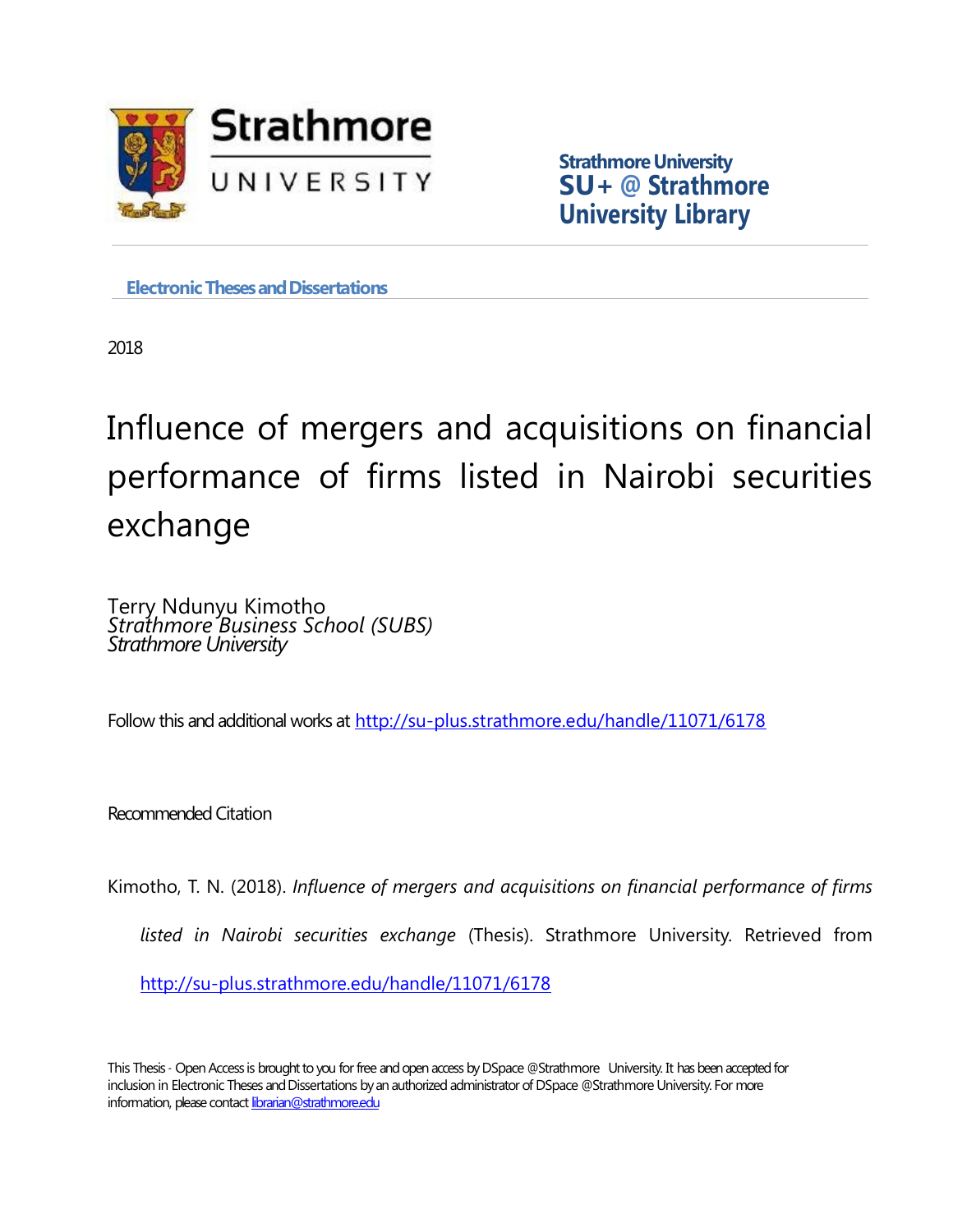Strathmore UNIVERSITY

**Strathmore University**
**SU+ @ Strathmore University Library**

**Electronic Theses and Dissertations**

2018

# Influence of mergers and acquisitions on financial performance of firms listed in Nairobi securities exchange

Terry Ndunyu Kimotho
*Strathmore Business School (SUBS)*
*Strathmore University*

Follow this and additional works at http://su-plus.strathmore.edu/handle/11071/6178

Recommended Citation

Kimotho, T. N. (2018). *Influence of mergers and acquisitions on financial performance of firms listed in Nairobi securities exchange* (Thesis). Strathmore University. Retrieved from http://su-plus.strathmore.edu/handle/11071/6178

This Thesis - Open Access is brought to you for free and open access by DSpace @Strathmore University. It has been accepted for inclusion in Electronic Theses and Dissertations by an authorized administrator of DSpace @Strathmore University. For more information, please contact librarian@strathmore.edu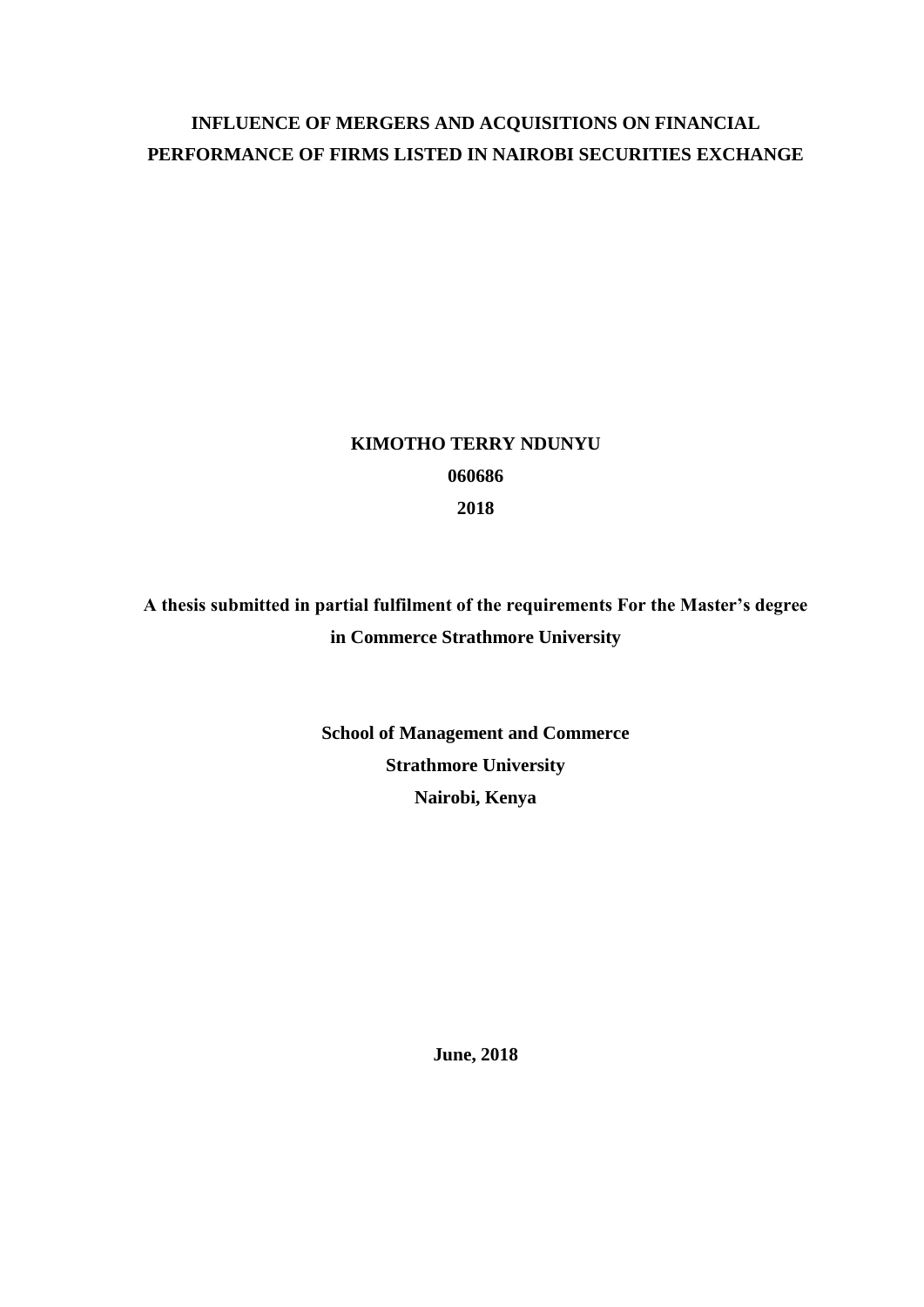# INFLUENCE OF MERGERS AND ACQUISITIONS ON FINANCIAL PERFORMANCE OF FIRMS LISTED IN NAIROBI SECURITIES EXCHANGE

**KIMOTHO TERRY NDUNYU**

**060686**

**2018**

**A thesis submitted in partial fulfilment of the requirements For the Master's degree in Commerce Strathmore University**

**School of Management and Commerce**

**Strathmore University**

**Nairobi, Kenya**

**June, 2018**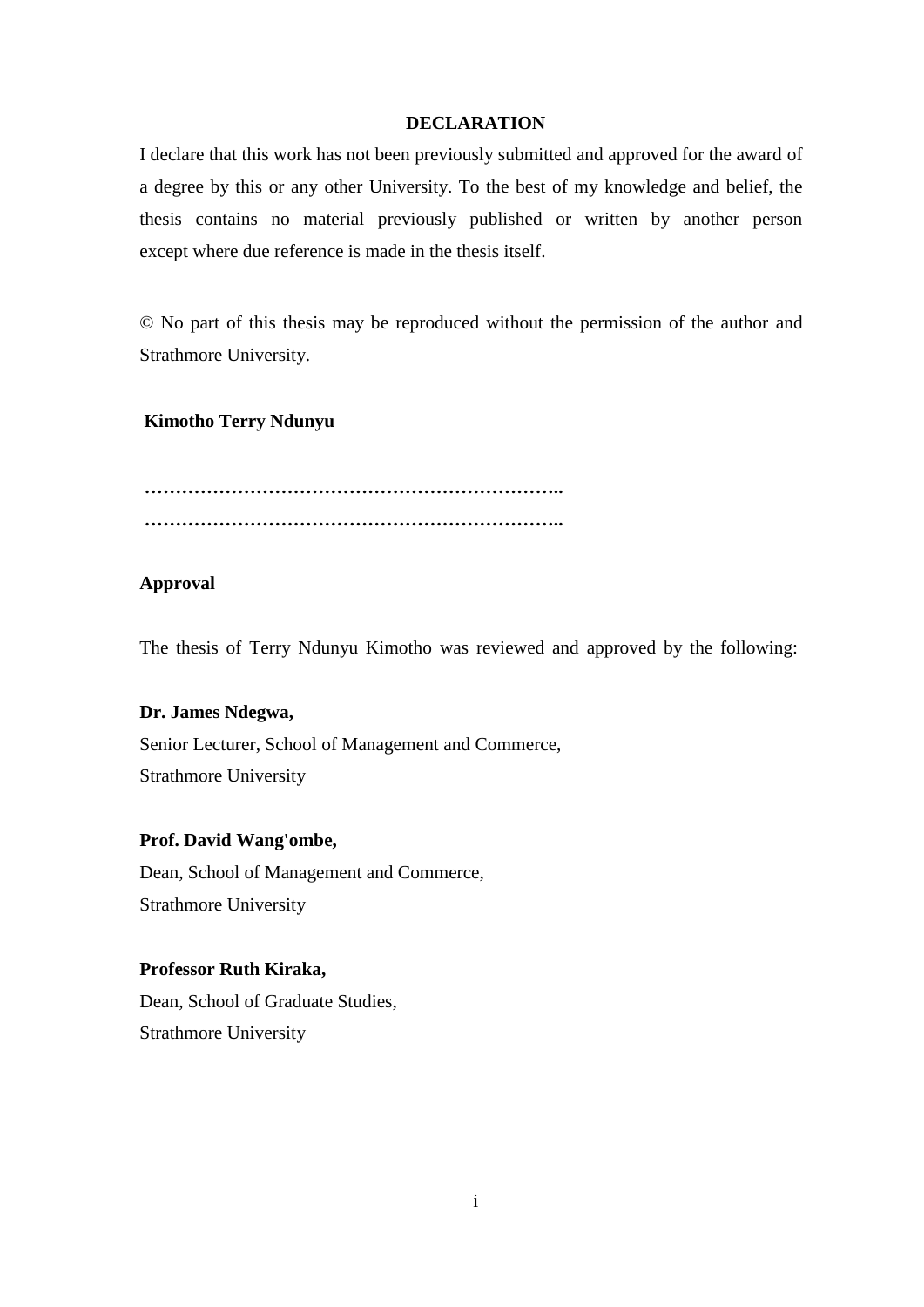## DECLARATION

I declare that this work has not been previously submitted and approved for the award of a degree by this or any other University. To the best of my knowledge and belief, the thesis contains no material previously published or written by another person except where due reference is made in the thesis itself.

© No part of this thesis may be reproduced without the permission of the author and Strathmore University.

**Kimotho Terry Ndunyu**

**…………………………………………………………..**
**…………………………………………………………..**

**Approval**

The thesis of Terry Ndunyu Kimotho was reviewed and approved by the following:

**Dr. James Ndegwa,**
Senior Lecturer, School of Management and Commerce,
Strathmore University

**Prof. David Wang'ombe,**
Dean, School of Management and Commerce,
Strathmore University

**Professor Ruth Kiraka,**
Dean, School of Graduate Studies,
Strathmore University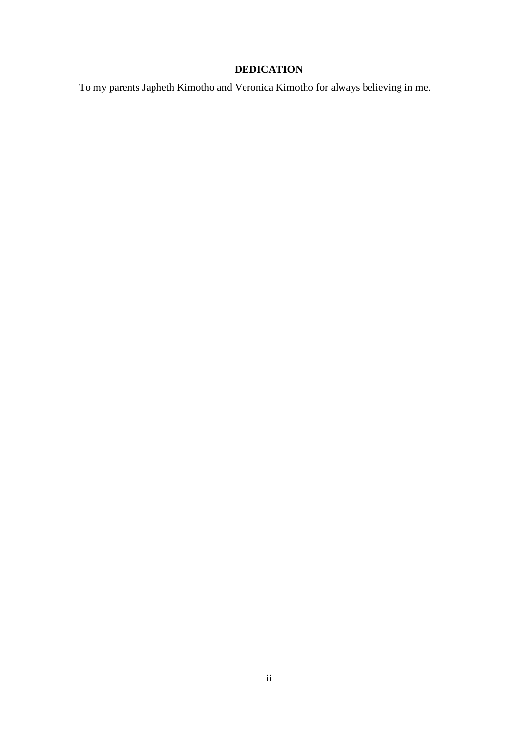# DEDICATION

To my parents Japheth Kimotho and Veronica Kimotho for always believing in me.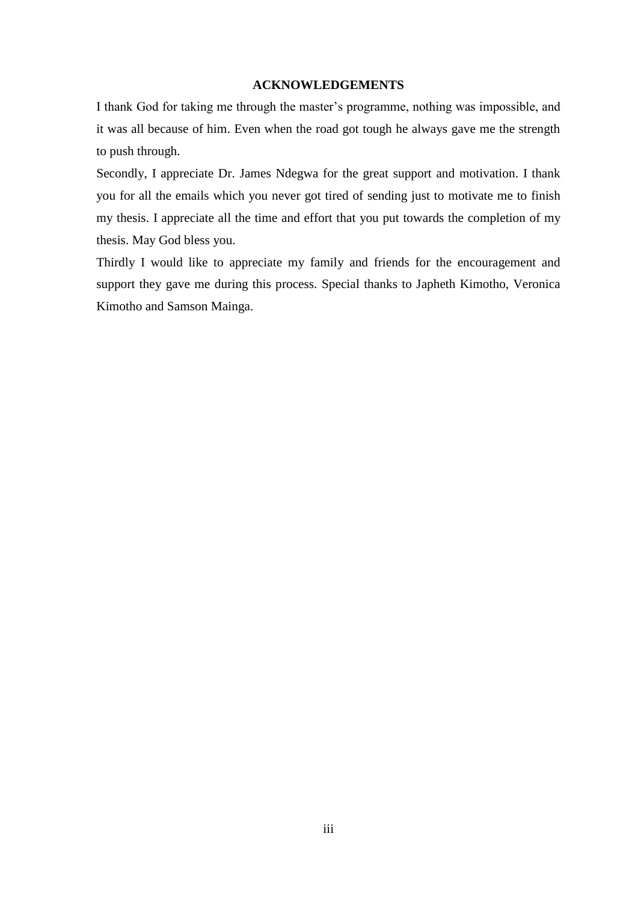## ACKNOWLEDGEMENTS

I thank God for taking me through the master's programme, nothing was impossible, and it was all because of him. Even when the road got tough he always gave me the strength to push through.

Secondly, I appreciate Dr. James Ndegwa for the great support and motivation. I thank you for all the emails which you never got tired of sending just to motivate me to finish my thesis. I appreciate all the time and effort that you put towards the completion of my thesis. May God bless you.

Thirdly I would like to appreciate my family and friends for the encouragement and support they gave me during this process. Special thanks to Japheth Kimotho, Veronica Kimotho and Samson Mainga.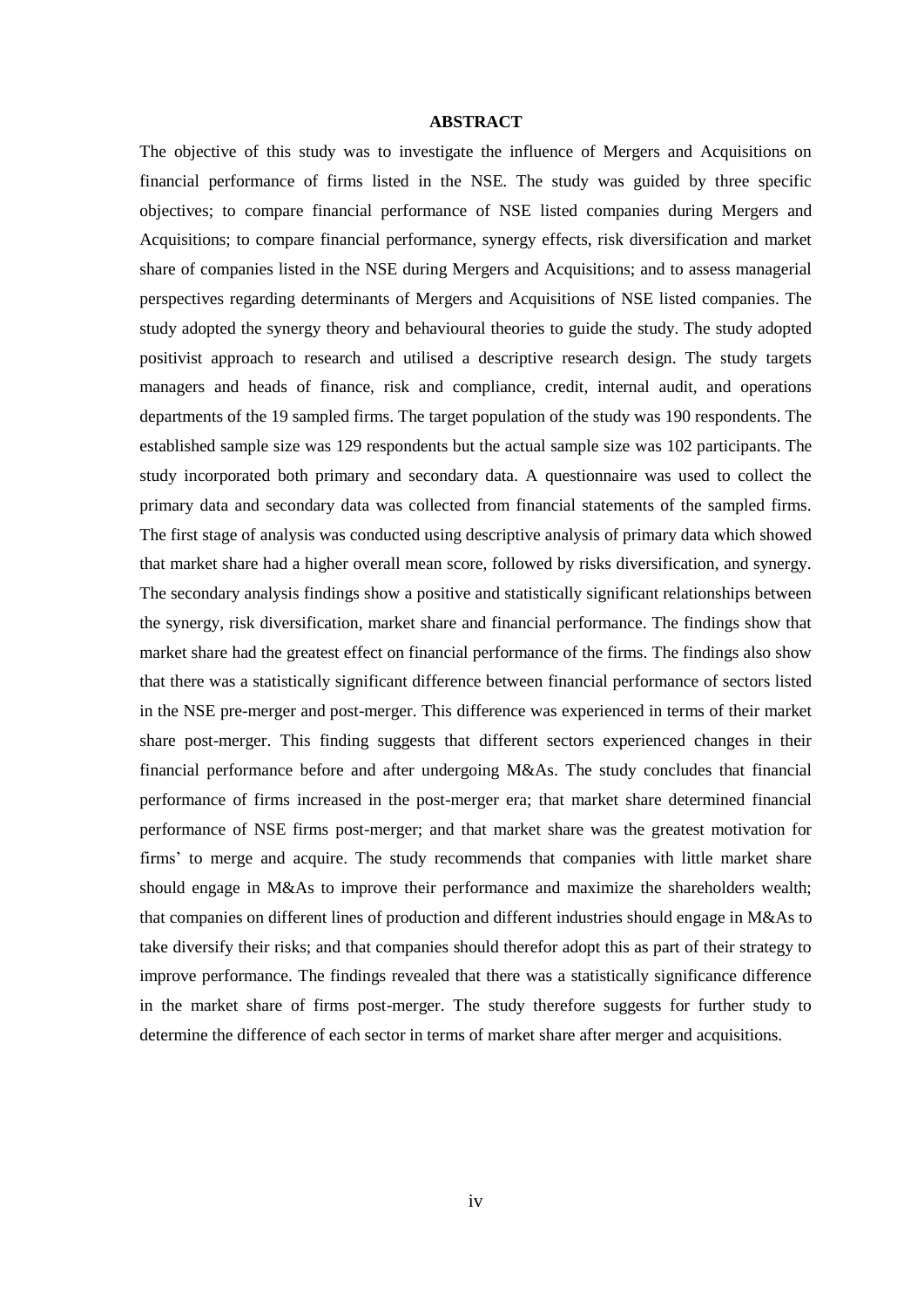# ABSTRACT

The objective of this study was to investigate the influence of Mergers and Acquisitions on financial performance of firms listed in the NSE. The study was guided by three specific objectives; to compare financial performance of NSE listed companies during Mergers and Acquisitions; to compare financial performance, synergy effects, risk diversification and market share of companies listed in the NSE during Mergers and Acquisitions; and to assess managerial perspectives regarding determinants of Mergers and Acquisitions of NSE listed companies. The study adopted the synergy theory and behavioural theories to guide the study. The study adopted positivist approach to research and utilised a descriptive research design. The study targets managers and heads of finance, risk and compliance, credit, internal audit, and operations departments of the 19 sampled firms. The target population of the study was 190 respondents. The established sample size was 129 respondents but the actual sample size was 102 participants. The study incorporated both primary and secondary data. A questionnaire was used to collect the primary data and secondary data was collected from financial statements of the sampled firms. The first stage of analysis was conducted using descriptive analysis of primary data which showed that market share had a higher overall mean score, followed by risks diversification, and synergy. The secondary analysis findings show a positive and statistically significant relationships between the synergy, risk diversification, market share and financial performance. The findings show that market share had the greatest effect on financial performance of the firms. The findings also show that there was a statistically significant difference between financial performance of sectors listed in the NSE pre-merger and post-merger. This difference was experienced in terms of their market share post-merger. This finding suggests that different sectors experienced changes in their financial performance before and after undergoing M&As. The study concludes that financial performance of firms increased in the post-merger era; that market share determined financial performance of NSE firms post-merger; and that market share was the greatest motivation for firms' to merge and acquire. The study recommends that companies with little market share should engage in M&As to improve their performance and maximize the shareholders wealth; that companies on different lines of production and different industries should engage in M&As to take diversify their risks; and that companies should therefor adopt this as part of their strategy to improve performance. The findings revealed that there was a statistically significance difference in the market share of firms post-merger. The study therefore suggests for further study to determine the difference of each sector in terms of market share after merger and acquisitions.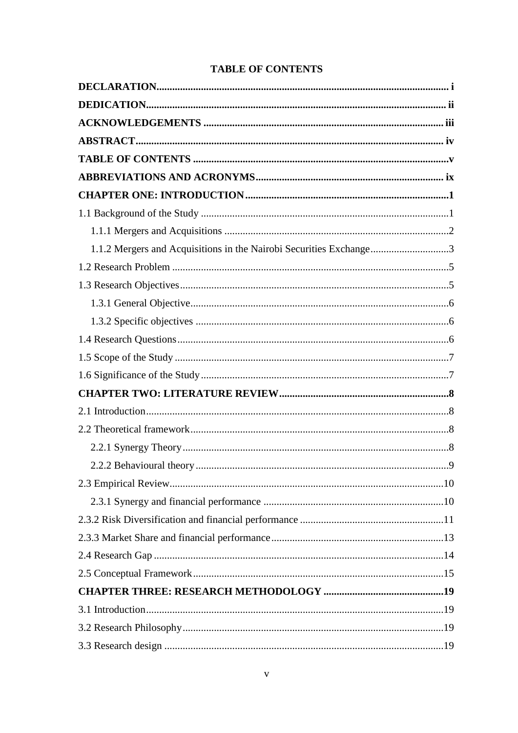# TABLE OF CONTENTS

**DECLARATION** .......... **i**

**DEDICATION** .......... **ii**

**ACKNOWLEDGEMENTS** .......... **iii**

**ABSTRACT** .......... **iv**

**TABLE OF CONTENTS** .......... **v**

**ABBREVIATIONS AND ACRONYMS** .......... **ix**

**CHAPTER ONE: INTRODUCTION** .......... **1**

1.1 Background of the Study .......... 1

- 1.1.1 Mergers and Acquisitions .......... 2
- 1.1.2 Mergers and Acquisitions in the Nairobi Securities Exchange .......... 3

1.2 Research Problem .......... 5

1.3 Research Objectives .......... 5

- 1.3.1 General Objective .......... 6
- 1.3.2 Specific objectives .......... 6

1.4 Research Questions .......... 6

1.5 Scope of the Study .......... 7

1.6 Significance of the Study .......... 7

**CHAPTER TWO: LITERATURE REVIEW** .......... **8**

2.1 Introduction .......... 8

2.2 Theoretical framework .......... 8

- 2.2.1 Synergy Theory .......... 8
- 2.2.2 Behavioural theory .......... 9

2.3 Empirical Review .......... 10

- 2.3.1 Synergy and financial performance .......... 10

2.3.2 Risk Diversification and financial performance .......... 11

2.3.3 Market Share and financial performance .......... 13

2.4 Research Gap .......... 14

2.5 Conceptual Framework .......... 15

**CHAPTER THREE: RESEARCH METHODOLOGY** .......... **19**

3.1 Introduction .......... 19

3.2 Research Philosophy .......... 19

3.3 Research design .......... 19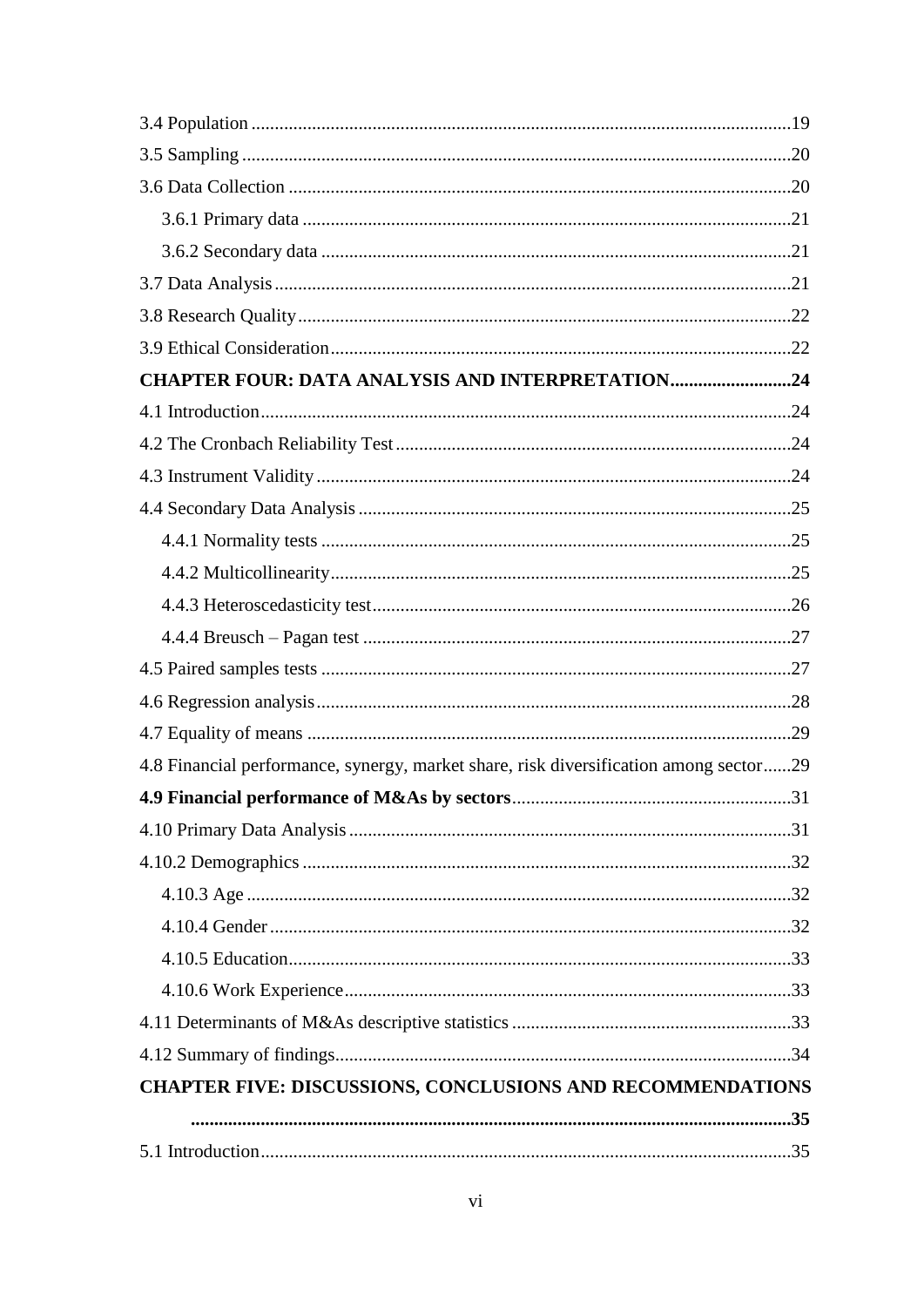3.4 Population ....................................................................................................................19
3.5 Sampling ......................................................................................................................20
3.6 Data Collection ............................................................................................................20
  3.6.1 Primary data .........................................................................................................21
  3.6.2 Secondary data .....................................................................................................21
3.7 Data Analysis ...............................................................................................................21
3.8 Research Quality ..........................................................................................................22
3.9 Ethical Consideration ...................................................................................................22
**CHAPTER FOUR: DATA ANALYSIS AND INTERPRETATION..........................24**
4.1 Introduction ..................................................................................................................24
4.2 The Cronbach Reliability Test .....................................................................................24
4.3 Instrument Validity ......................................................................................................24
4.4 Secondary Data Analysis .............................................................................................25
  4.4.1 Normality tests .....................................................................................................25
  4.4.2 Multicollinearity ...................................................................................................25
  4.4.3 Heteroscedasticity test ..........................................................................................26
  4.4.4 Breusch – Pagan test ............................................................................................27
4.5 Paired samples tests .....................................................................................................27
4.6 Regression analysis ......................................................................................................28
4.7 Equality of means ........................................................................................................29
4.8 Financial performance, synergy, market share, risk diversification among sector......29
**4.9 Financial performance of M&As by sectors**............................................................31
4.10 Primary Data Analysis ...............................................................................................31
4.10.2 Demographics .........................................................................................................32
  4.10.3 Age .....................................................................................................................32
  4.10.4 Gender ................................................................................................................32
  4.10.5 Education............................................................................................................33
  4.10.6 Work Experience ................................................................................................33
4.11 Determinants of M&As descriptive statistics ............................................................33
4.12 Summary of findings..................................................................................................34
**CHAPTER FIVE: DISCUSSIONS, CONCLUSIONS AND RECOMMENDATIONS ..................................................................................................................................35**
5.1 Introduction..................................................................................................................35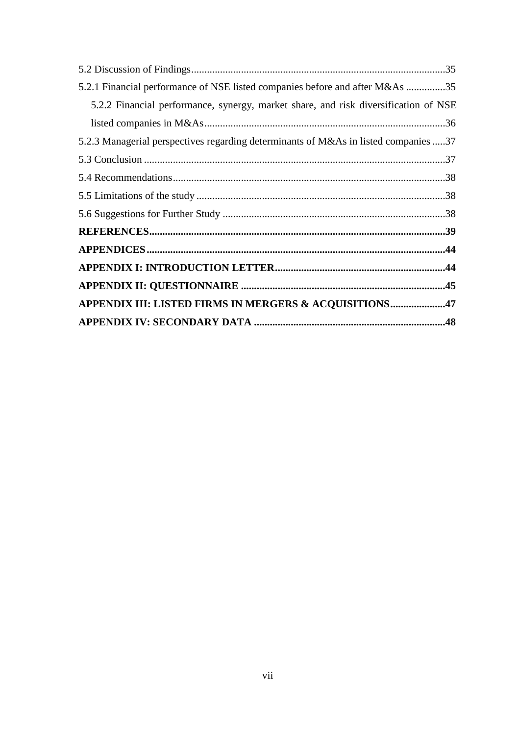5.2 Discussion of Findings ....................................................................................35

5.2.1 Financial performance of NSE listed companies before and after M&As ...............35

5.2.2 Financial performance, synergy, market share, and risk diversification of NSE listed companies in M&As ...........................................................................................36

5.2.3 Managerial perspectives regarding determinants of M&As in listed companies .....37

5.3 Conclusion ..................................................................................................................37

5.4 Recommendations .......................................................................................................38

5.5 Limitations of the study ..............................................................................................38

5.6 Suggestions for Further Study ....................................................................................38

**REFERENCES ..............................................................................................................39**

**APPENDICES ................................................................................................................44**

**APPENDIX I: INTRODUCTION LETTER ................................................................44**

**APPENDIX II: QUESTIONNAIRE ............................................................................45**

**APPENDIX III: LISTED FIRMS IN MERGERS & ACQUISITIONS .....................47**

**APPENDIX IV: SECONDARY DATA .......................................................................48**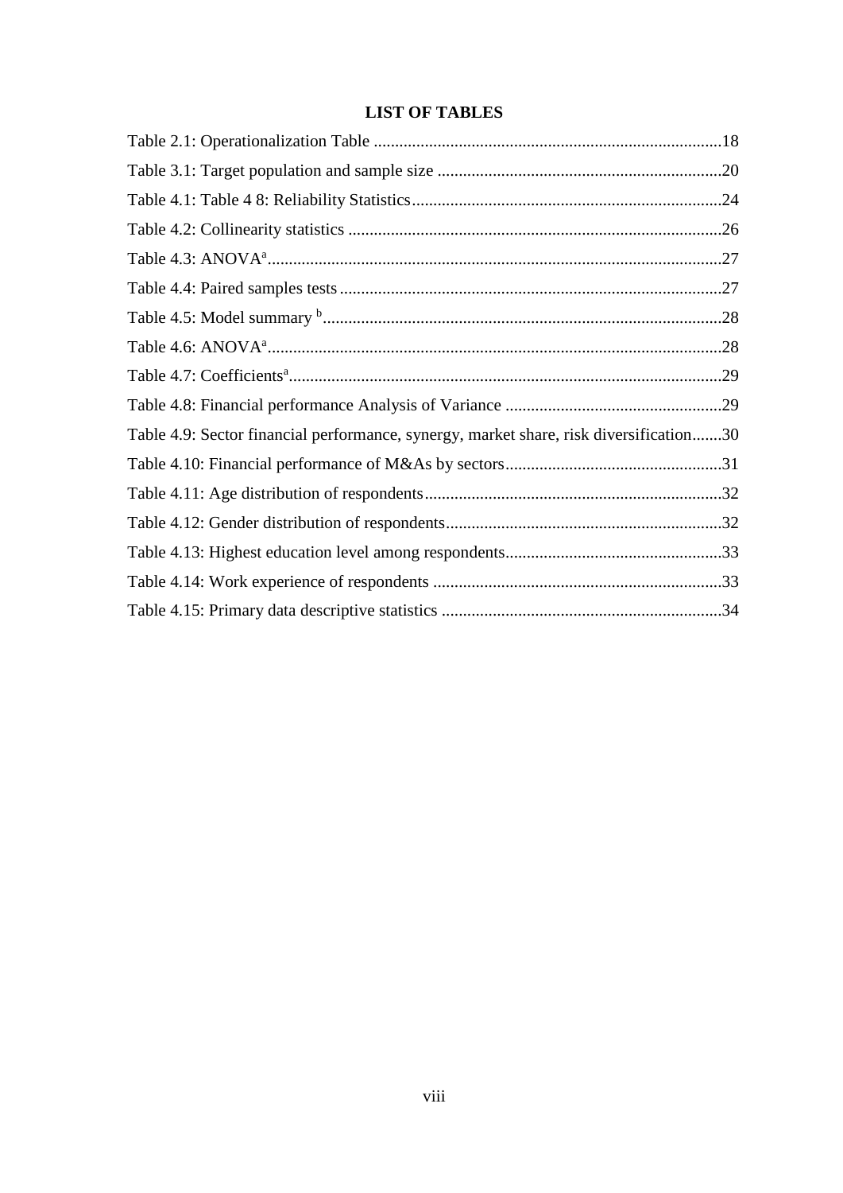# LIST OF TABLES

Table 2.1: Operationalization Table ....................................................................................18

Table 3.1: Target population and sample size ....................................................................20

Table 4.1: Table 4 8: Reliability Statistics..........................................................................24

Table 4.2: Collinearity statistics .........................................................................................26

Table 4.3: ANOVA[a] ...........................................................................................................27

Table 4.4: Paired samples tests ...........................................................................................27

Table 4.5: Model summary [b] ...............................................................................................28

Table 4.6: ANOVA[a] ...........................................................................................................28

Table 4.7: Coefficients[a] ......................................................................................................29

Table 4.8: Financial performance Analysis of Variance .....................................................29

Table 4.9: Sector financial performance, synergy, market share, risk diversification.......30

Table 4.10: Financial performance of M&As by sectors.....................................................31

Table 4.11: Age distribution of respondents.......................................................................32

Table 4.12: Gender distribution of respondents..................................................................32

Table 4.13: Highest education level among respondents....................................................33

Table 4.14: Work experience of respondents .....................................................................33

Table 4.15: Primary data descriptive statistics ...................................................................34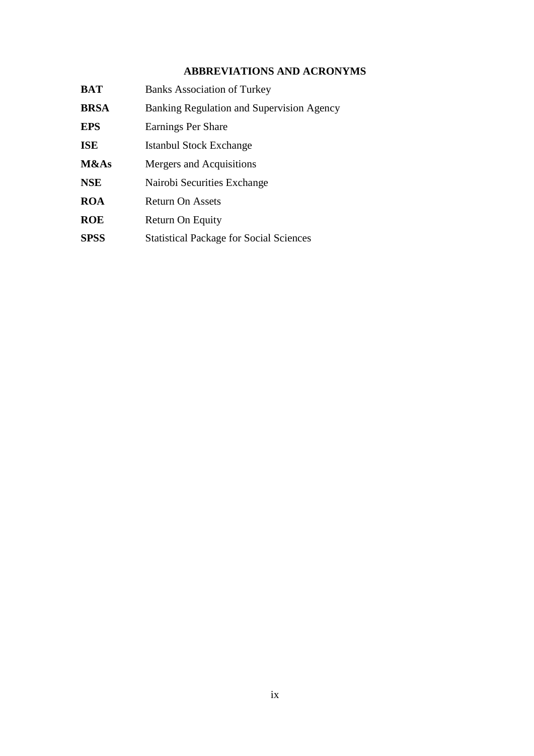# ABBREVIATIONS AND ACRONYMS

**BAT** Banks Association of Turkey

**BRSA** Banking Regulation and Supervision Agency

**EPS** Earnings Per Share

**ISE** Istanbul Stock Exchange

**M&As** Mergers and Acquisitions

**NSE** Nairobi Securities Exchange

**ROA** Return On Assets

**ROE** Return On Equity

**SPSS** Statistical Package for Social Sciences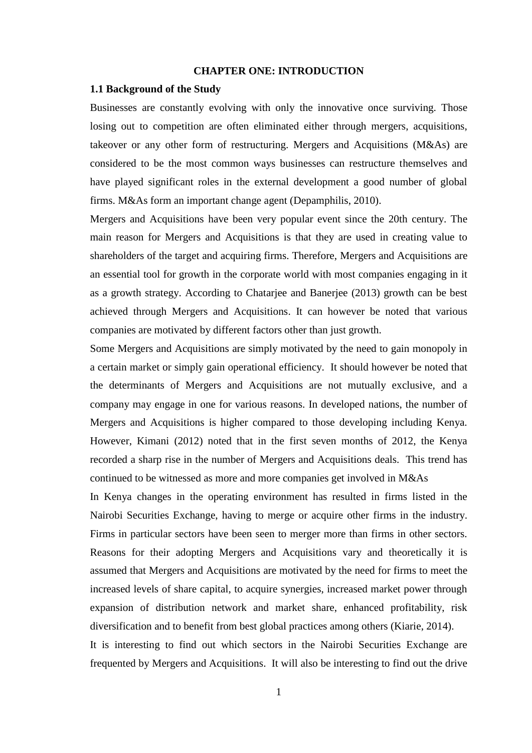# CHAPTER ONE: INTRODUCTION

## 1.1 Background of the Study

Businesses are constantly evolving with only the innovative once surviving. Those losing out to competition are often eliminated either through mergers, acquisitions, takeover or any other form of restructuring. Mergers and Acquisitions (M&As) are considered to be the most common ways businesses can restructure themselves and have played significant roles in the external development a good number of global firms. M&As form an important change agent (Depamphilis, 2010).

Mergers and Acquisitions have been very popular event since the 20th century. The main reason for Mergers and Acquisitions is that they are used in creating value to shareholders of the target and acquiring firms. Therefore, Mergers and Acquisitions are an essential tool for growth in the corporate world with most companies engaging in it as a growth strategy. According to Chatarjee and Banerjee (2013) growth can be best achieved through Mergers and Acquisitions. It can however be noted that various companies are motivated by different factors other than just growth.

Some Mergers and Acquisitions are simply motivated by the need to gain monopoly in a certain market or simply gain operational efficiency. It should however be noted that the determinants of Mergers and Acquisitions are not mutually exclusive, and a company may engage in one for various reasons. In developed nations, the number of Mergers and Acquisitions is higher compared to those developing including Kenya. However, Kimani (2012) noted that in the first seven months of 2012, the Kenya recorded a sharp rise in the number of Mergers and Acquisitions deals. This trend has continued to be witnessed as more and more companies get involved in M&As

In Kenya changes in the operating environment has resulted in firms listed in the Nairobi Securities Exchange, having to merge or acquire other firms in the industry. Firms in particular sectors have been seen to merger more than firms in other sectors. Reasons for their adopting Mergers and Acquisitions vary and theoretically it is assumed that Mergers and Acquisitions are motivated by the need for firms to meet the increased levels of share capital, to acquire synergies, increased market power through expansion of distribution network and market share, enhanced profitability, risk diversification and to benefit from best global practices among others (Kiarie, 2014).

It is interesting to find out which sectors in the Nairobi Securities Exchange are frequented by Mergers and Acquisitions. It will also be interesting to find out the drive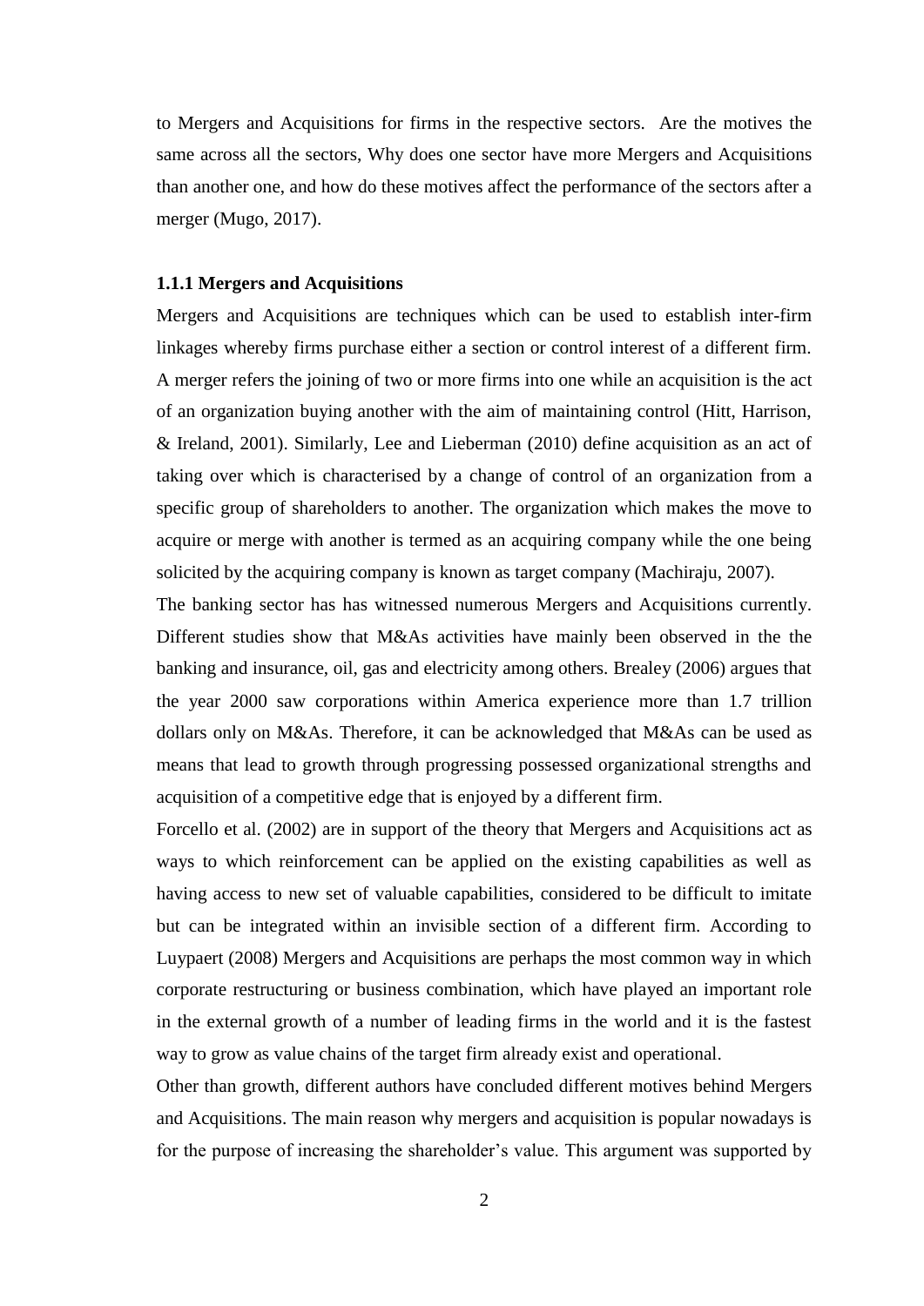to Mergers and Acquisitions for firms in the respective sectors. Are the motives the same across all the sectors, Why does one sector have more Mergers and Acquisitions than another one, and how do these motives affect the performance of the sectors after a merger (Mugo, 2017).

### 1.1.1 Mergers and Acquisitions

Mergers and Acquisitions are techniques which can be used to establish inter-firm linkages whereby firms purchase either a section or control interest of a different firm. A merger refers the joining of two or more firms into one while an acquisition is the act of an organization buying another with the aim of maintaining control (Hitt, Harrison, & Ireland, 2001). Similarly, Lee and Lieberman (2010) define acquisition as an act of taking over which is characterised by a change of control of an organization from a specific group of shareholders to another. The organization which makes the move to acquire or merge with another is termed as an acquiring company while the one being solicited by the acquiring company is known as target company (Machiraju, 2007).

The banking sector has has witnessed numerous Mergers and Acquisitions currently. Different studies show that M&As activities have mainly been observed in the the banking and insurance, oil, gas and electricity among others. Brealey (2006) argues that the year 2000 saw corporations within America experience more than 1.7 trillion dollars only on M&As. Therefore, it can be acknowledged that M&As can be used as means that lead to growth through progressing possessed organizational strengths and acquisition of a competitive edge that is enjoyed by a different firm.

Forcello et al. (2002) are in support of the theory that Mergers and Acquisitions act as ways to which reinforcement can be applied on the existing capabilities as well as having access to new set of valuable capabilities, considered to be difficult to imitate but can be integrated within an invisible section of a different firm. According to Luypaert (2008) Mergers and Acquisitions are perhaps the most common way in which corporate restructuring or business combination, which have played an important role in the external growth of a number of leading firms in the world and it is the fastest way to grow as value chains of the target firm already exist and operational.

Other than growth, different authors have concluded different motives behind Mergers and Acquisitions. The main reason why mergers and acquisition is popular nowadays is for the purpose of increasing the shareholder's value. This argument was supported by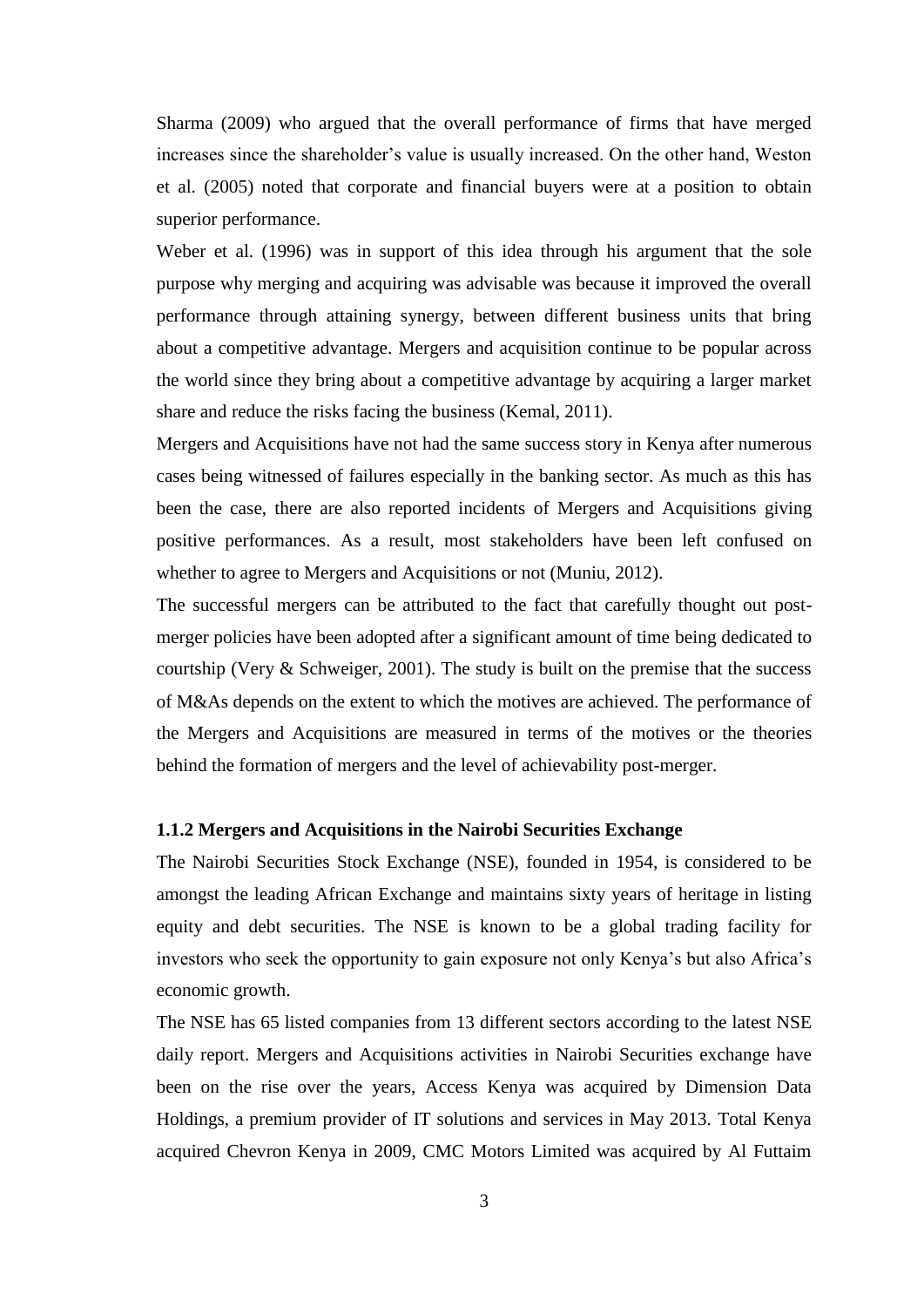Sharma (2009) who argued that the overall performance of firms that have merged increases since the shareholder's value is usually increased. On the other hand, Weston et al. (2005) noted that corporate and financial buyers were at a position to obtain superior performance.

Weber et al. (1996) was in support of this idea through his argument that the sole purpose why merging and acquiring was advisable was because it improved the overall performance through attaining synergy, between different business units that bring about a competitive advantage. Mergers and acquisition continue to be popular across the world since they bring about a competitive advantage by acquiring a larger market share and reduce the risks facing the business (Kemal, 2011).

Mergers and Acquisitions have not had the same success story in Kenya after numerous cases being witnessed of failures especially in the banking sector. As much as this has been the case, there are also reported incidents of Mergers and Acquisitions giving positive performances. As a result, most stakeholders have been left confused on whether to agree to Mergers and Acquisitions or not (Muniu, 2012).

The successful mergers can be attributed to the fact that carefully thought out post-merger policies have been adopted after a significant amount of time being dedicated to courtship (Very & Schweiger, 2001). The study is built on the premise that the success of M&As depends on the extent to which the motives are achieved. The performance of the Mergers and Acquisitions are measured in terms of the motives or the theories behind the formation of mergers and the level of achievability post-merger.

### 1.1.2 Mergers and Acquisitions in the Nairobi Securities Exchange

The Nairobi Securities Stock Exchange (NSE), founded in 1954, is considered to be amongst the leading African Exchange and maintains sixty years of heritage in listing equity and debt securities. The NSE is known to be a global trading facility for investors who seek the opportunity to gain exposure not only Kenya's but also Africa's economic growth.

The NSE has 65 listed companies from 13 different sectors according to the latest NSE daily report. Mergers and Acquisitions activities in Nairobi Securities exchange have been on the rise over the years, Access Kenya was acquired by Dimension Data Holdings, a premium provider of IT solutions and services in May 2013. Total Kenya acquired Chevron Kenya in 2009, CMC Motors Limited was acquired by Al Futtaim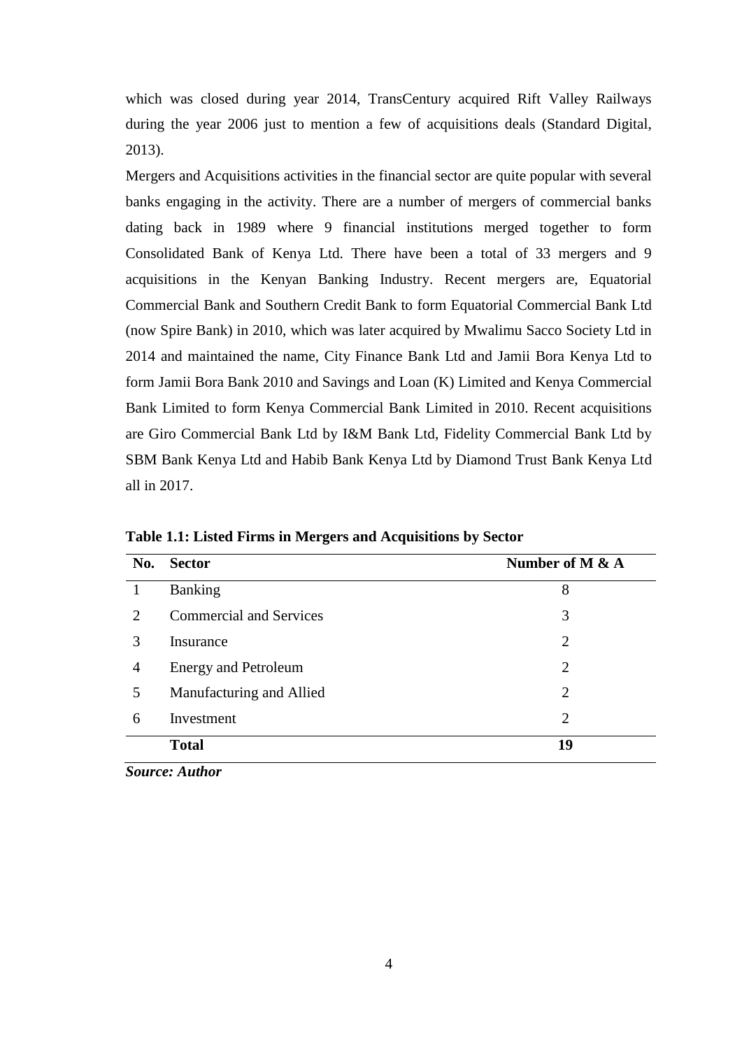which was closed during year 2014, TransCentury acquired Rift Valley Railways during the year 2006 just to mention a few of acquisitions deals (Standard Digital, 2013).

Mergers and Acquisitions activities in the financial sector are quite popular with several banks engaging in the activity. There are a number of mergers of commercial banks dating back in 1989 where 9 financial institutions merged together to form Consolidated Bank of Kenya Ltd. There have been a total of 33 mergers and 9 acquisitions in the Kenyan Banking Industry. Recent mergers are, Equatorial Commercial Bank and Southern Credit Bank to form Equatorial Commercial Bank Ltd (now Spire Bank) in 2010, which was later acquired by Mwalimu Sacco Society Ltd in 2014 and maintained the name, City Finance Bank Ltd and Jamii Bora Kenya Ltd to form Jamii Bora Bank 2010 and Savings and Loan (K) Limited and Kenya Commercial Bank Limited to form Kenya Commercial Bank Limited in 2010. Recent acquisitions are Giro Commercial Bank Ltd by I&M Bank Ltd, Fidelity Commercial Bank Ltd by SBM Bank Kenya Ltd and Habib Bank Kenya Ltd by Diamond Trust Bank Kenya Ltd all in 2017.

**Table 1.1: Listed Firms in Mergers and Acquisitions by Sector**

| No. | Sector | Number of M & A |
|---|---|---|
| 1 | Banking | 8 |
| 2 | Commercial and Services | 3 |
| 3 | Insurance | 2 |
| 4 | Energy and Petroleum | 2 |
| 5 | Manufacturing and Allied | 2 |
| 6 | Investment | 2 |
| | **Total** | **19** |

***Source: Author***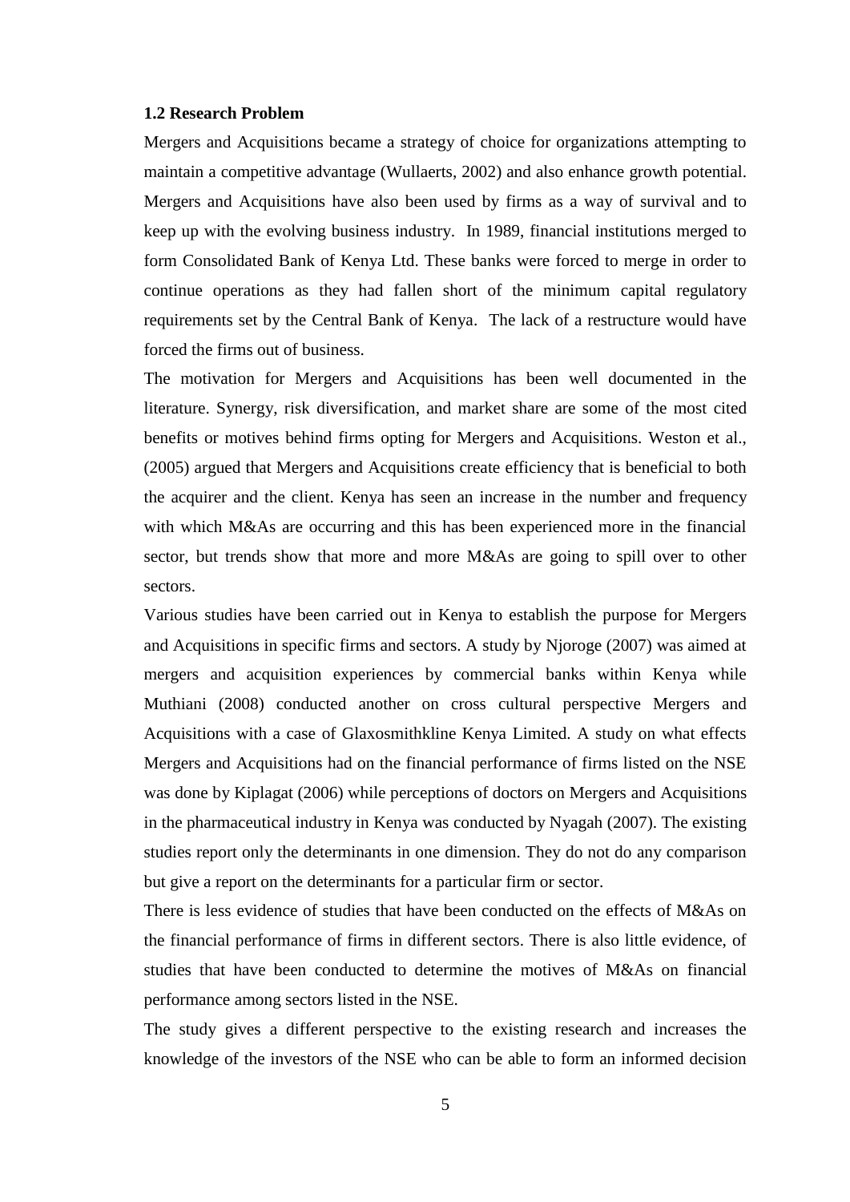### 1.2 Research Problem

Mergers and Acquisitions became a strategy of choice for organizations attempting to maintain a competitive advantage (Wullaerts, 2002) and also enhance growth potential. Mergers and Acquisitions have also been used by firms as a way of survival and to keep up with the evolving business industry. In 1989, financial institutions merged to form Consolidated Bank of Kenya Ltd. These banks were forced to merge in order to continue operations as they had fallen short of the minimum capital regulatory requirements set by the Central Bank of Kenya. The lack of a restructure would have forced the firms out of business.

The motivation for Mergers and Acquisitions has been well documented in the literature. Synergy, risk diversification, and market share are some of the most cited benefits or motives behind firms opting for Mergers and Acquisitions. Weston et al., (2005) argued that Mergers and Acquisitions create efficiency that is beneficial to both the acquirer and the client. Kenya has seen an increase in the number and frequency with which M&As are occurring and this has been experienced more in the financial sector, but trends show that more and more M&As are going to spill over to other sectors.

Various studies have been carried out in Kenya to establish the purpose for Mergers and Acquisitions in specific firms and sectors. A study by Njoroge (2007) was aimed at mergers and acquisition experiences by commercial banks within Kenya while Muthiani (2008) conducted another on cross cultural perspective Mergers and Acquisitions with a case of Glaxosmithkline Kenya Limited. A study on what effects Mergers and Acquisitions had on the financial performance of firms listed on the NSE was done by Kiplagat (2006) while perceptions of doctors on Mergers and Acquisitions in the pharmaceutical industry in Kenya was conducted by Nyagah (2007). The existing studies report only the determinants in one dimension. They do not do any comparison but give a report on the determinants for a particular firm or sector.

There is less evidence of studies that have been conducted on the effects of M&As on the financial performance of firms in different sectors. There is also little evidence, of studies that have been conducted to determine the motives of M&As on financial performance among sectors listed in the NSE.

The study gives a different perspective to the existing research and increases the knowledge of the investors of the NSE who can be able to form an informed decision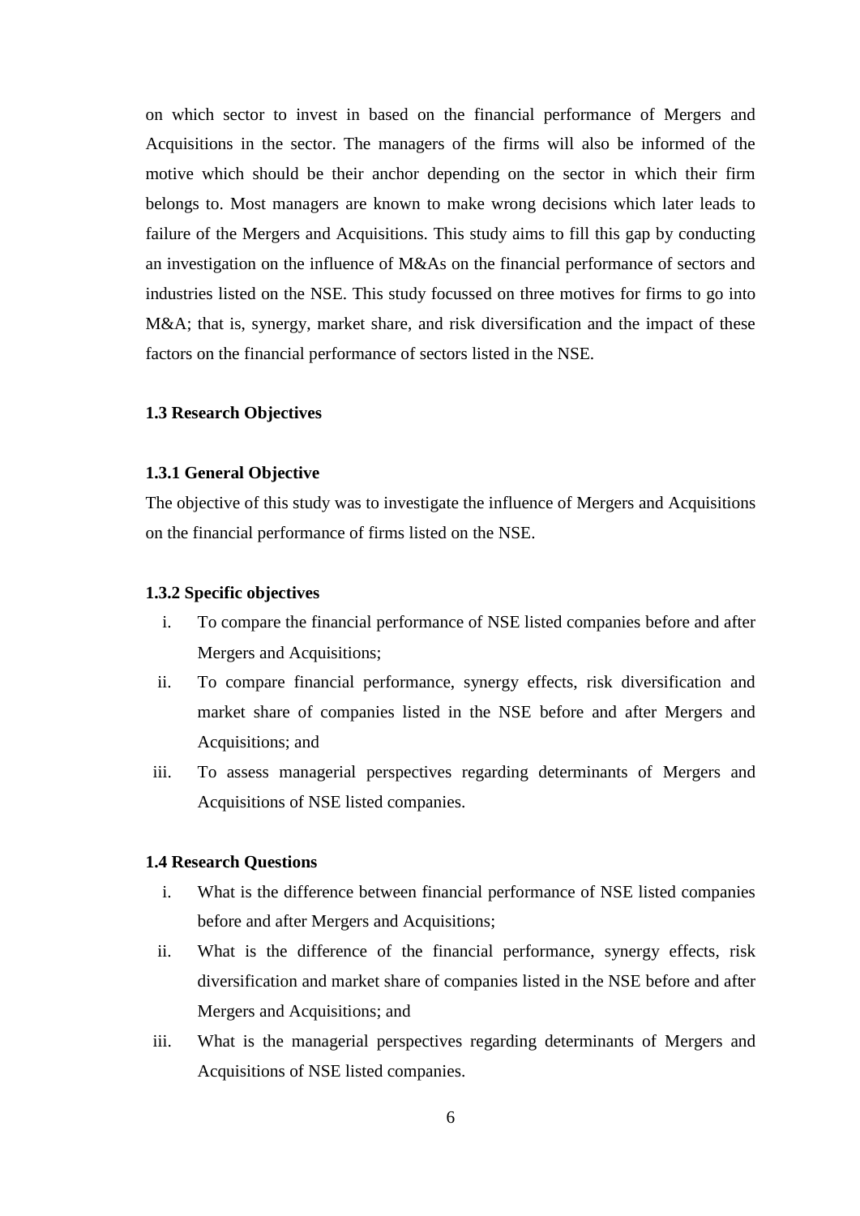on which sector to invest in based on the financial performance of Mergers and Acquisitions in the sector. The managers of the firms will also be informed of the motive which should be their anchor depending on the sector in which their firm belongs to. Most managers are known to make wrong decisions which later leads to failure of the Mergers and Acquisitions. This study aims to fill this gap by conducting an investigation on the influence of M&As on the financial performance of sectors and industries listed on the NSE. This study focussed on three motives for firms to go into M&A; that is, synergy, market share, and risk diversification and the impact of these factors on the financial performance of sectors listed in the NSE.

## 1.3 Research Objectives

### 1.3.1 General Objective

The objective of this study was to investigate the influence of Mergers and Acquisitions on the financial performance of firms listed on the NSE.

### 1.3.2 Specific objectives

i. To compare the financial performance of NSE listed companies before and after Mergers and Acquisitions;
ii. To compare financial performance, synergy effects, risk diversification and market share of companies listed in the NSE before and after Mergers and Acquisitions; and
iii. To assess managerial perspectives regarding determinants of Mergers and Acquisitions of NSE listed companies.

## 1.4 Research Questions

i. What is the difference between financial performance of NSE listed companies before and after Mergers and Acquisitions;
ii. What is the difference of the financial performance, synergy effects, risk diversification and market share of companies listed in the NSE before and after Mergers and Acquisitions; and
iii. What is the managerial perspectives regarding determinants of Mergers and Acquisitions of NSE listed companies.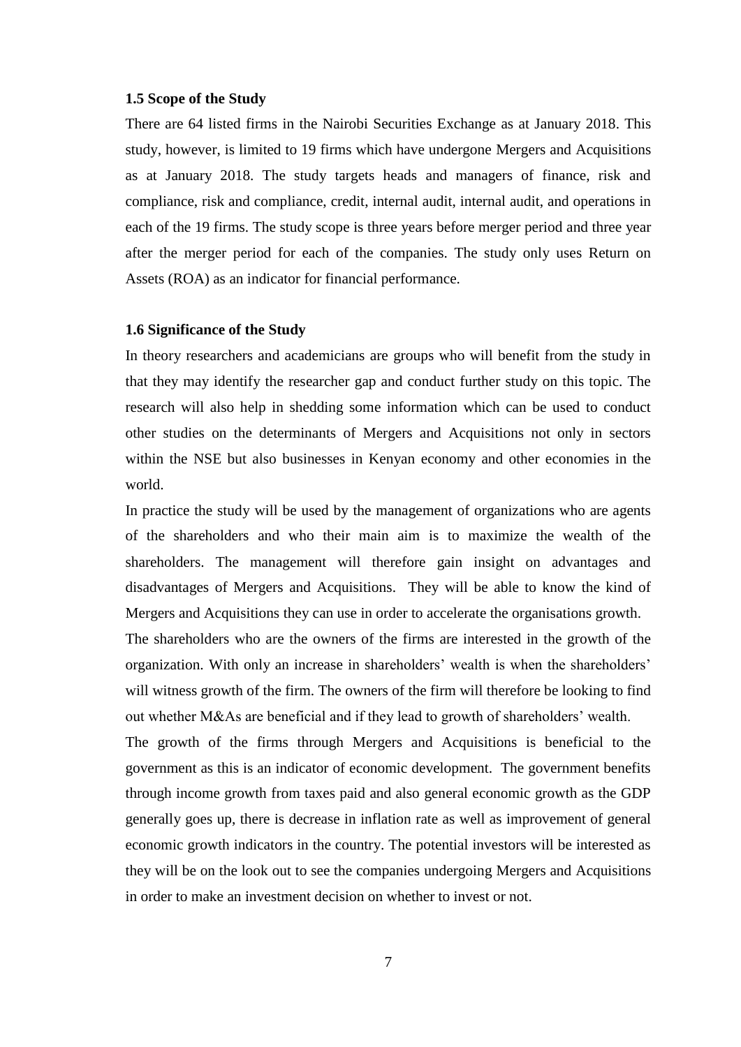### 1.5 Scope of the Study

There are 64 listed firms in the Nairobi Securities Exchange as at January 2018. This study, however, is limited to 19 firms which have undergone Mergers and Acquisitions as at January 2018. The study targets heads and managers of finance, risk and compliance, risk and compliance, credit, internal audit, internal audit, and operations in each of the 19 firms. The study scope is three years before merger period and three year after the merger period for each of the companies. The study only uses Return on Assets (ROA) as an indicator for financial performance.

### 1.6 Significance of the Study

In theory researchers and academicians are groups who will benefit from the study in that they may identify the researcher gap and conduct further study on this topic. The research will also help in shedding some information which can be used to conduct other studies on the determinants of Mergers and Acquisitions not only in sectors within the NSE but also businesses in Kenyan economy and other economies in the world.

In practice the study will be used by the management of organizations who are agents of the shareholders and who their main aim is to maximize the wealth of the shareholders. The management will therefore gain insight on advantages and disadvantages of Mergers and Acquisitions. They will be able to know the kind of Mergers and Acquisitions they can use in order to accelerate the organisations growth.

The shareholders who are the owners of the firms are interested in the growth of the organization. With only an increase in shareholders' wealth is when the shareholders' will witness growth of the firm. The owners of the firm will therefore be looking to find out whether M&As are beneficial and if they lead to growth of shareholders' wealth.

The growth of the firms through Mergers and Acquisitions is beneficial to the government as this is an indicator of economic development. The government benefits through income growth from taxes paid and also general economic growth as the GDP generally goes up, there is decrease in inflation rate as well as improvement of general economic growth indicators in the country. The potential investors will be interested as they will be on the look out to see the companies undergoing Mergers and Acquisitions in order to make an investment decision on whether to invest or not.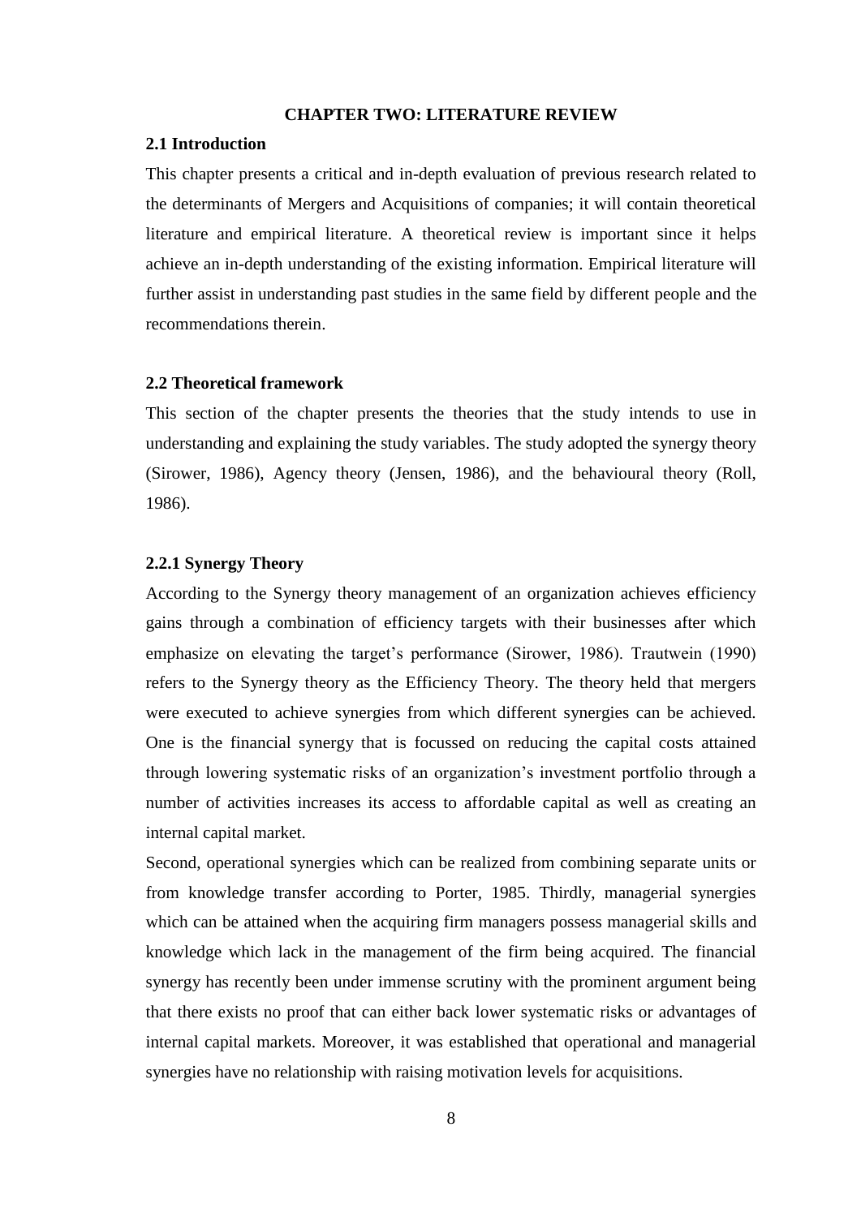# CHAPTER TWO: LITERATURE REVIEW

## 2.1 Introduction

This chapter presents a critical and in-depth evaluation of previous research related to the determinants of Mergers and Acquisitions of companies; it will contain theoretical literature and empirical literature. A theoretical review is important since it helps achieve an in-depth understanding of the existing information. Empirical literature will further assist in understanding past studies in the same field by different people and the recommendations therein.

## 2.2 Theoretical framework

This section of the chapter presents the theories that the study intends to use in understanding and explaining the study variables. The study adopted the synergy theory (Sirower, 1986), Agency theory (Jensen, 1986), and the behavioural theory (Roll, 1986).

### 2.2.1 Synergy Theory

According to the Synergy theory management of an organization achieves efficiency gains through a combination of efficiency targets with their businesses after which emphasize on elevating the target's performance (Sirower, 1986). Trautwein (1990) refers to the Synergy theory as the Efficiency Theory. The theory held that mergers were executed to achieve synergies from which different synergies can be achieved. One is the financial synergy that is focussed on reducing the capital costs attained through lowering systematic risks of an organization's investment portfolio through a number of activities increases its access to affordable capital as well as creating an internal capital market.

Second, operational synergies which can be realized from combining separate units or from knowledge transfer according to Porter, 1985. Thirdly, managerial synergies which can be attained when the acquiring firm managers possess managerial skills and knowledge which lack in the management of the firm being acquired. The financial synergy has recently been under immense scrutiny with the prominent argument being that there exists no proof that can either back lower systematic risks or advantages of internal capital markets. Moreover, it was established that operational and managerial synergies have no relationship with raising motivation levels for acquisitions.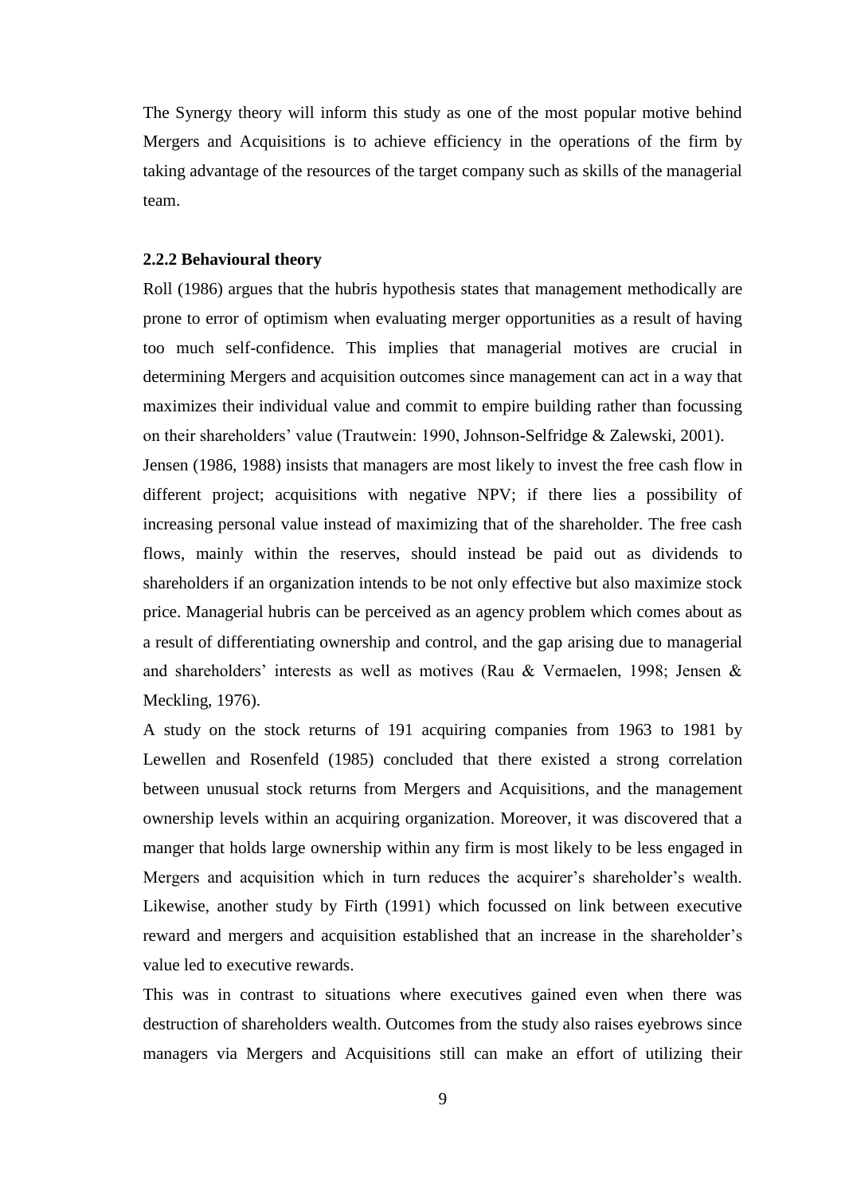The Synergy theory will inform this study as one of the most popular motive behind Mergers and Acquisitions is to achieve efficiency in the operations of the firm by taking advantage of the resources of the target company such as skills of the managerial team.

### 2.2.2 Behavioural theory

Roll (1986) argues that the hubris hypothesis states that management methodically are prone to error of optimism when evaluating merger opportunities as a result of having too much self-confidence. This implies that managerial motives are crucial in determining Mergers and acquisition outcomes since management can act in a way that maximizes their individual value and commit to empire building rather than focussing on their shareholders' value (Trautwein: 1990, Johnson-Selfridge & Zalewski, 2001).

Jensen (1986, 1988) insists that managers are most likely to invest the free cash flow in different project; acquisitions with negative NPV; if there lies a possibility of increasing personal value instead of maximizing that of the shareholder. The free cash flows, mainly within the reserves, should instead be paid out as dividends to shareholders if an organization intends to be not only effective but also maximize stock price. Managerial hubris can be perceived as an agency problem which comes about as a result of differentiating ownership and control, and the gap arising due to managerial and shareholders' interests as well as motives (Rau & Vermaelen, 1998; Jensen & Meckling, 1976).

A study on the stock returns of 191 acquiring companies from 1963 to 1981 by Lewellen and Rosenfeld (1985) concluded that there existed a strong correlation between unusual stock returns from Mergers and Acquisitions, and the management ownership levels within an acquiring organization. Moreover, it was discovered that a manger that holds large ownership within any firm is most likely to be less engaged in Mergers and acquisition which in turn reduces the acquirer's shareholder's wealth. Likewise, another study by Firth (1991) which focussed on link between executive reward and mergers and acquisition established that an increase in the shareholder's value led to executive rewards.

This was in contrast to situations where executives gained even when there was destruction of shareholders wealth. Outcomes from the study also raises eyebrows since managers via Mergers and Acquisitions still can make an effort of utilizing their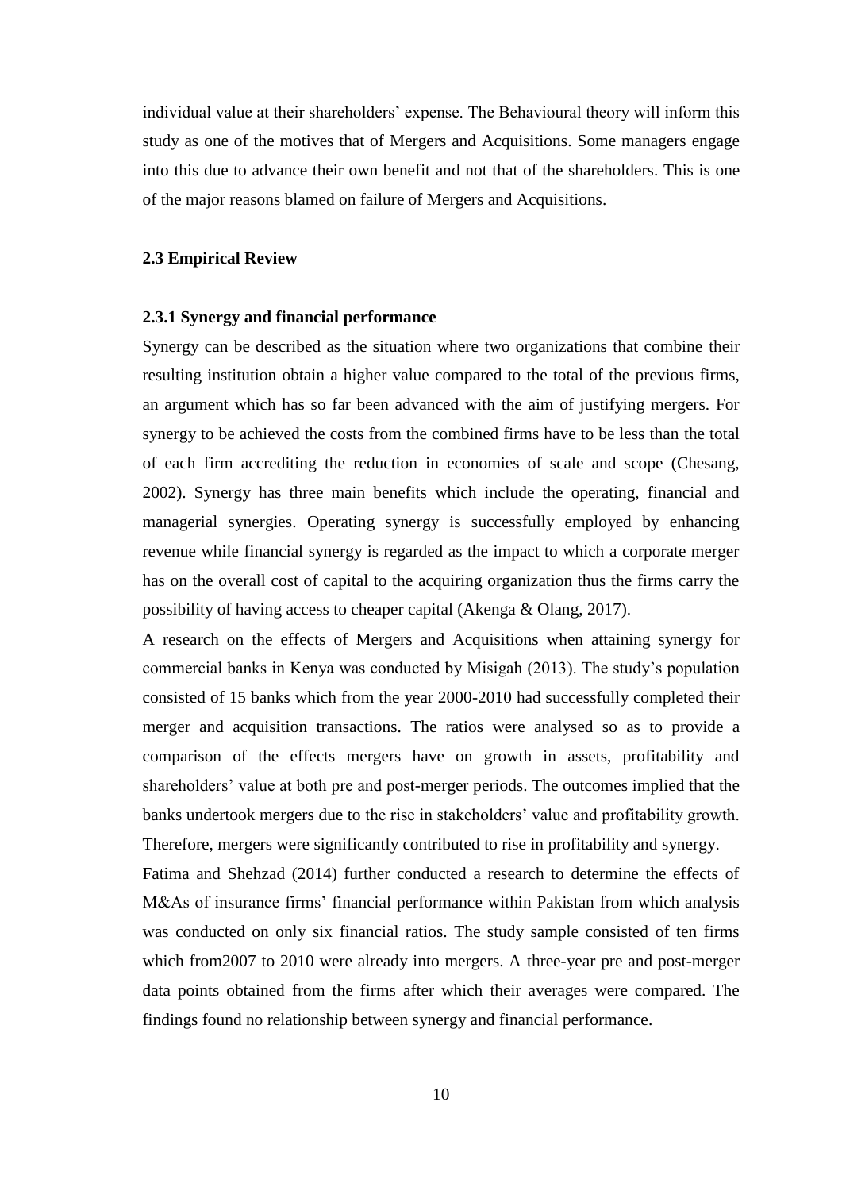individual value at their shareholders' expense. The Behavioural theory will inform this study as one of the motives that of Mergers and Acquisitions. Some managers engage into this due to advance their own benefit and not that of the shareholders. This is one of the major reasons blamed on failure of Mergers and Acquisitions.

## 2.3 Empirical Review

### 2.3.1 Synergy and financial performance

Synergy can be described as the situation where two organizations that combine their resulting institution obtain a higher value compared to the total of the previous firms, an argument which has so far been advanced with the aim of justifying mergers. For synergy to be achieved the costs from the combined firms have to be less than the total of each firm accrediting the reduction in economies of scale and scope (Chesang, 2002). Synergy has three main benefits which include the operating, financial and managerial synergies. Operating synergy is successfully employed by enhancing revenue while financial synergy is regarded as the impact to which a corporate merger has on the overall cost of capital to the acquiring organization thus the firms carry the possibility of having access to cheaper capital (Akenga & Olang, 2017).

A research on the effects of Mergers and Acquisitions when attaining synergy for commercial banks in Kenya was conducted by Misigah (2013). The study's population consisted of 15 banks which from the year 2000-2010 had successfully completed their merger and acquisition transactions. The ratios were analysed so as to provide a comparison of the effects mergers have on growth in assets, profitability and shareholders' value at both pre and post-merger periods. The outcomes implied that the banks undertook mergers due to the rise in stakeholders' value and profitability growth. Therefore, mergers were significantly contributed to rise in profitability and synergy.

Fatima and Shehzad (2014) further conducted a research to determine the effects of M&As of insurance firms' financial performance within Pakistan from which analysis was conducted on only six financial ratios. The study sample consisted of ten firms which from2007 to 2010 were already into mergers. A three-year pre and post-merger data points obtained from the firms after which their averages were compared. The findings found no relationship between synergy and financial performance.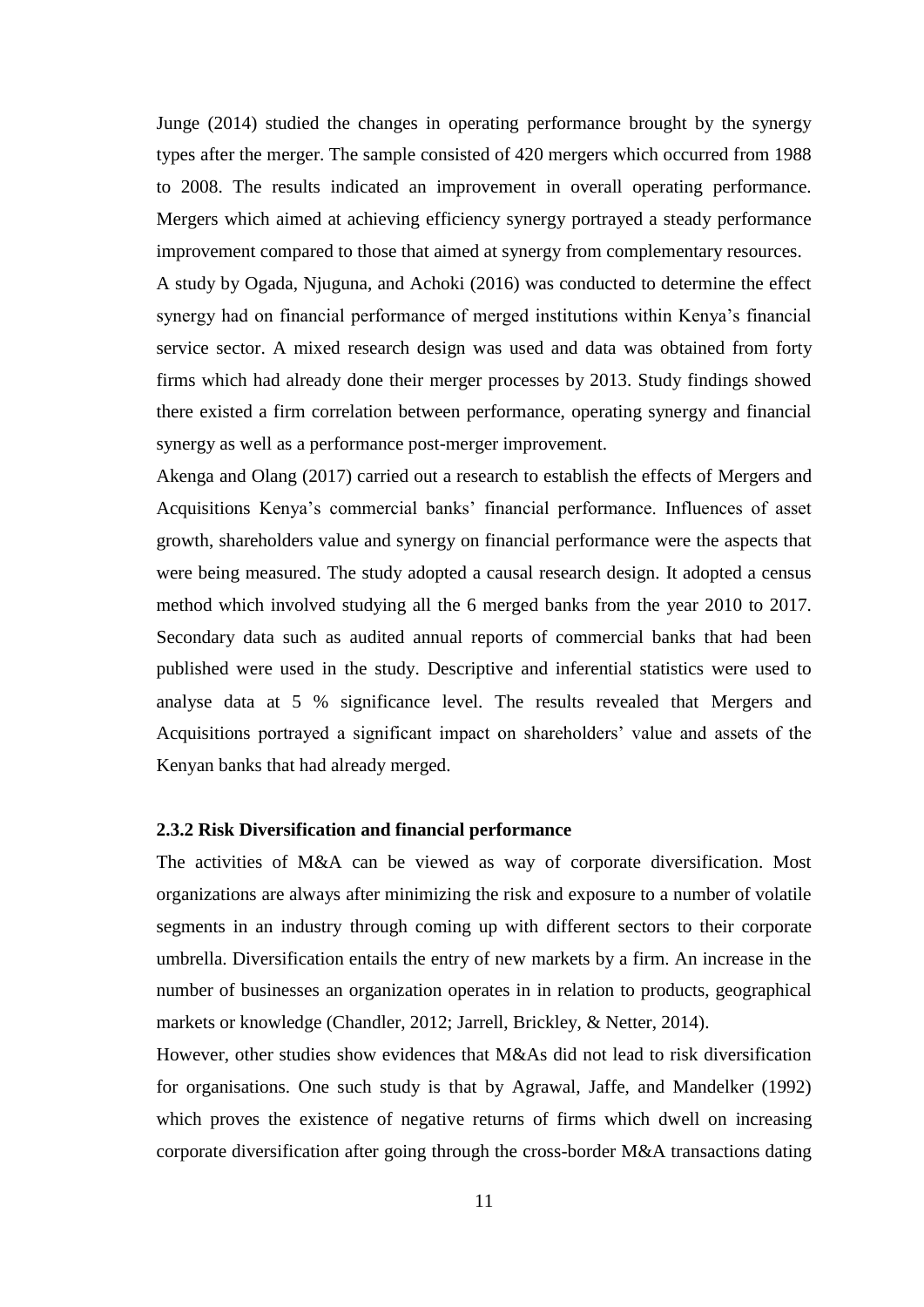Junge (2014) studied the changes in operating performance brought by the synergy types after the merger. The sample consisted of 420 mergers which occurred from 1988 to 2008. The results indicated an improvement in overall operating performance. Mergers which aimed at achieving efficiency synergy portrayed a steady performance improvement compared to those that aimed at synergy from complementary resources.

A study by Ogada, Njuguna, and Achoki (2016) was conducted to determine the effect synergy had on financial performance of merged institutions within Kenya's financial service sector. A mixed research design was used and data was obtained from forty firms which had already done their merger processes by 2013. Study findings showed there existed a firm correlation between performance, operating synergy and financial synergy as well as a performance post-merger improvement.

Akenga and Olang (2017) carried out a research to establish the effects of Mergers and Acquisitions Kenya's commercial banks' financial performance. Influences of asset growth, shareholders value and synergy on financial performance were the aspects that were being measured. The study adopted a causal research design. It adopted a census method which involved studying all the 6 merged banks from the year 2010 to 2017. Secondary data such as audited annual reports of commercial banks that had been published were used in the study. Descriptive and inferential statistics were used to analyse data at 5 % significance level. The results revealed that Mergers and Acquisitions portrayed a significant impact on shareholders' value and assets of the Kenyan banks that had already merged.

### 2.3.2 Risk Diversification and financial performance

The activities of M&A can be viewed as way of corporate diversification. Most organizations are always after minimizing the risk and exposure to a number of volatile segments in an industry through coming up with different sectors to their corporate umbrella. Diversification entails the entry of new markets by a firm. An increase in the number of businesses an organization operates in in relation to products, geographical markets or knowledge (Chandler, 2012; Jarrell, Brickley, & Netter, 2014).

However, other studies show evidences that M&As did not lead to risk diversification for organisations. One such study is that by Agrawal, Jaffe, and Mandelker (1992) which proves the existence of negative returns of firms which dwell on increasing corporate diversification after going through the cross-border M&A transactions dating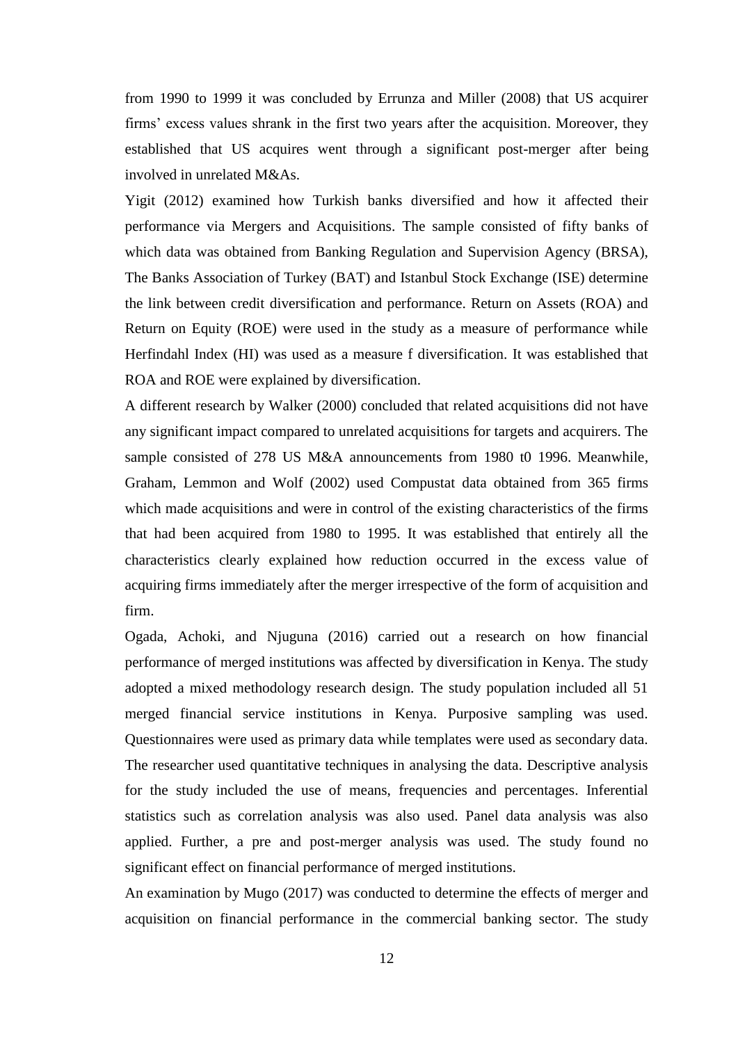from 1990 to 1999 it was concluded by Errunza and Miller (2008) that US acquirer firms' excess values shrank in the first two years after the acquisition. Moreover, they established that US acquires went through a significant post-merger after being involved in unrelated M&As.

Yigit (2012) examined how Turkish banks diversified and how it affected their performance via Mergers and Acquisitions. The sample consisted of fifty banks of which data was obtained from Banking Regulation and Supervision Agency (BRSA), The Banks Association of Turkey (BAT) and Istanbul Stock Exchange (ISE) determine the link between credit diversification and performance. Return on Assets (ROA) and Return on Equity (ROE) were used in the study as a measure of performance while Herfindahl Index (HI) was used as a measure f diversification. It was established that ROA and ROE were explained by diversification.

A different research by Walker (2000) concluded that related acquisitions did not have any significant impact compared to unrelated acquisitions for targets and acquirers. The sample consisted of 278 US M&A announcements from 1980 t0 1996. Meanwhile, Graham, Lemmon and Wolf (2002) used Compustat data obtained from 365 firms which made acquisitions and were in control of the existing characteristics of the firms that had been acquired from 1980 to 1995. It was established that entirely all the characteristics clearly explained how reduction occurred in the excess value of acquiring firms immediately after the merger irrespective of the form of acquisition and firm.

Ogada, Achoki, and Njuguna (2016) carried out a research on how financial performance of merged institutions was affected by diversification in Kenya. The study adopted a mixed methodology research design. The study population included all 51 merged financial service institutions in Kenya. Purposive sampling was used. Questionnaires were used as primary data while templates were used as secondary data. The researcher used quantitative techniques in analysing the data. Descriptive analysis for the study included the use of means, frequencies and percentages. Inferential statistics such as correlation analysis was also used. Panel data analysis was also applied. Further, a pre and post-merger analysis was used. The study found no significant effect on financial performance of merged institutions.

An examination by Mugo (2017) was conducted to determine the effects of merger and acquisition on financial performance in the commercial banking sector. The study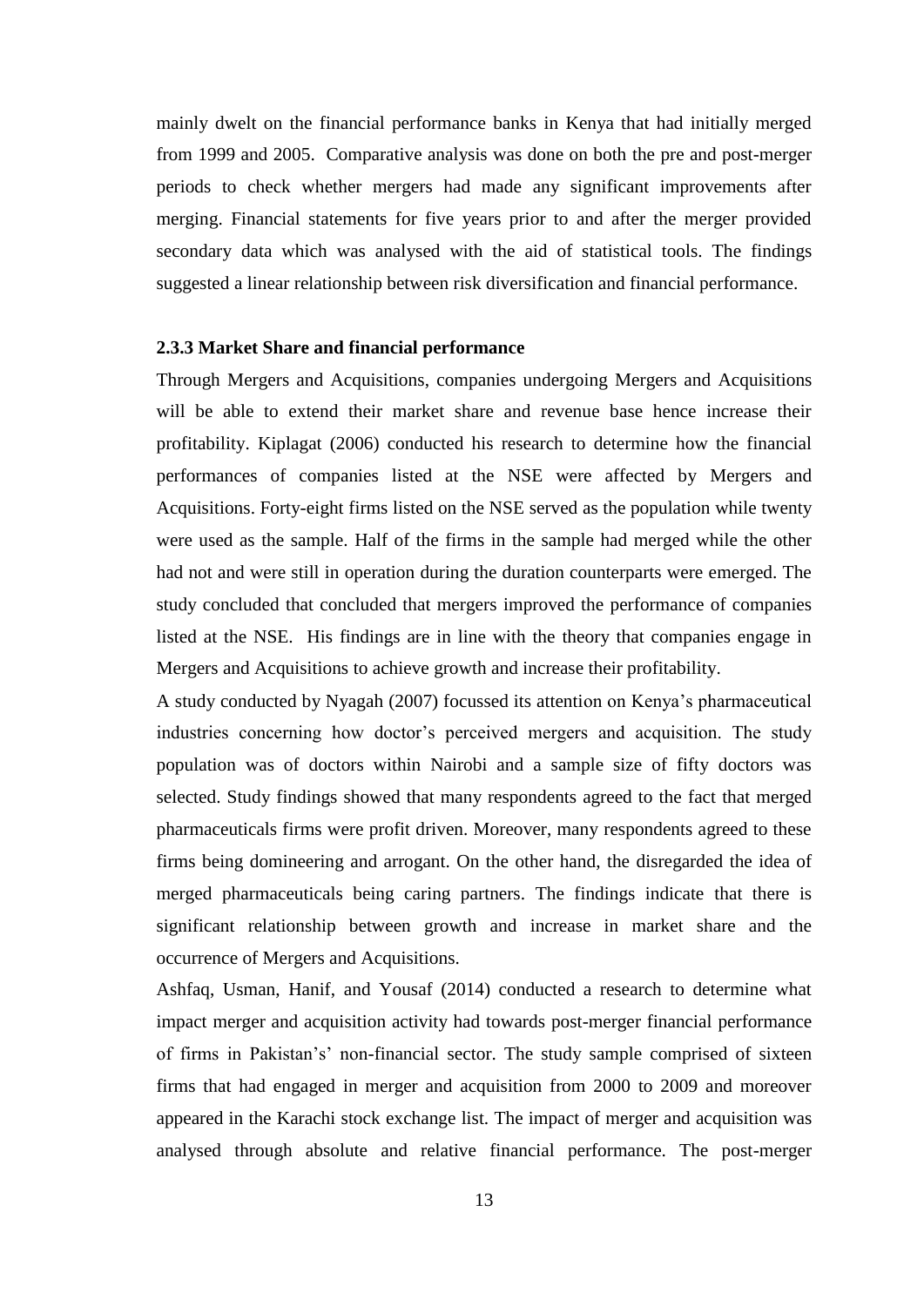mainly dwelt on the financial performance banks in Kenya that had initially merged from 1999 and 2005. Comparative analysis was done on both the pre and post-merger periods to check whether mergers had made any significant improvements after merging. Financial statements for five years prior to and after the merger provided secondary data which was analysed with the aid of statistical tools. The findings suggested a linear relationship between risk diversification and financial performance.

### 2.3.3 Market Share and financial performance

Through Mergers and Acquisitions, companies undergoing Mergers and Acquisitions will be able to extend their market share and revenue base hence increase their profitability. Kiplagat (2006) conducted his research to determine how the financial performances of companies listed at the NSE were affected by Mergers and Acquisitions. Forty-eight firms listed on the NSE served as the population while twenty were used as the sample. Half of the firms in the sample had merged while the other had not and were still in operation during the duration counterparts were emerged. The study concluded that concluded that mergers improved the performance of companies listed at the NSE. His findings are in line with the theory that companies engage in Mergers and Acquisitions to achieve growth and increase their profitability.

A study conducted by Nyagah (2007) focussed its attention on Kenya's pharmaceutical industries concerning how doctor's perceived mergers and acquisition. The study population was of doctors within Nairobi and a sample size of fifty doctors was selected. Study findings showed that many respondents agreed to the fact that merged pharmaceuticals firms were profit driven. Moreover, many respondents agreed to these firms being domineering and arrogant. On the other hand, the disregarded the idea of merged pharmaceuticals being caring partners. The findings indicate that there is significant relationship between growth and increase in market share and the occurrence of Mergers and Acquisitions.

Ashfaq, Usman, Hanif, and Yousaf (2014) conducted a research to determine what impact merger and acquisition activity had towards post-merger financial performance of firms in Pakistan's' non-financial sector. The study sample comprised of sixteen firms that had engaged in merger and acquisition from 2000 to 2009 and moreover appeared in the Karachi stock exchange list. The impact of merger and acquisition was analysed through absolute and relative financial performance. The post-merger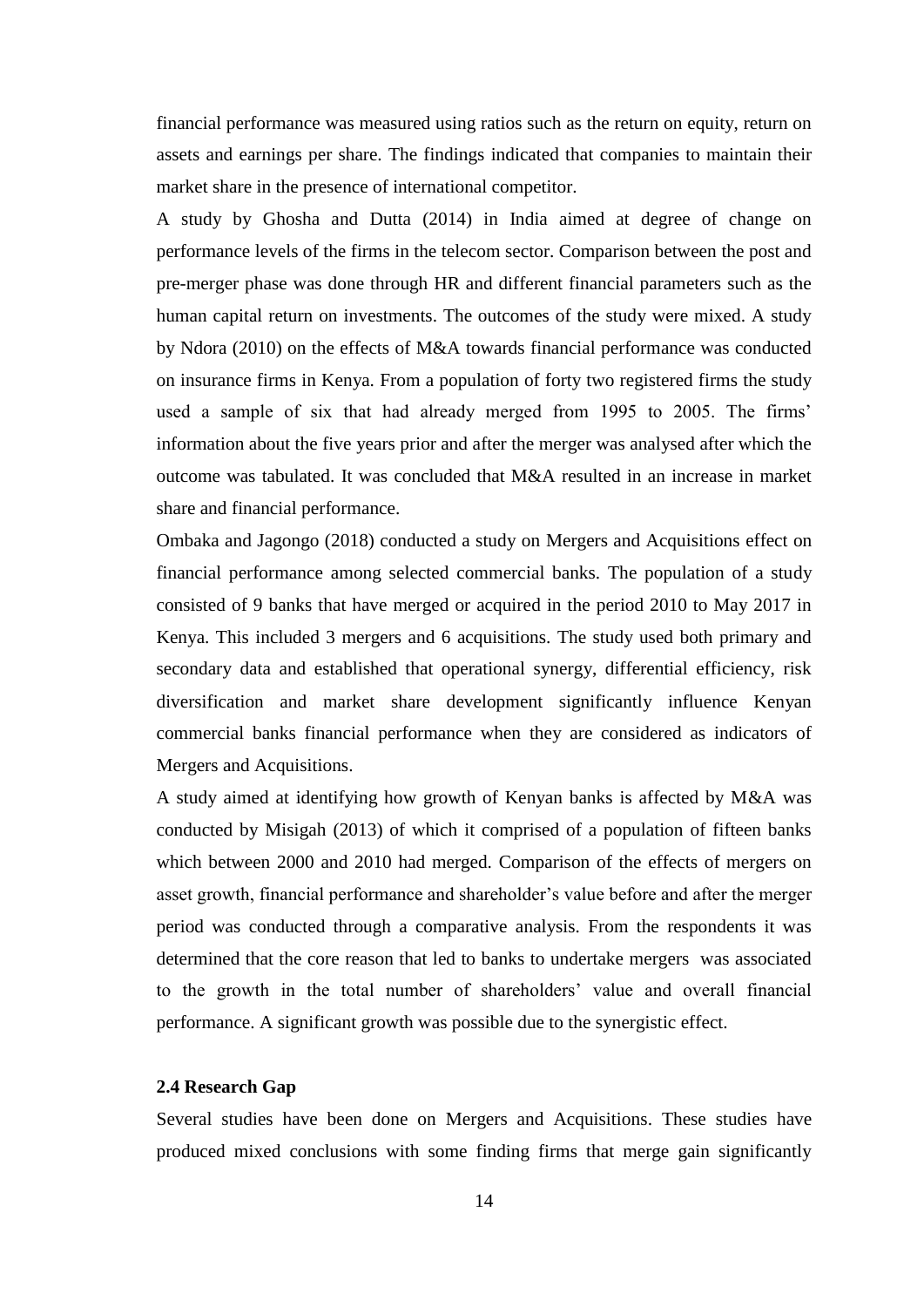financial performance was measured using ratios such as the return on equity, return on assets and earnings per share. The findings indicated that companies to maintain their market share in the presence of international competitor.

A study by Ghosha and Dutta (2014) in India aimed at degree of change on performance levels of the firms in the telecom sector. Comparison between the post and pre-merger phase was done through HR and different financial parameters such as the human capital return on investments. The outcomes of the study were mixed. A study by Ndora (2010) on the effects of M&A towards financial performance was conducted on insurance firms in Kenya. From a population of forty two registered firms the study used a sample of six that had already merged from 1995 to 2005. The firms' information about the five years prior and after the merger was analysed after which the outcome was tabulated. It was concluded that M&A resulted in an increase in market share and financial performance.

Ombaka and Jagongo (2018) conducted a study on Mergers and Acquisitions effect on financial performance among selected commercial banks. The population of a study consisted of 9 banks that have merged or acquired in the period 2010 to May 2017 in Kenya. This included 3 mergers and 6 acquisitions. The study used both primary and secondary data and established that operational synergy, differential efficiency, risk diversification and market share development significantly influence Kenyan commercial banks financial performance when they are considered as indicators of Mergers and Acquisitions.

A study aimed at identifying how growth of Kenyan banks is affected by M&A was conducted by Misigah (2013) of which it comprised of a population of fifteen banks which between 2000 and 2010 had merged. Comparison of the effects of mergers on asset growth, financial performance and shareholder's value before and after the merger period was conducted through a comparative analysis. From the respondents it was determined that the core reason that led to banks to undertake mergers was associated to the growth in the total number of shareholders' value and overall financial performance. A significant growth was possible due to the synergistic effect.

### 2.4 Research Gap

Several studies have been done on Mergers and Acquisitions. These studies have produced mixed conclusions with some finding firms that merge gain significantly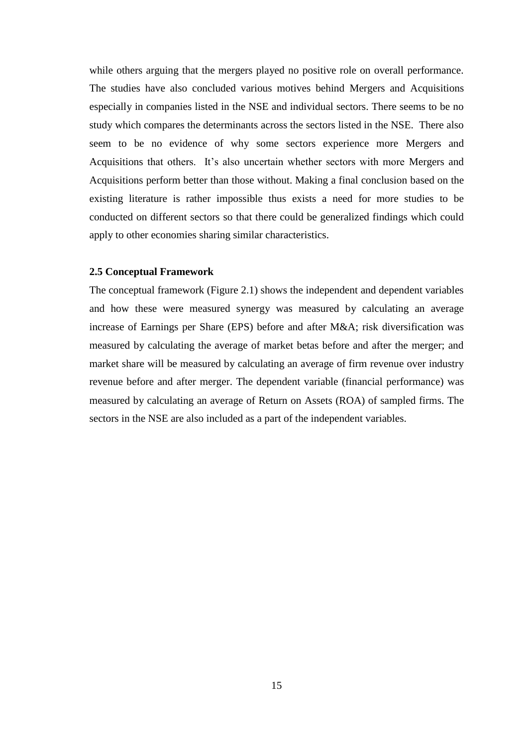while others arguing that the mergers played no positive role on overall performance. The studies have also concluded various motives behind Mergers and Acquisitions especially in companies listed in the NSE and individual sectors. There seems to be no study which compares the determinants across the sectors listed in the NSE. There also seem to be no evidence of why some sectors experience more Mergers and Acquisitions that others. It's also uncertain whether sectors with more Mergers and Acquisitions perform better than those without. Making a final conclusion based on the existing literature is rather impossible thus exists a need for more studies to be conducted on different sectors so that there could be generalized findings which could apply to other economies sharing similar characteristics.

### 2.5 Conceptual Framework

The conceptual framework (Figure 2.1) shows the independent and dependent variables and how these were measured synergy was measured by calculating an average increase of Earnings per Share (EPS) before and after M&A; risk diversification was measured by calculating the average of market betas before and after the merger; and market share will be measured by calculating an average of firm revenue over industry revenue before and after merger. The dependent variable (financial performance) was measured by calculating an average of Return on Assets (ROA) of sampled firms. The sectors in the NSE are also included as a part of the independent variables.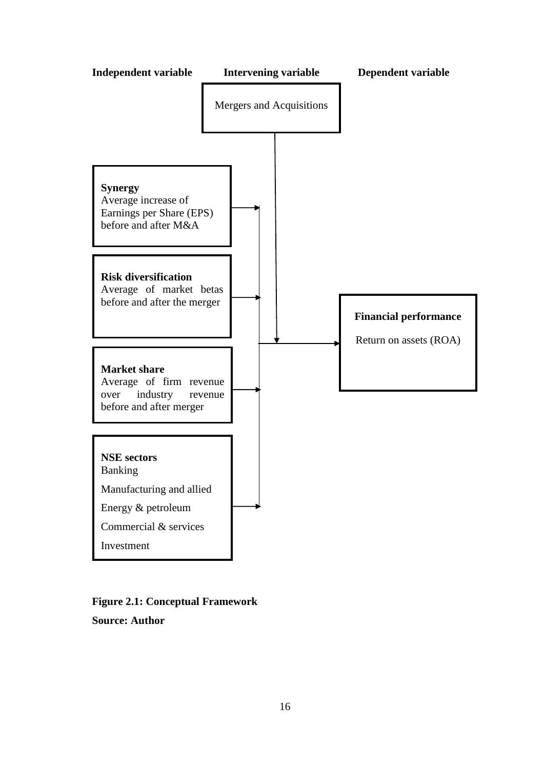**Independent variable** | **Intervening variable** | **Dependent variable**

Mergers and Acquisitions

**Synergy**
Average increase of Earnings per Share (EPS) before and after M&A

**Risk diversification**
Average of market betas before and after the merger

**Market share**
Average of firm revenue over industry revenue before and after merger

**NSE sectors**
Banking
Manufacturing and allied
Energy & petroleum
Commercial & services
Investment

**Financial performance**
Return on assets (ROA)

**Figure 2.1: Conceptual Framework**

**Source: Author**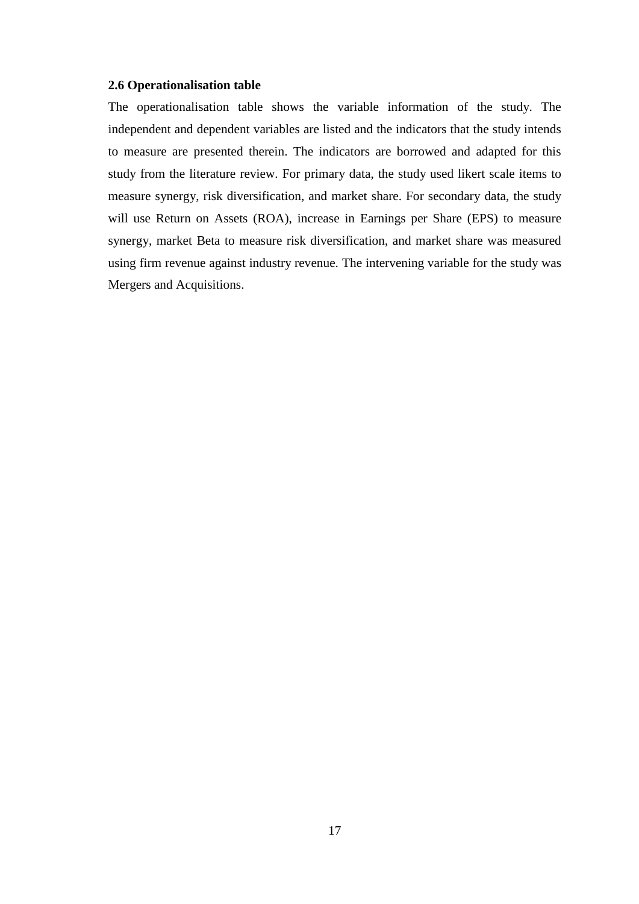### 2.6 Operationalisation table

The operationalisation table shows the variable information of the study. The independent and dependent variables are listed and the indicators that the study intends to measure are presented therein. The indicators are borrowed and adapted for this study from the literature review. For primary data, the study used likert scale items to measure synergy, risk diversification, and market share. For secondary data, the study will use Return on Assets (ROA), increase in Earnings per Share (EPS) to measure synergy, market Beta to measure risk diversification, and market share was measured using firm revenue against industry revenue. The intervening variable for the study was Mergers and Acquisitions.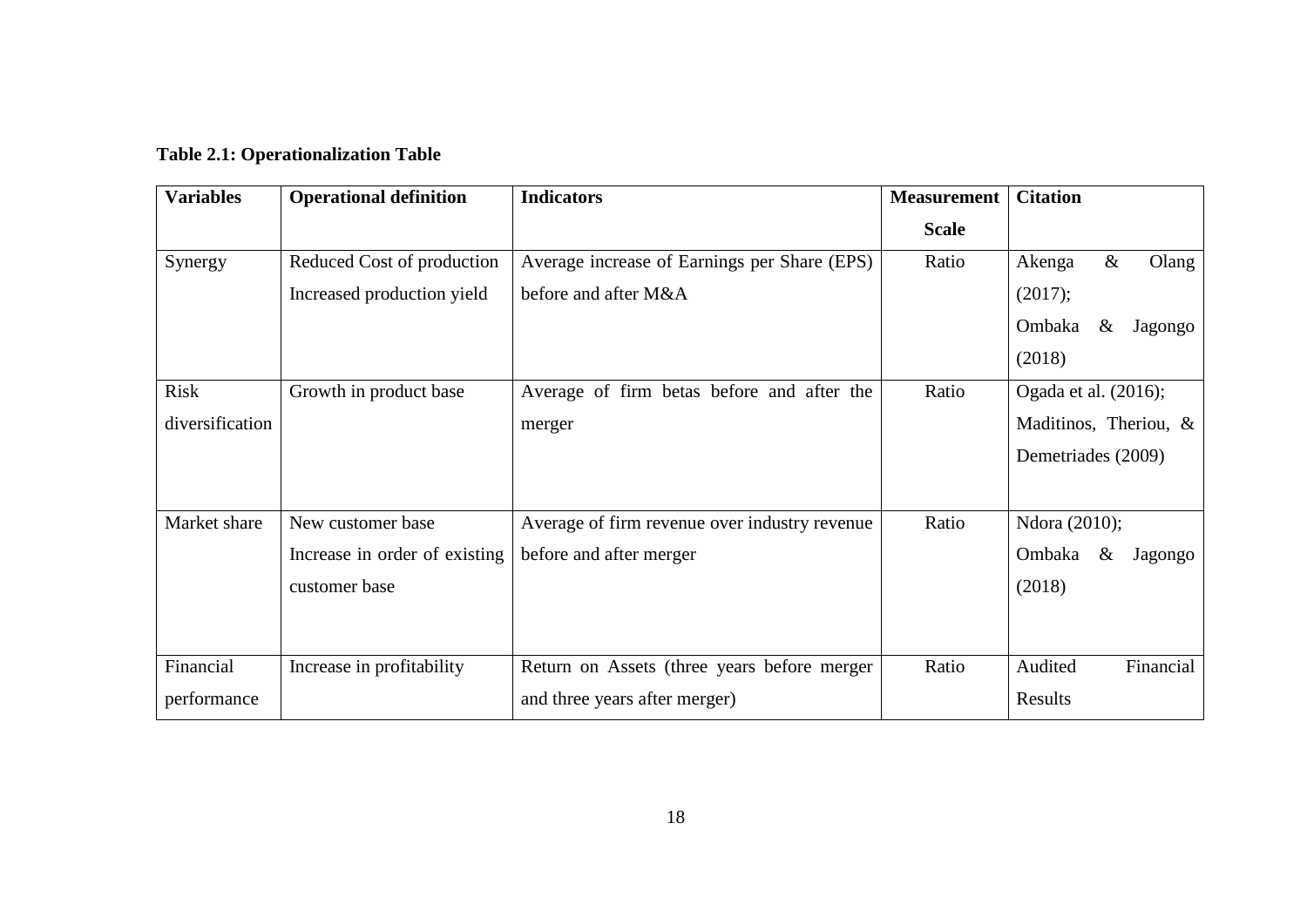**Table 2.1: Operationalization Table**

| Variables | Operational definition | Indicators | Measurement Scale | Citation |
|---|---|---|---|---|
| Synergy | Reduced Cost of production Increased production yield | Average increase of Earnings per Share (EPS) before and after M&A | Ratio | Akenga & Olang (2017); Ombaka & Jagongo (2018) |
| Risk diversification | Growth in product base | Average of firm betas before and after the merger | Ratio | Ogada et al. (2016); Maditinos, Theriou, & Demetriades (2009) |
| Market share | New customer base Increase in order of existing customer base | Average of firm revenue over industry revenue before and after merger | Ratio | Ndora (2010); Ombaka & Jagongo (2018) |
| Financial performance | Increase in profitability | Return on Assets (three years before merger and three years after merger) | Ratio | Audited Financial Results |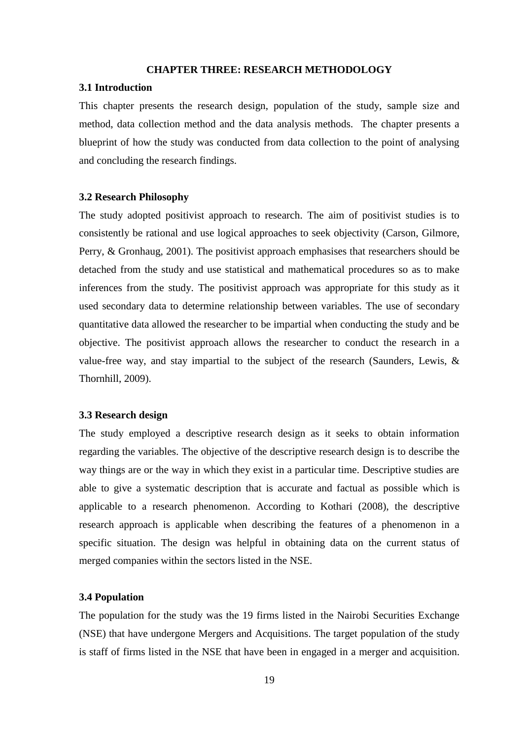# CHAPTER THREE: RESEARCH METHODOLOGY

## 3.1 Introduction

This chapter presents the research design, population of the study, sample size and method, data collection method and the data analysis methods. The chapter presents a blueprint of how the study was conducted from data collection to the point of analysing and concluding the research findings.

## 3.2 Research Philosophy

The study adopted positivist approach to research. The aim of positivist studies is to consistently be rational and use logical approaches to seek objectivity (Carson, Gilmore, Perry, & Gronhaug, 2001). The positivist approach emphasises that researchers should be detached from the study and use statistical and mathematical procedures so as to make inferences from the study. The positivist approach was appropriate for this study as it used secondary data to determine relationship between variables. The use of secondary quantitative data allowed the researcher to be impartial when conducting the study and be objective. The positivist approach allows the researcher to conduct the research in a value-free way, and stay impartial to the subject of the research (Saunders, Lewis, & Thornhill, 2009).

## 3.3 Research design

The study employed a descriptive research design as it seeks to obtain information regarding the variables. The objective of the descriptive research design is to describe the way things are or the way in which they exist in a particular time. Descriptive studies are able to give a systematic description that is accurate and factual as possible which is applicable to a research phenomenon. According to Kothari (2008), the descriptive research approach is applicable when describing the features of a phenomenon in a specific situation. The design was helpful in obtaining data on the current status of merged companies within the sectors listed in the NSE.

## 3.4 Population

The population for the study was the 19 firms listed in the Nairobi Securities Exchange (NSE) that have undergone Mergers and Acquisitions. The target population of the study is staff of firms listed in the NSE that have been in engaged in a merger and acquisition.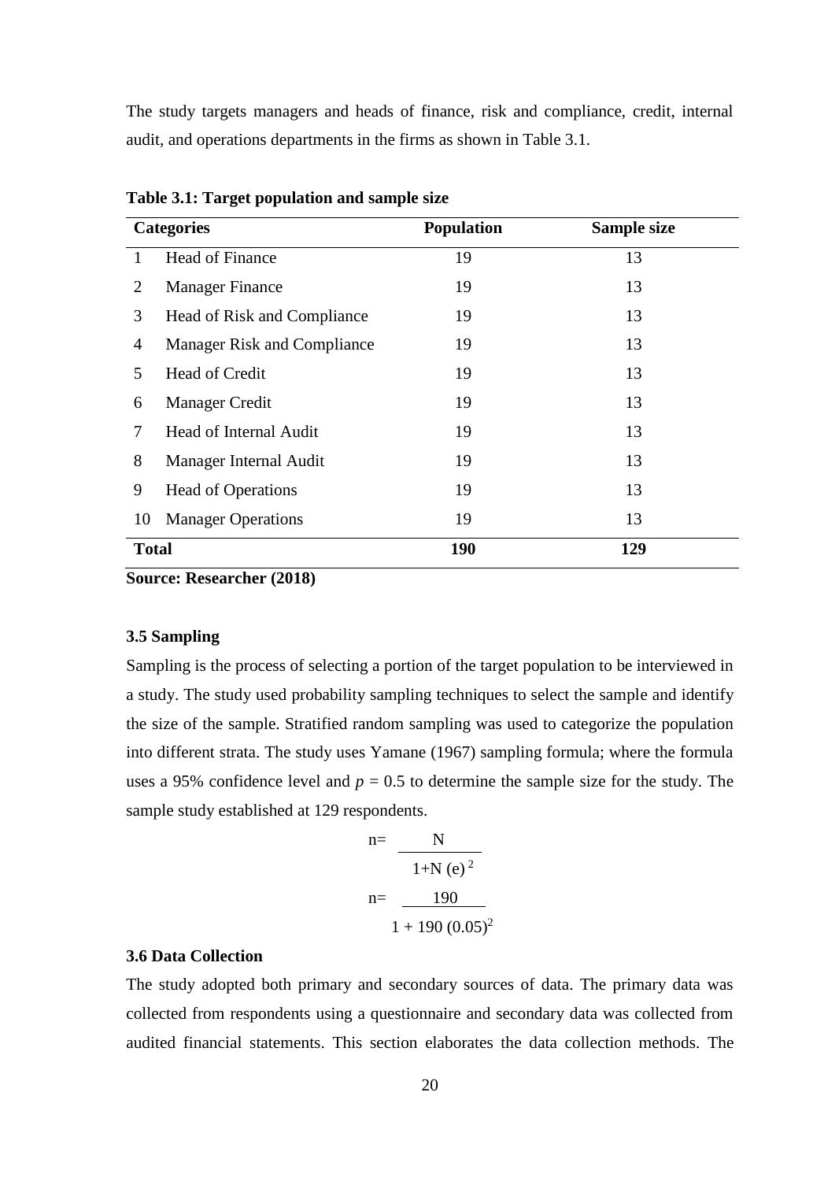The study targets managers and heads of finance, risk and compliance, credit, internal audit, and operations departments in the firms as shown in Table 3.1.

**Table 3.1: Target population and sample size**

| | Categories | Population | Sample size |
|---|---|---|---|
| 1 | Head of Finance | 19 | 13 |
| 2 | Manager Finance | 19 | 13 |
| 3 | Head of Risk and Compliance | 19 | 13 |
| 4 | Manager Risk and Compliance | 19 | 13 |
| 5 | Head of Credit | 19 | 13 |
| 6 | Manager Credit | 19 | 13 |
| 7 | Head of Internal Audit | 19 | 13 |
| 8 | Manager Internal Audit | 19 | 13 |
| 9 | Head of Operations | 19 | 13 |
| 10 | Manager Operations | 19 | 13 |
| **Total** | | **190** | **129** |

**Source: Researcher (2018)**

### 3.5 Sampling

Sampling is the process of selecting a portion of the target population to be interviewed in a study. The study used probability sampling techniques to select the sample and identify the size of the sample. Stratified random sampling was used to categorize the population into different strata. The study uses Yamane (1967) sampling formula; where the formula uses a 95% confidence level and $p = 0.5$ to determine the sample size for the study. The sample study established at 129 respondents.

$$n = \frac{N}{1 + N(e)^2}$$

$$n = \frac{190}{1 + 190\,(0.05)^2}$$

### 3.6 Data Collection

The study adopted both primary and secondary sources of data. The primary data was collected from respondents using a questionnaire and secondary data was collected from audited financial statements. This section elaborates the data collection methods. The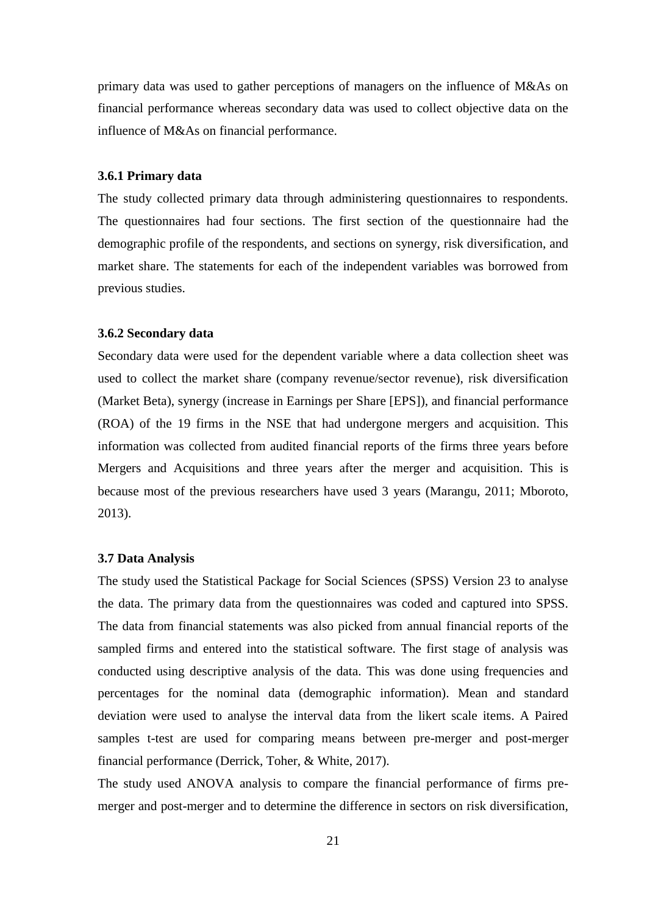primary data was used to gather perceptions of managers on the influence of M&As on financial performance whereas secondary data was used to collect objective data on the influence of M&As on financial performance.

### 3.6.1 Primary data

The study collected primary data through administering questionnaires to respondents. The questionnaires had four sections. The first section of the questionnaire had the demographic profile of the respondents, and sections on synergy, risk diversification, and market share. The statements for each of the independent variables was borrowed from previous studies.

### 3.6.2 Secondary data

Secondary data were used for the dependent variable where a data collection sheet was used to collect the market share (company revenue/sector revenue), risk diversification (Market Beta), synergy (increase in Earnings per Share [EPS]), and financial performance (ROA) of the 19 firms in the NSE that had undergone mergers and acquisition. This information was collected from audited financial reports of the firms three years before Mergers and Acquisitions and three years after the merger and acquisition. This is because most of the previous researchers have used 3 years (Marangu, 2011; Mboroto, 2013).

## 3.7 Data Analysis

The study used the Statistical Package for Social Sciences (SPSS) Version 23 to analyse the data. The primary data from the questionnaires was coded and captured into SPSS. The data from financial statements was also picked from annual financial reports of the sampled firms and entered into the statistical software. The first stage of analysis was conducted using descriptive analysis of the data. This was done using frequencies and percentages for the nominal data (demographic information). Mean and standard deviation were used to analyse the interval data from the likert scale items. A Paired samples t-test are used for comparing means between pre-merger and post-merger financial performance (Derrick, Toher, & White, 2017).

The study used ANOVA analysis to compare the financial performance of firms pre-merger and post-merger and to determine the difference in sectors on risk diversification,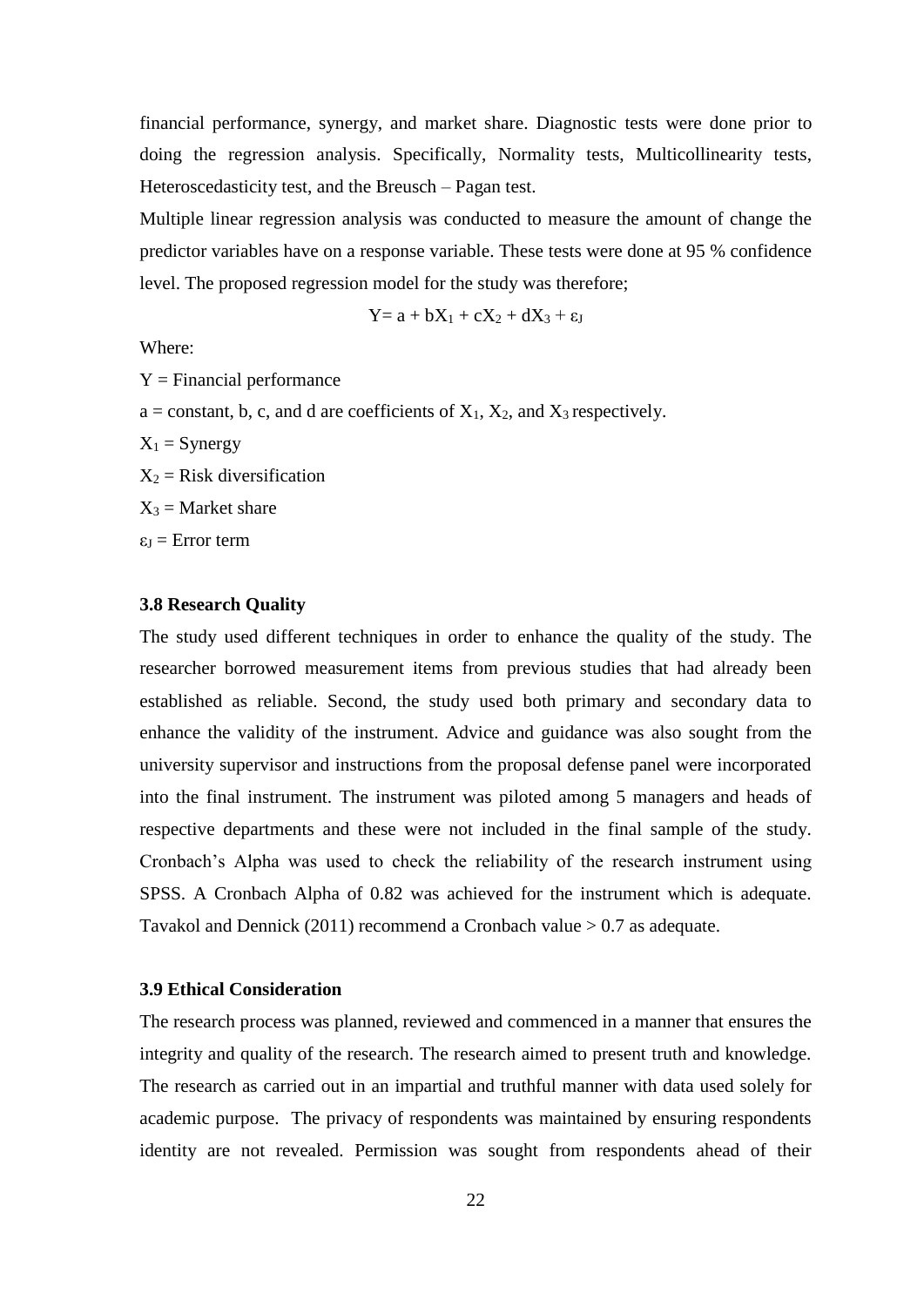financial performance, synergy, and market share. Diagnostic tests were done prior to doing the regression analysis. Specifically, Normality tests, Multicollinearity tests, Heteroscedasticity test, and the Breusch – Pagan test.

Multiple linear regression analysis was conducted to measure the amount of change the predictor variables have on a response variable. These tests were done at 95 % confidence level. The proposed regression model for the study was therefore;

$$Y = a + bX_1 + cX_2 + dX_3 + \varepsilon_J$$

Where:

$Y$ = Financial performance

$a$ = constant, b, c, and d are coefficients of $X_1$, $X_2$, and $X_3$ respectively.

$X_1$ = Synergy

$X_2$ = Risk diversification

$X_3$ = Market share

$\varepsilon_J$ = Error term

### 3.8 Research Quality

The study used different techniques in order to enhance the quality of the study. The researcher borrowed measurement items from previous studies that had already been established as reliable. Second, the study used both primary and secondary data to enhance the validity of the instrument. Advice and guidance was also sought from the university supervisor and instructions from the proposal defense panel were incorporated into the final instrument. The instrument was piloted among 5 managers and heads of respective departments and these were not included in the final sample of the study. Cronbach's Alpha was used to check the reliability of the research instrument using SPSS. A Cronbach Alpha of 0.82 was achieved for the instrument which is adequate. Tavakol and Dennick (2011) recommend a Cronbach value > 0.7 as adequate.

### 3.9 Ethical Consideration

The research process was planned, reviewed and commenced in a manner that ensures the integrity and quality of the research. The research aimed to present truth and knowledge. The research as carried out in an impartial and truthful manner with data used solely for academic purpose. The privacy of respondents was maintained by ensuring respondents identity are not revealed. Permission was sought from respondents ahead of their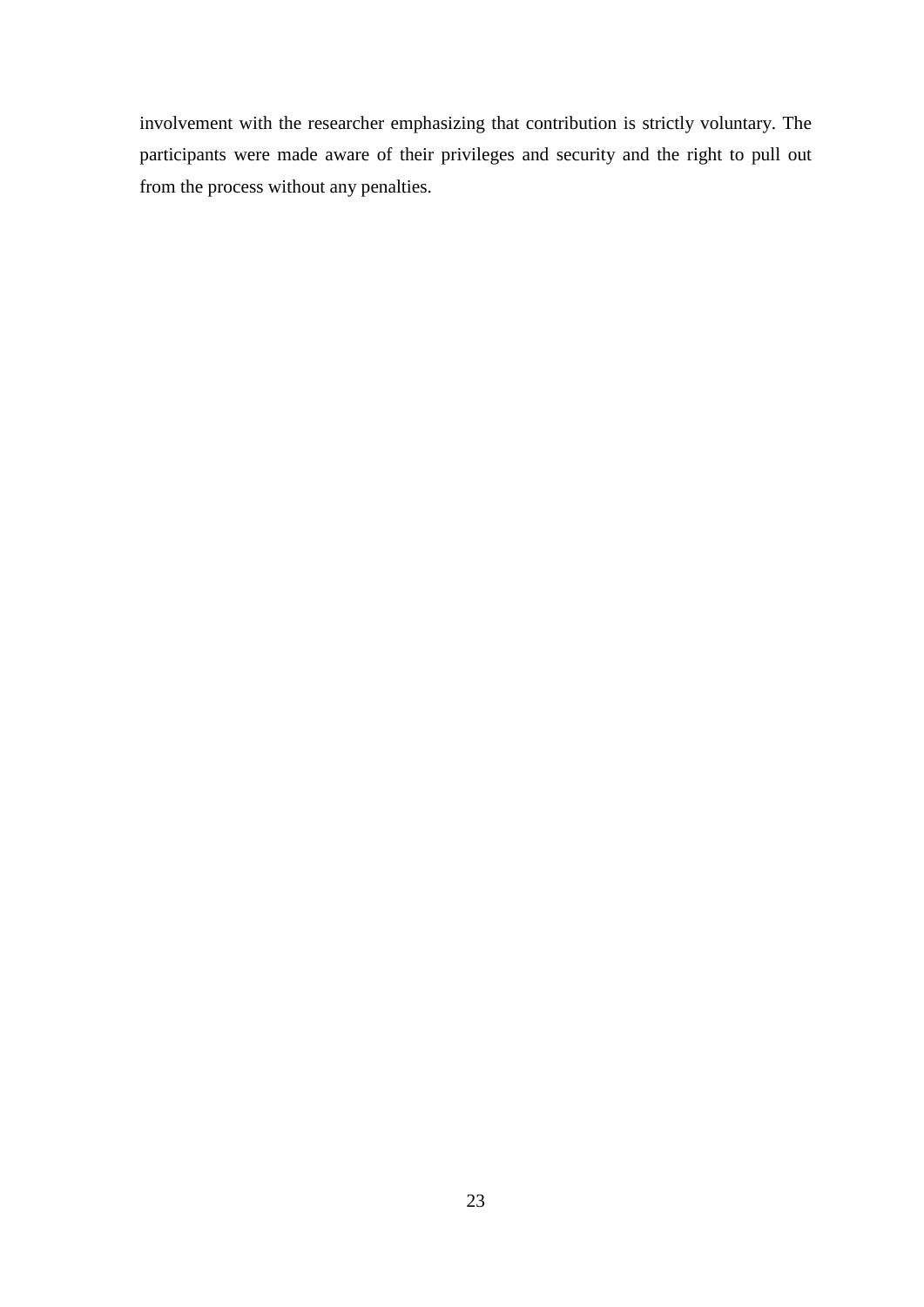involvement with the researcher emphasizing that contribution is strictly voluntary. The participants were made aware of their privileges and security and the right to pull out from the process without any penalties.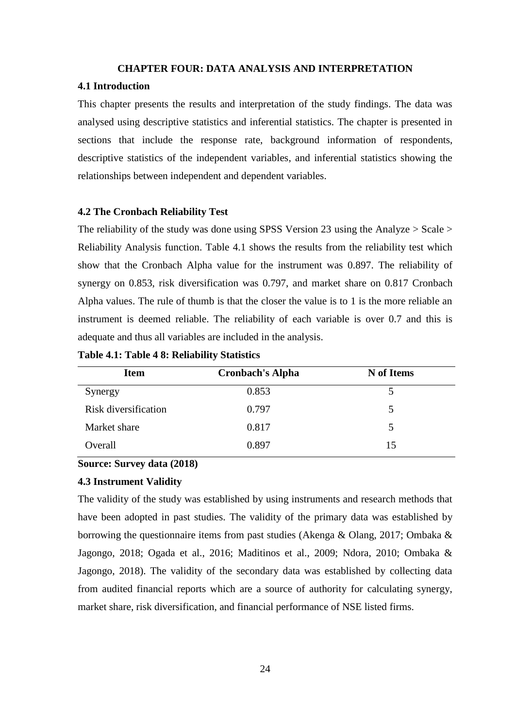# CHAPTER FOUR: DATA ANALYSIS AND INTERPRETATION

## 4.1 Introduction

This chapter presents the results and interpretation of the study findings. The data was analysed using descriptive statistics and inferential statistics. The chapter is presented in sections that include the response rate, background information of respondents, descriptive statistics of the independent variables, and inferential statistics showing the relationships between independent and dependent variables.

## 4.2 The Cronbach Reliability Test

The reliability of the study was done using SPSS Version 23 using the Analyze > Scale > Reliability Analysis function. Table 4.1 shows the results from the reliability test which show that the Cronbach Alpha value for the instrument was 0.897. The reliability of synergy on 0.853, risk diversification was 0.797, and market share on 0.817 Cronbach Alpha values. The rule of thumb is that the closer the value is to 1 is the more reliable an instrument is deemed reliable. The reliability of each variable is over 0.7 and this is adequate and thus all variables are included in the analysis.

**Table 4.1: Table 4 8: Reliability Statistics**

| Item | Cronbach's Alpha | N of Items |
|---|---|---|
| Synergy | 0.853 | 5 |
| Risk diversification | 0.797 | 5 |
| Market share | 0.817 | 5 |
| Overall | 0.897 | 15 |

**Source: Survey data (2018)**

## 4.3 Instrument Validity

The validity of the study was established by using instruments and research methods that have been adopted in past studies. The validity of the primary data was established by borrowing the questionnaire items from past studies (Akenga & Olang, 2017; Ombaka & Jagongo, 2018; Ogada et al., 2016; Maditinos et al., 2009; Ndora, 2010; Ombaka & Jagongo, 2018). The validity of the secondary data was established by collecting data from audited financial reports which are a source of authority for calculating synergy, market share, risk diversification, and financial performance of NSE listed firms.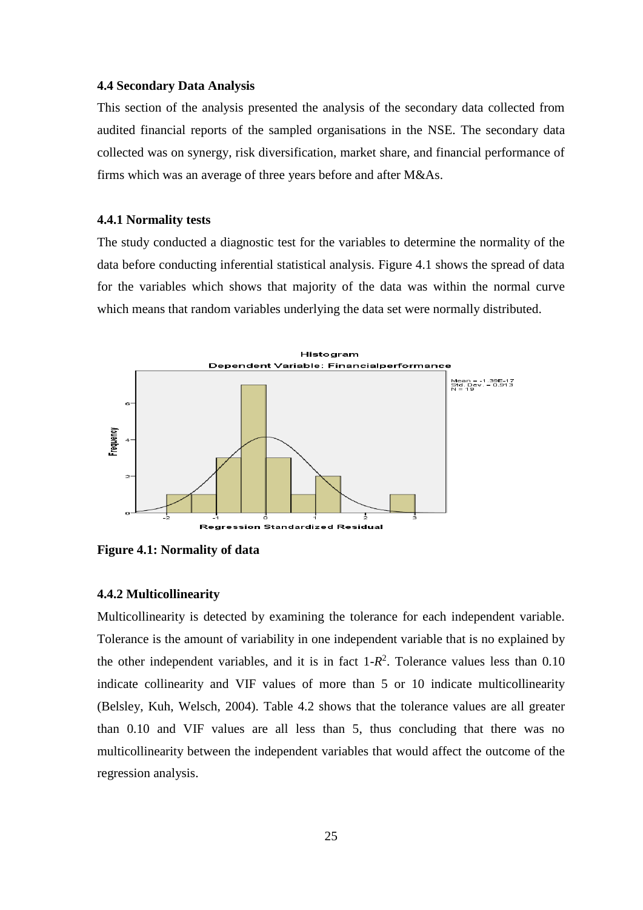### 4.4 Secondary Data Analysis

This section of the analysis presented the analysis of the secondary data collected from audited financial reports of the sampled organisations in the NSE. The secondary data collected was on synergy, risk diversification, market share, and financial performance of firms which was an average of three years before and after M&As.

### 4.4.1 Normality tests

The study conducted a diagnostic test for the variables to determine the normality of the data before conducting inferential statistical analysis. Figure 4.1 shows the spread of data for the variables which shows that majority of the data was within the normal curve which means that random variables underlying the data set were normally distributed.

**Figure 4.1: Normality of data**

### 4.4.2 Multicollinearity

Multicollinearity is detected by examining the tolerance for each independent variable. Tolerance is the amount of variability in one independent variable that is no explained by the other independent variables, and it is in fact $1\text{-}R^2$. Tolerance values less than 0.10 indicate collinearity and VIF values of more than 5 or 10 indicate multicollinearity (Belsley, Kuh, Welsch, 2004). Table 4.2 shows that the tolerance values are all greater than 0.10 and VIF values are all less than 5, thus concluding that there was no multicollinearity between the independent variables that would affect the outcome of the regression analysis.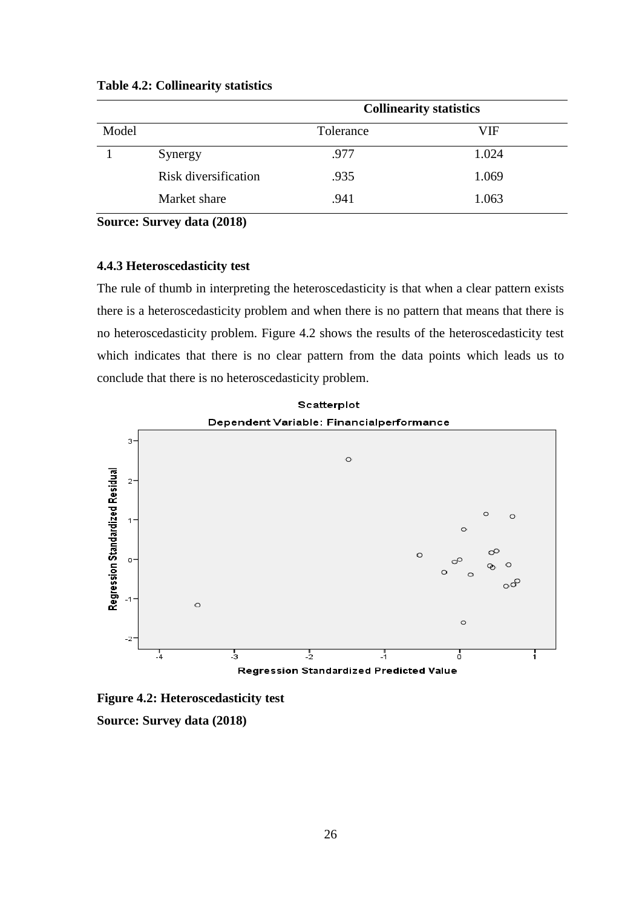**Table 4.2: Collinearity statistics**

| Model | | Collinearity statistics | |
|---|---|---|---|
| | | Tolerance | VIF |
| 1 | Synergy | .977 | 1.024 |
| | Risk diversification | .935 | 1.069 |
| | Market share | .941 | 1.063 |

**Source: Survey data (2018)**

### 4.4.3 Heteroscedasticity test

The rule of thumb in interpreting the heteroscedasticity is that when a clear pattern exists there is a heteroscedasticity problem and when there is no pattern that means that there is no heteroscedasticity problem. Figure 4.2 shows the results of the heteroscedasticity test which indicates that there is no clear pattern from the data points which leads us to conclude that there is no heteroscedasticity problem.

**Figure 4.2: Heteroscedasticity test**

**Source: Survey data (2018)**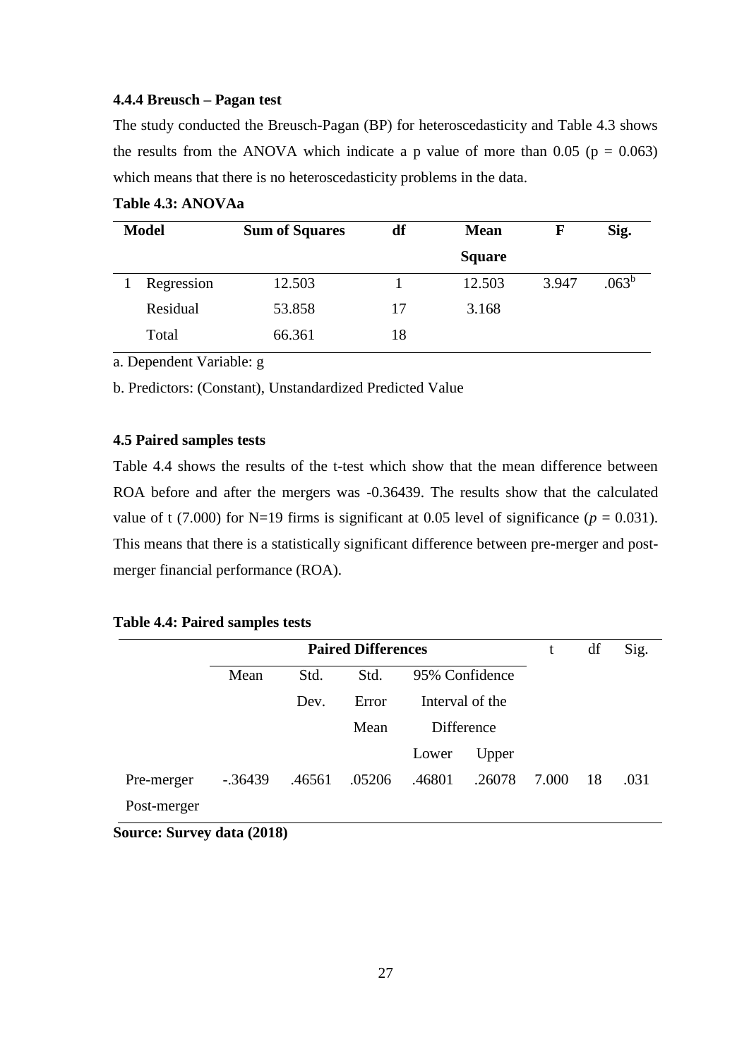### 4.4.4 Breusch – Pagan test

The study conducted the Breusch-Pagan (BP) for heteroscedasticity and Table 4.3 shows the results from the ANOVA which indicate a p value of more than 0.05 (p = 0.063) which means that there is no heteroscedasticity problems in the data.

**Table 4.3: ANOVAa**

| Model | | Sum of Squares | df | Mean Square | F | Sig. |
|---|---|---|---|---|---|---|
| 1 | Regression | 12.503 | 1 | 12.503 | 3.947 | .063[b] |
| | Residual | 53.858 | 17 | 3.168 | | |
| | Total | 66.361 | 18 | | | |

a. Dependent Variable: g

b. Predictors: (Constant), Unstandardized Predicted Value

## 4.5 Paired samples tests

Table 4.4 shows the results of the t-test which show that the mean difference between ROA before and after the mergers was -0.36439. The results show that the calculated value of t (7.000) for N=19 firms is significant at 0.05 level of significance (*p* = 0.031). This means that there is a statistically significant difference between pre-merger and post-merger financial performance (ROA).

**Table 4.4: Paired samples tests**

| | Paired Differences | | | | | t | df | Sig. |
|---|---|---|---|---|---|---|---|---|
| | Mean | Std. Dev. | Std. Error Mean | 95% Confidence Interval of the Difference | | | | |
| | | | | Lower | Upper | | | |
| Pre-merger Post-merger | -.36439 | .46561 | .05206 | .46801 | .26078 | 7.000 | 18 | .031 |

**Source: Survey data (2018)**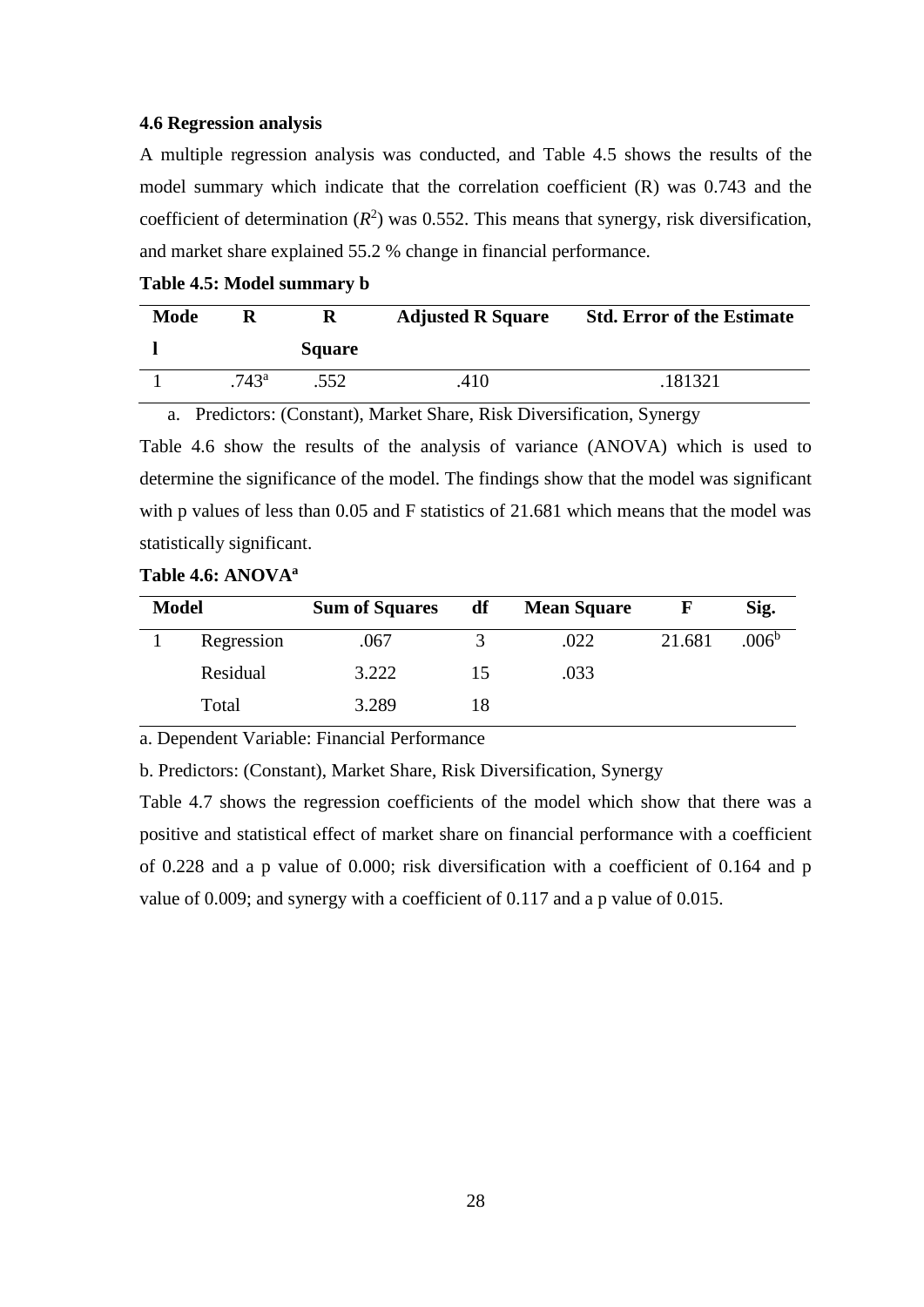### 4.6 Regression analysis

A multiple regression analysis was conducted, and Table 4.5 shows the results of the model summary which indicate that the correlation coefficient (R) was 0.743 and the coefficient of determination ($R^2$) was 0.552. This means that synergy, risk diversification, and market share explained 55.2 % change in financial performance.

**Table 4.5: Model summary b**

| Model | R | R Square | Adjusted R Square | Std. Error of the Estimate |
|---|---|---|---|---|
| 1 | .743[a] | .552 | .410 | .181321 |

a. Predictors: (Constant), Market Share, Risk Diversification, Synergy

Table 4.6 show the results of the analysis of variance (ANOVA) which is used to determine the significance of the model. The findings show that the model was significant with p values of less than 0.05 and F statistics of 21.681 which means that the model was statistically significant.

**Table 4.6: ANOVA[a]**

| Model | | Sum of Squares | df | Mean Square | F | Sig. |
|---|---|---|---|---|---|---|
| 1 | Regression | .067 | 3 | .022 | 21.681 | .006[b] |
| | Residual | 3.222 | 15 | .033 | | |
| | Total | 3.289 | 18 | | | |

a. Dependent Variable: Financial Performance

b. Predictors: (Constant), Market Share, Risk Diversification, Synergy

Table 4.7 shows the regression coefficients of the model which show that there was a positive and statistical effect of market share on financial performance with a coefficient of 0.228 and a p value of 0.000; risk diversification with a coefficient of 0.164 and p value of 0.009; and synergy with a coefficient of 0.117 and a p value of 0.015.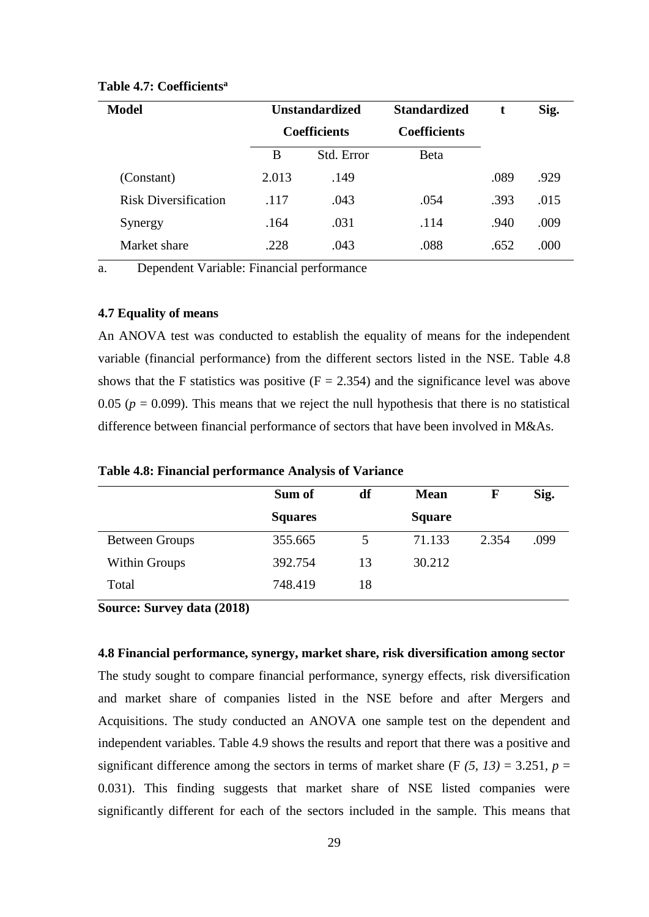**Table 4.7: Coefficients[a]**

| Model | Unstandardized Coefficients | | Standardized Coefficients | t | Sig. |
|---|---|---|---|---|---|
| | B | Std. Error | Beta | | |
| (Constant) | 2.013 | .149 | | .089 | .929 |
| Risk Diversification | .117 | .043 | .054 | .393 | .015 |
| Synergy | .164 | .031 | .114 | .940 | .009 |
| Market share | .228 | .043 | .088 | .652 | .000 |

a. Dependent Variable: Financial performance

#### 4.7 Equality of means

An ANOVA test was conducted to establish the equality of means for the independent variable (financial performance) from the different sectors listed in the NSE. Table 4.8 shows that the F statistics was positive ($F = 2.354$) and the significance level was above 0.05 ($p = 0.099$). This means that we reject the null hypothesis that there is no statistical difference between financial performance of sectors that have been involved in M&As.

**Table 4.8: Financial performance Analysis of Variance**

| | Sum of Squares | df | Mean Square | F | Sig. |
|---|---|---|---|---|---|
| Between Groups | 355.665 | 5 | 71.133 | 2.354 | .099 |
| Within Groups | 392.754 | 13 | 30.212 | | |
| Total | 748.419 | 18 | | | |

**Source: Survey data (2018)**

#### 4.8 Financial performance, synergy, market share, risk diversification among sector

The study sought to compare financial performance, synergy effects, risk diversification and market share of companies listed in the NSE before and after Mergers and Acquisitions. The study conducted an ANOVA one sample test on the dependent and independent variables. Table 4.9 shows the results and report that there was a positive and significant difference among the sectors in terms of market share ($F_{(5, 13)} = 3.251$, $p = 0.031$). This finding suggests that market share of NSE listed companies were significantly different for each of the sectors included in the sample. This means that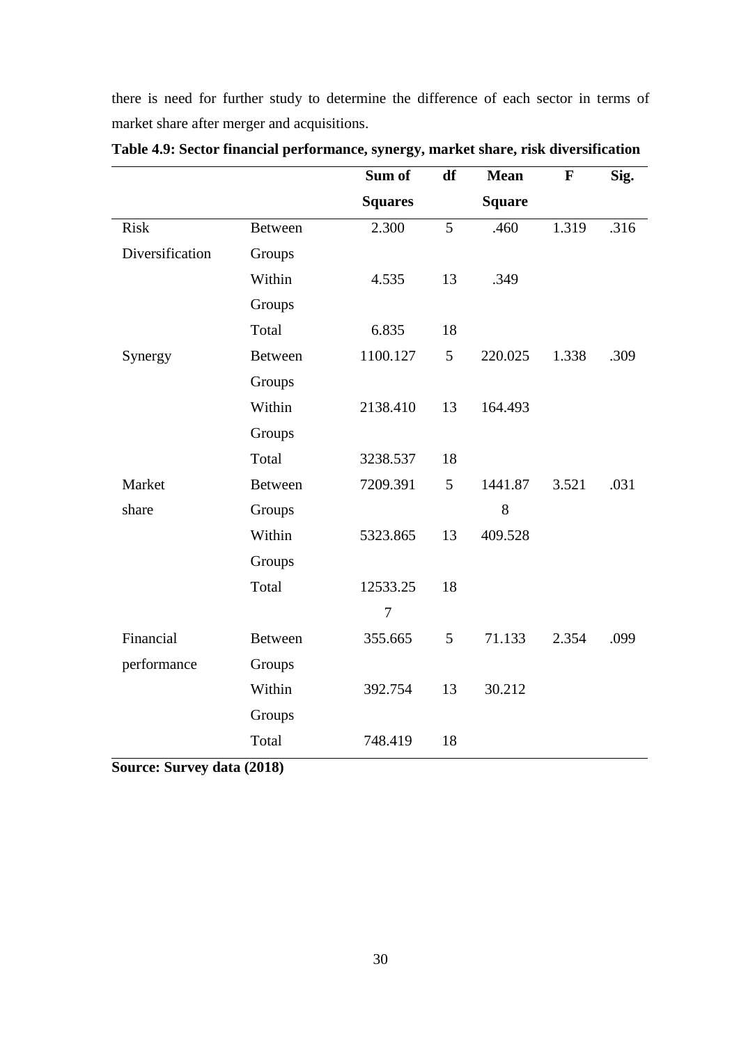there is need for further study to determine the difference of each sector in terms of market share after merger and acquisitions.

**Table 4.9: Sector financial performance, synergy, market share, risk diversification**

| | | Sum of Squares | df | Mean Square | F | Sig. |
|---|---|---|---|---|---|---|
| Risk Diversification | Between Groups | 2.300 | 5 | .460 | 1.319 | .316 |
| | Within Groups | 4.535 | 13 | .349 | | |
| | Total | 6.835 | 18 | | | |
| Synergy | Between Groups | 1100.127 | 5 | 220.025 | 1.338 | .309 |
| | Within Groups | 2138.410 | 13 | 164.493 | | |
| | Total | 3238.537 | 18 | | | |
| Market share | Between Groups | 7209.391 | 5 | 1441.878 | 3.521 | .031 |
| | Within Groups | 5323.865 | 13 | 409.528 | | |
| | Total | 12533.257 | 18 | | | |
| Financial performance | Between Groups | 355.665 | 5 | 71.133 | 2.354 | .099 |
| | Within Groups | 392.754 | 13 | 30.212 | | |
| | Total | 748.419 | 18 | | | |

**Source: Survey data (2018)**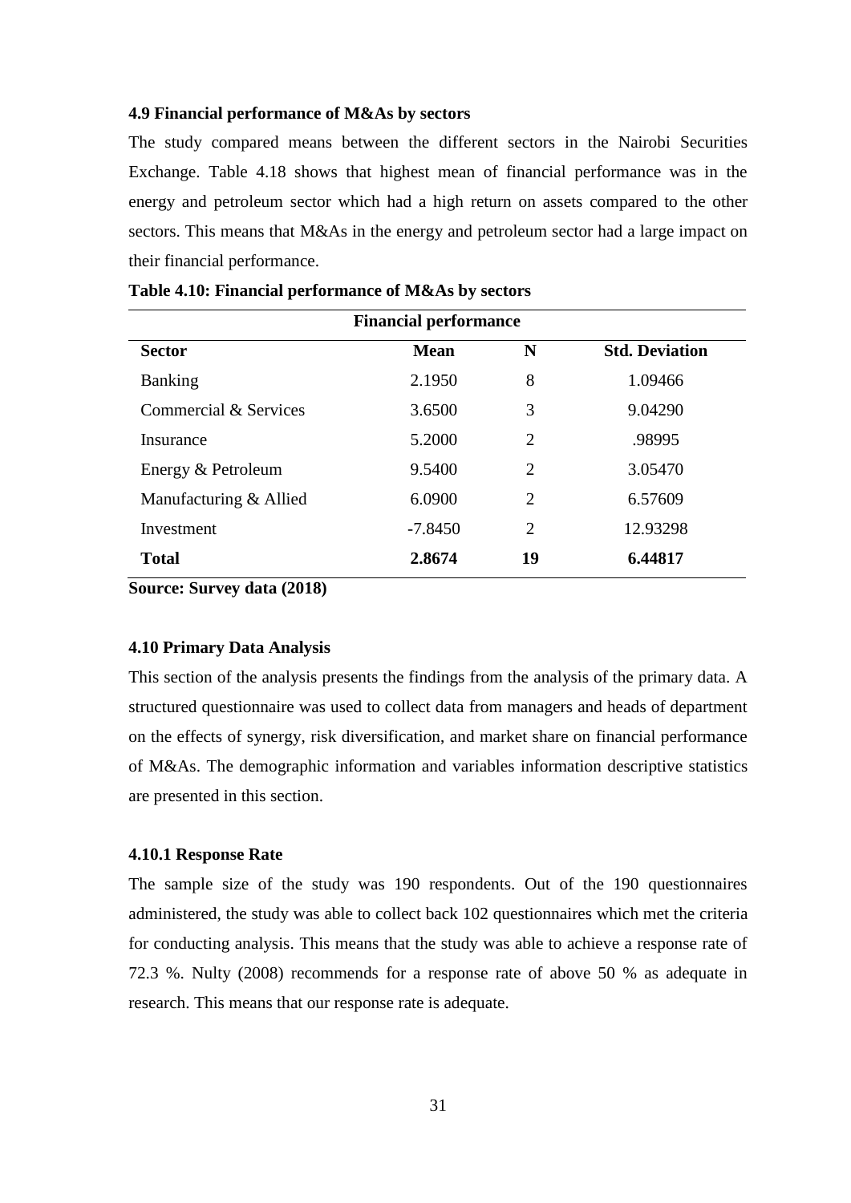### 4.9 Financial performance of M&As by sectors

The study compared means between the different sectors in the Nairobi Securities Exchange. Table 4.18 shows that highest mean of financial performance was in the energy and petroleum sector which had a high return on assets compared to the other sectors. This means that M&As in the energy and petroleum sector had a large impact on their financial performance.

**Table 4.10: Financial performance of M&As by sectors**

| Financial performance | | | |
|---|---|---|---|
| **Sector** | **Mean** | **N** | **Std. Deviation** |
| Banking | 2.1950 | 8 | 1.09466 |
| Commercial & Services | 3.6500 | 3 | 9.04290 |
| Insurance | 5.2000 | 2 | .98995 |
| Energy & Petroleum | 9.5400 | 2 | 3.05470 |
| Manufacturing & Allied | 6.0900 | 2 | 6.57609 |
| Investment | -7.8450 | 2 | 12.93298 |
| **Total** | **2.8674** | **19** | **6.44817** |

**Source: Survey data (2018)**

### 4.10 Primary Data Analysis

This section of the analysis presents the findings from the analysis of the primary data. A structured questionnaire was used to collect data from managers and heads of department on the effects of synergy, risk diversification, and market share on financial performance of M&As. The demographic information and variables information descriptive statistics are presented in this section.

#### 4.10.1 Response Rate

The sample size of the study was 190 respondents. Out of the 190 questionnaires administered, the study was able to collect back 102 questionnaires which met the criteria for conducting analysis. This means that the study was able to achieve a response rate of 72.3 %. Nulty (2008) recommends for a response rate of above 50 % as adequate in research. This means that our response rate is adequate.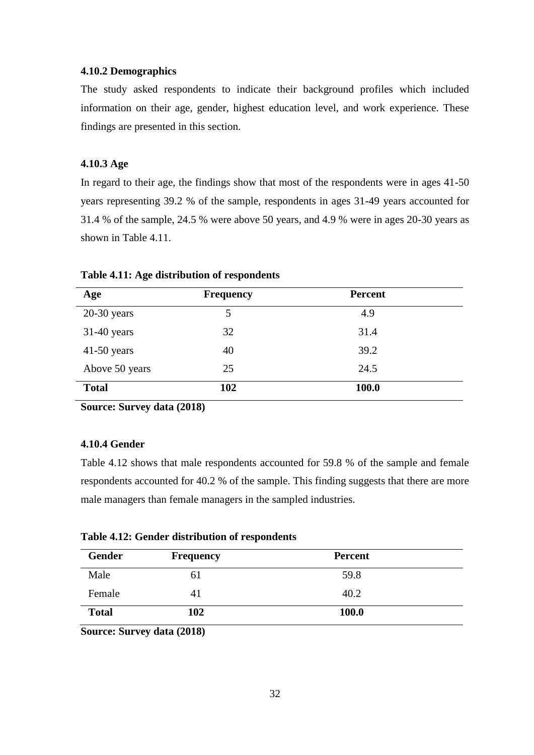#### 4.10.2 Demographics

The study asked respondents to indicate their background profiles which included information on their age, gender, highest education level, and work experience. These findings are presented in this section.

#### 4.10.3 Age

In regard to their age, the findings show that most of the respondents were in ages 41-50 years representing 39.2 % of the sample, respondents in ages 31-49 years accounted for 31.4 % of the sample, 24.5 % were above 50 years, and 4.9 % were in ages 20-30 years as shown in Table 4.11.

**Table 4.11: Age distribution of respondents**

| Age | Frequency | Percent |
|---|---|---|
| 20-30 years | 5 | 4.9 |
| 31-40 years | 32 | 31.4 |
| 41-50 years | 40 | 39.2 |
| Above 50 years | 25 | 24.5 |
| **Total** | **102** | **100.0** |

**Source: Survey data (2018)**

#### 4.10.4 Gender

Table 4.12 shows that male respondents accounted for 59.8 % of the sample and female respondents accounted for 40.2 % of the sample. This finding suggests that there are more male managers than female managers in the sampled industries.

**Table 4.12: Gender distribution of respondents**

| Gender | Frequency | Percent |
|---|---|---|
| Male | 61 | 59.8 |
| Female | 41 | 40.2 |
| **Total** | **102** | **100.0** |

**Source: Survey data (2018)**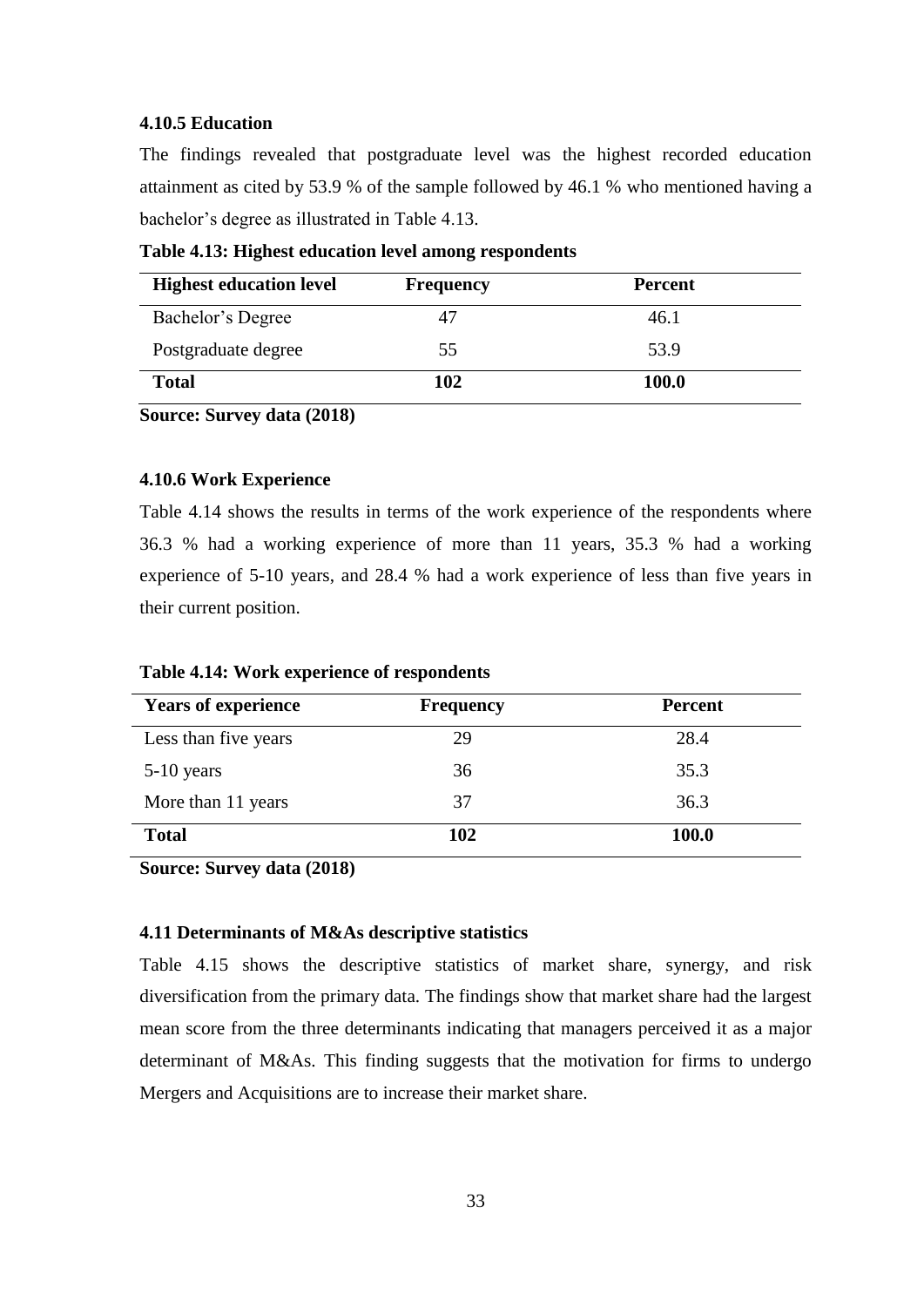### 4.10.5 Education

The findings revealed that postgraduate level was the highest recorded education attainment as cited by 53.9 % of the sample followed by 46.1 % who mentioned having a bachelor's degree as illustrated in Table 4.13.

**Table 4.13: Highest education level among respondents**

| Highest education level | Frequency | Percent |
|---|---|---|
| Bachelor's Degree | 47 | 46.1 |
| Postgraduate degree | 55 | 53.9 |
| **Total** | **102** | **100.0** |

**Source: Survey data (2018)**

### 4.10.6 Work Experience

Table 4.14 shows the results in terms of the work experience of the respondents where 36.3 % had a working experience of more than 11 years, 35.3 % had a working experience of 5-10 years, and 28.4 % had a work experience of less than five years in their current position.

**Table 4.14: Work experience of respondents**

| Years of experience | Frequency | Percent |
|---|---|---|
| Less than five years | 29 | 28.4 |
| 5-10 years | 36 | 35.3 |
| More than 11 years | 37 | 36.3 |
| **Total** | **102** | **100.0** |

**Source: Survey data (2018)**

### 4.11 Determinants of M&As descriptive statistics

Table 4.15 shows the descriptive statistics of market share, synergy, and risk diversification from the primary data. The findings show that market share had the largest mean score from the three determinants indicating that managers perceived it as a major determinant of M&As. This finding suggests that the motivation for firms to undergo Mergers and Acquisitions are to increase their market share.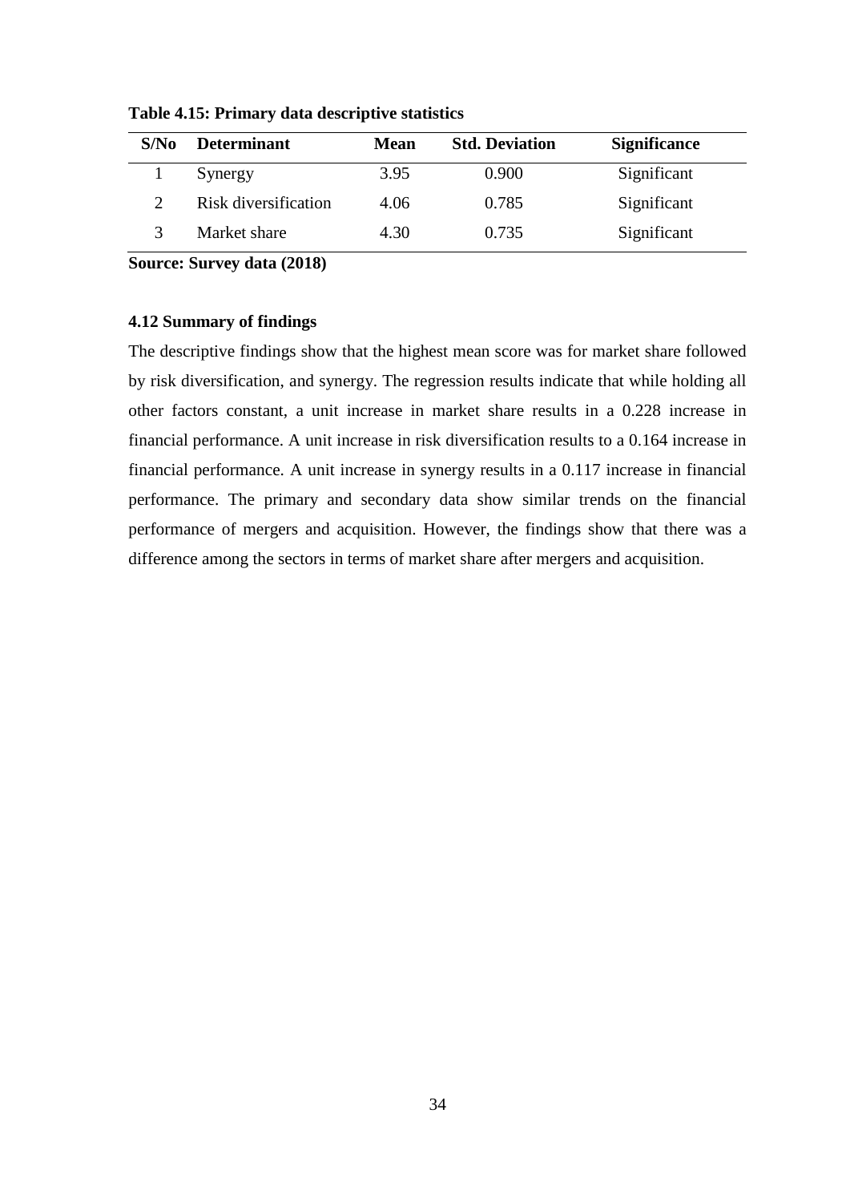**Table 4.15: Primary data descriptive statistics**

| S/No | Determinant | Mean | Std. Deviation | Significance |
|---|---|---|---|---|
| 1 | Synergy | 3.95 | 0.900 | Significant |
| 2 | Risk diversification | 4.06 | 0.785 | Significant |
| 3 | Market share | 4.30 | 0.735 | Significant |

**Source: Survey data (2018)**

### 4.12 Summary of findings

The descriptive findings show that the highest mean score was for market share followed by risk diversification, and synergy. The regression results indicate that while holding all other factors constant, a unit increase in market share results in a 0.228 increase in financial performance. A unit increase in risk diversification results to a 0.164 increase in financial performance. A unit increase in synergy results in a 0.117 increase in financial performance. The primary and secondary data show similar trends on the financial performance of mergers and acquisition. However, the findings show that there was a difference among the sectors in terms of market share after mergers and acquisition.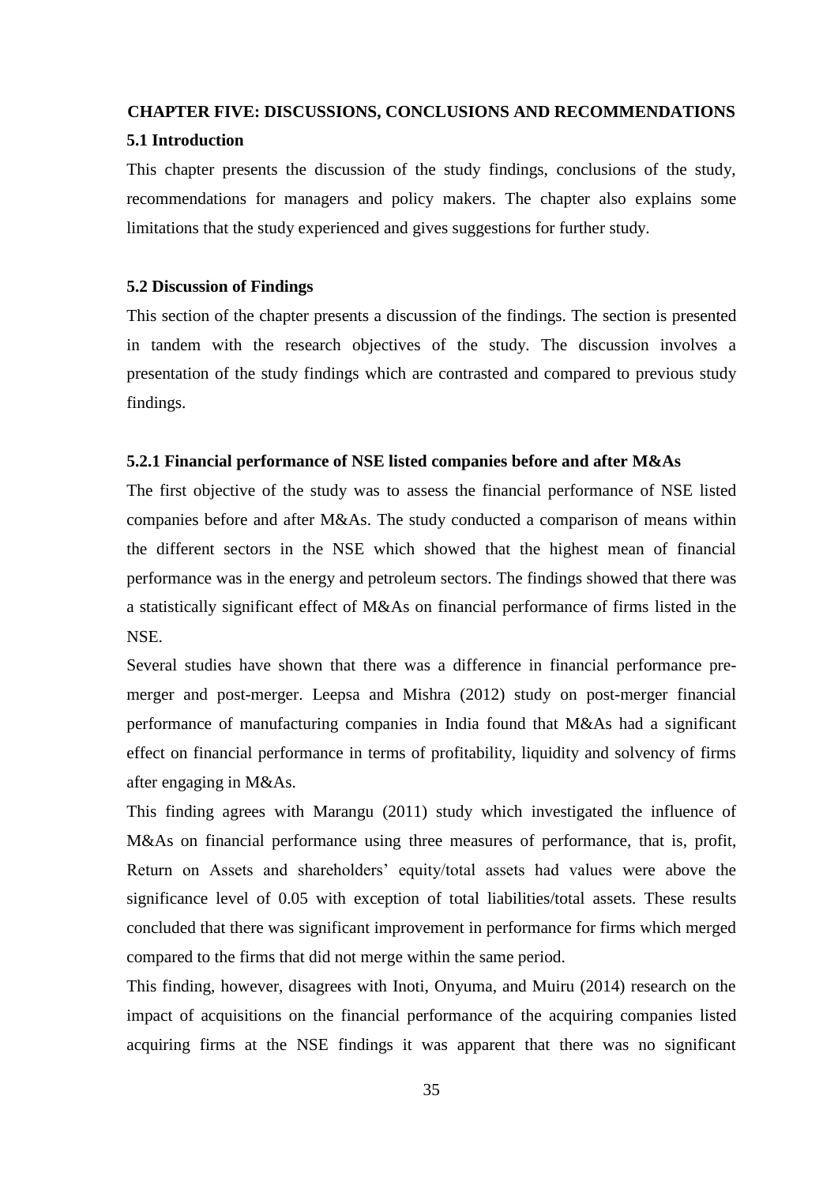# CHAPTER FIVE: DISCUSSIONS, CONCLUSIONS AND RECOMMENDATIONS

## 5.1 Introduction

This chapter presents the discussion of the study findings, conclusions of the study, recommendations for managers and policy makers. The chapter also explains some limitations that the study experienced and gives suggestions for further study.

## 5.2 Discussion of Findings

This section of the chapter presents a discussion of the findings. The section is presented in tandem with the research objectives of the study. The discussion involves a presentation of the study findings which are contrasted and compared to previous study findings.

### 5.2.1 Financial performance of NSE listed companies before and after M&As

The first objective of the study was to assess the financial performance of NSE listed companies before and after M&As. The study conducted a comparison of means within the different sectors in the NSE which showed that the highest mean of financial performance was in the energy and petroleum sectors. The findings showed that there was a statistically significant effect of M&As on financial performance of firms listed in the NSE.

Several studies have shown that there was a difference in financial performance pre-merger and post-merger. Leepsa and Mishra (2012) study on post-merger financial performance of manufacturing companies in India found that M&As had a significant effect on financial performance in terms of profitability, liquidity and solvency of firms after engaging in M&As.

This finding agrees with Marangu (2011) study which investigated the influence of M&As on financial performance using three measures of performance, that is, profit, Return on Assets and shareholders' equity/total assets had values were above the significance level of 0.05 with exception of total liabilities/total assets. These results concluded that there was significant improvement in performance for firms which merged compared to the firms that did not merge within the same period.

This finding, however, disagrees with Inoti, Onyuma, and Muiru (2014) research on the impact of acquisitions on the financial performance of the acquiring companies listed acquiring firms at the NSE findings it was apparent that there was no significant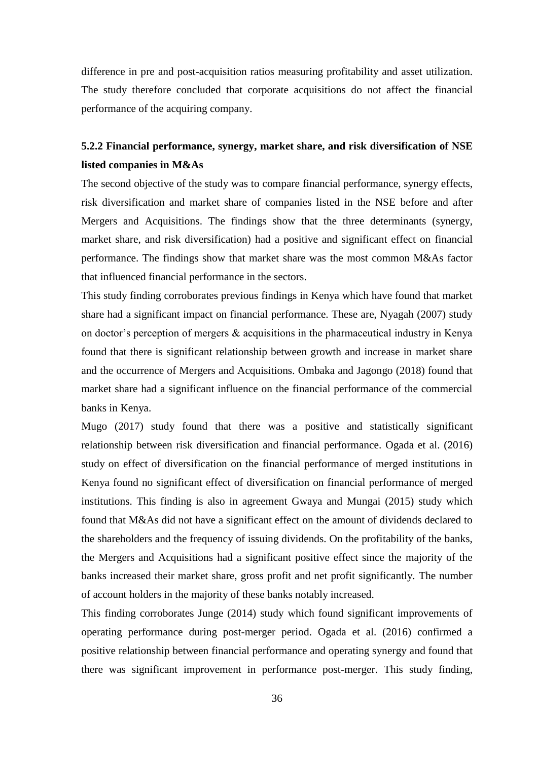difference in pre and post-acquisition ratios measuring profitability and asset utilization. The study therefore concluded that corporate acquisitions do not affect the financial performance of the acquiring company.

### 5.2.2 Financial performance, synergy, market share, and risk diversification of NSE listed companies in M&As

The second objective of the study was to compare financial performance, synergy effects, risk diversification and market share of companies listed in the NSE before and after Mergers and Acquisitions. The findings show that the three determinants (synergy, market share, and risk diversification) had a positive and significant effect on financial performance. The findings show that market share was the most common M&As factor that influenced financial performance in the sectors.

This study finding corroborates previous findings in Kenya which have found that market share had a significant impact on financial performance. These are, Nyagah (2007) study on doctor's perception of mergers & acquisitions in the pharmaceutical industry in Kenya found that there is significant relationship between growth and increase in market share and the occurrence of Mergers and Acquisitions. Ombaka and Jagongo (2018) found that market share had a significant influence on the financial performance of the commercial banks in Kenya.

Mugo (2017) study found that there was a positive and statistically significant relationship between risk diversification and financial performance. Ogada et al. (2016) study on effect of diversification on the financial performance of merged institutions in Kenya found no significant effect of diversification on financial performance of merged institutions. This finding is also in agreement Gwaya and Mungai (2015) study which found that M&As did not have a significant effect on the amount of dividends declared to the shareholders and the frequency of issuing dividends. On the profitability of the banks, the Mergers and Acquisitions had a significant positive effect since the majority of the banks increased their market share, gross profit and net profit significantly. The number of account holders in the majority of these banks notably increased.

This finding corroborates Junge (2014) study which found significant improvements of operating performance during post-merger period. Ogada et al. (2016) confirmed a positive relationship between financial performance and operating synergy and found that there was significant improvement in performance post-merger. This study finding,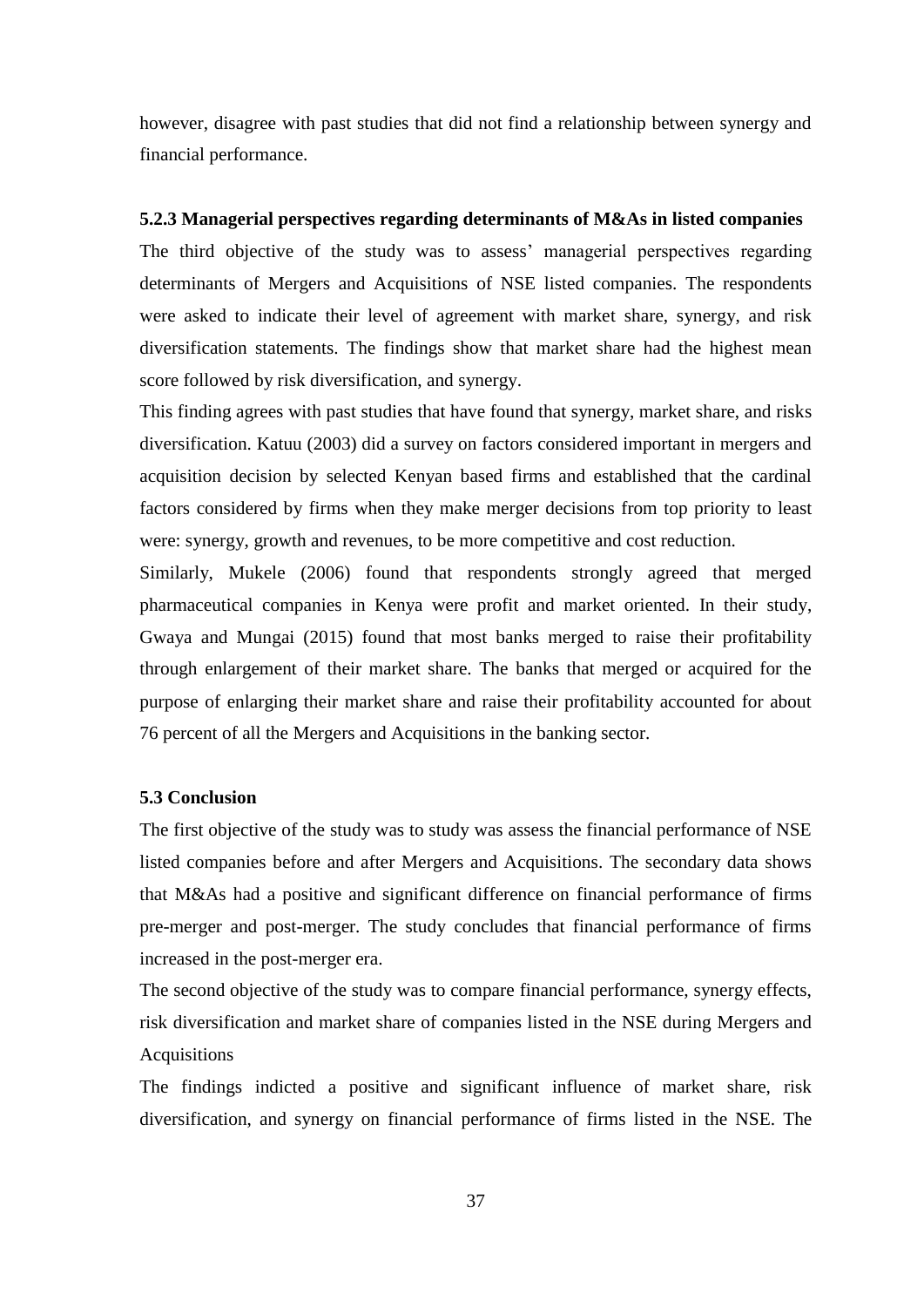however, disagree with past studies that did not find a relationship between synergy and financial performance.

### 5.2.3 Managerial perspectives regarding determinants of M&As in listed companies

The third objective of the study was to assess' managerial perspectives regarding determinants of Mergers and Acquisitions of NSE listed companies. The respondents were asked to indicate their level of agreement with market share, synergy, and risk diversification statements. The findings show that market share had the highest mean score followed by risk diversification, and synergy.

This finding agrees with past studies that have found that synergy, market share, and risks diversification. Katuu (2003) did a survey on factors considered important in mergers and acquisition decision by selected Kenyan based firms and established that the cardinal factors considered by firms when they make merger decisions from top priority to least were: synergy, growth and revenues, to be more competitive and cost reduction.

Similarly, Mukele (2006) found that respondents strongly agreed that merged pharmaceutical companies in Kenya were profit and market oriented. In their study, Gwaya and Mungai (2015) found that most banks merged to raise their profitability through enlargement of their market share. The banks that merged or acquired for the purpose of enlarging their market share and raise their profitability accounted for about 76 percent of all the Mergers and Acquisitions in the banking sector.

## 5.3 Conclusion

The first objective of the study was to study was assess the financial performance of NSE listed companies before and after Mergers and Acquisitions. The secondary data shows that M&As had a positive and significant difference on financial performance of firms pre-merger and post-merger. The study concludes that financial performance of firms increased in the post-merger era.

The second objective of the study was to compare financial performance, synergy effects, risk diversification and market share of companies listed in the NSE during Mergers and Acquisitions

The findings indicted a positive and significant influence of market share, risk diversification, and synergy on financial performance of firms listed in the NSE. The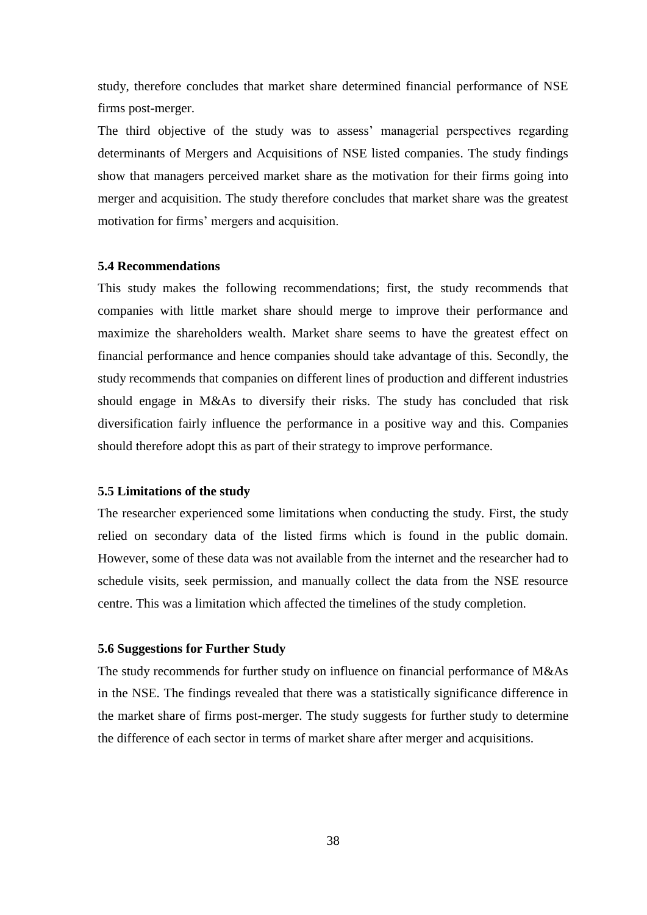study, therefore concludes that market share determined financial performance of NSE firms post-merger.

The third objective of the study was to assess' managerial perspectives regarding determinants of Mergers and Acquisitions of NSE listed companies. The study findings show that managers perceived market share as the motivation for their firms going into merger and acquisition. The study therefore concludes that market share was the greatest motivation for firms' mergers and acquisition.

### 5.4 Recommendations

This study makes the following recommendations; first, the study recommends that companies with little market share should merge to improve their performance and maximize the shareholders wealth. Market share seems to have the greatest effect on financial performance and hence companies should take advantage of this. Secondly, the study recommends that companies on different lines of production and different industries should engage in M&As to diversify their risks. The study has concluded that risk diversification fairly influence the performance in a positive way and this. Companies should therefore adopt this as part of their strategy to improve performance.

### 5.5 Limitations of the study

The researcher experienced some limitations when conducting the study. First, the study relied on secondary data of the listed firms which is found in the public domain. However, some of these data was not available from the internet and the researcher had to schedule visits, seek permission, and manually collect the data from the NSE resource centre. This was a limitation which affected the timelines of the study completion.

### 5.6 Suggestions for Further Study

The study recommends for further study on influence on financial performance of M&As in the NSE. The findings revealed that there was a statistically significance difference in the market share of firms post-merger. The study suggests for further study to determine the difference of each sector in terms of market share after merger and acquisitions.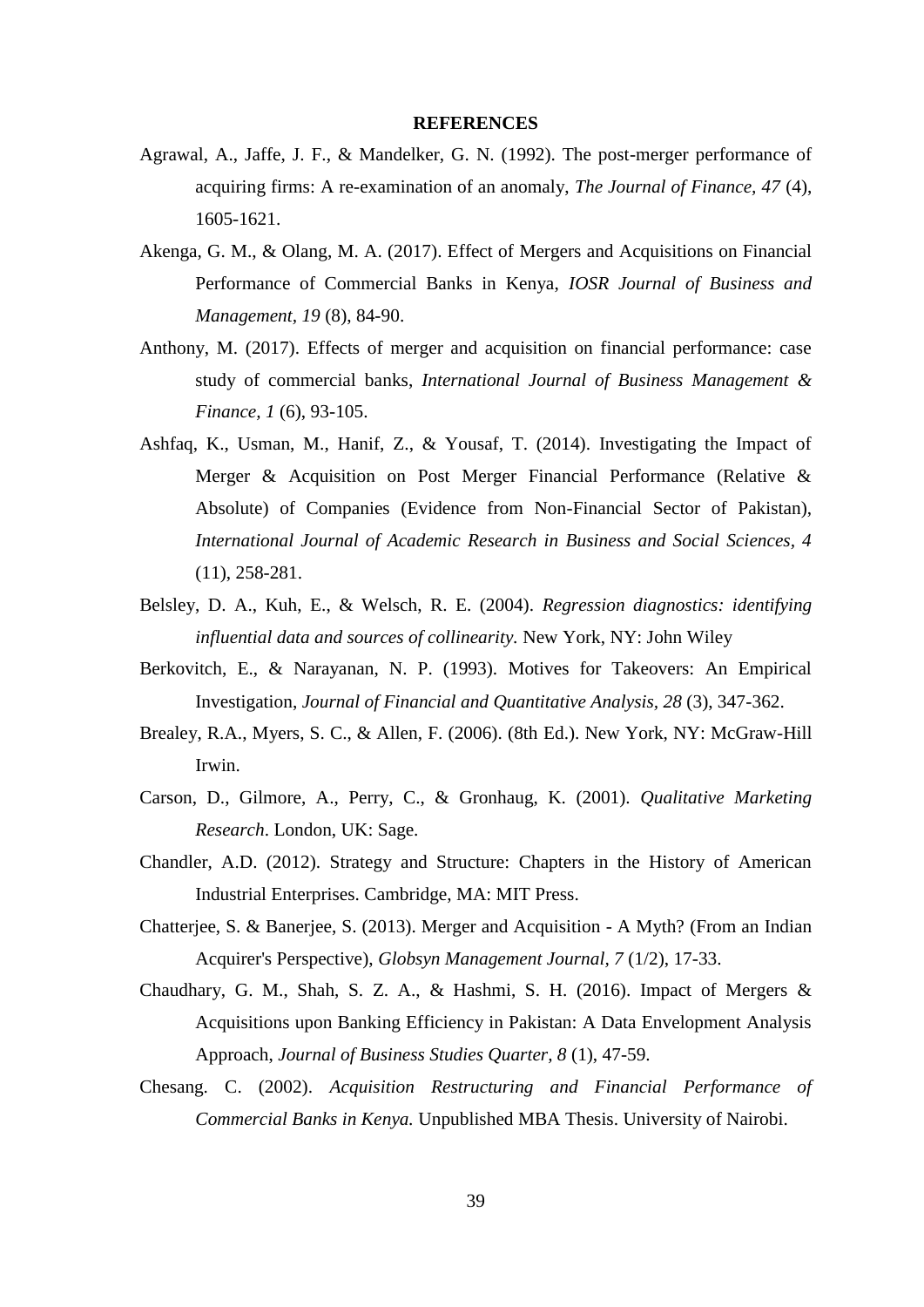## REFERENCES

Agrawal, A., Jaffe, J. F., & Mandelker, G. N. (1992). The post-merger performance of acquiring firms: A re-examination of an anomaly, *The Journal of Finance, 47* (4), 1605-1621.

Akenga, G. M., & Olang, M. A. (2017). Effect of Mergers and Acquisitions on Financial Performance of Commercial Banks in Kenya, *IOSR Journal of Business and Management, 19* (8), 84-90.

Anthony, M. (2017). Effects of merger and acquisition on financial performance: case study of commercial banks, *International Journal of Business Management & Finance, 1* (6), 93-105.

Ashfaq, K., Usman, M., Hanif, Z., & Yousaf, T. (2014). Investigating the Impact of Merger & Acquisition on Post Merger Financial Performance (Relative & Absolute) of Companies (Evidence from Non-Financial Sector of Pakistan), *International Journal of Academic Research in Business and Social Sciences, 4* (11), 258-281.

Belsley, D. A., Kuh, E., & Welsch, R. E. (2004). *Regression diagnostics: identifying influential data and sources of collinearity.* New York, NY: John Wiley

Berkovitch, E., & Narayanan, N. P. (1993). Motives for Takeovers: An Empirical Investigation, *Journal of Financial and Quantitative Analysis, 28* (3), 347-362.

Brealey, R.A., Myers, S. C., & Allen, F. (2006). (8th Ed.). New York, NY: McGraw-Hill Irwin.

Carson, D., Gilmore, A., Perry, C., & Gronhaug, K. (2001). *Qualitative Marketing Research*. London, UK: Sage.

Chandler, A.D. (2012). Strategy and Structure: Chapters in the History of American Industrial Enterprises. Cambridge, MA: MIT Press.

Chatterjee, S. & Banerjee, S. (2013). Merger and Acquisition - A Myth? (From an Indian Acquirer's Perspective), *Globsyn Management Journal, 7* (1/2), 17-33.

Chaudhary, G. M., Shah, S. Z. A., & Hashmi, S. H. (2016). Impact of Mergers & Acquisitions upon Banking Efficiency in Pakistan: A Data Envelopment Analysis Approach, *Journal of Business Studies Quarter, 8* (1), 47-59.

Chesang. C. (2002). *Acquisition Restructuring and Financial Performance of Commercial Banks in Kenya.* Unpublished MBA Thesis. University of Nairobi.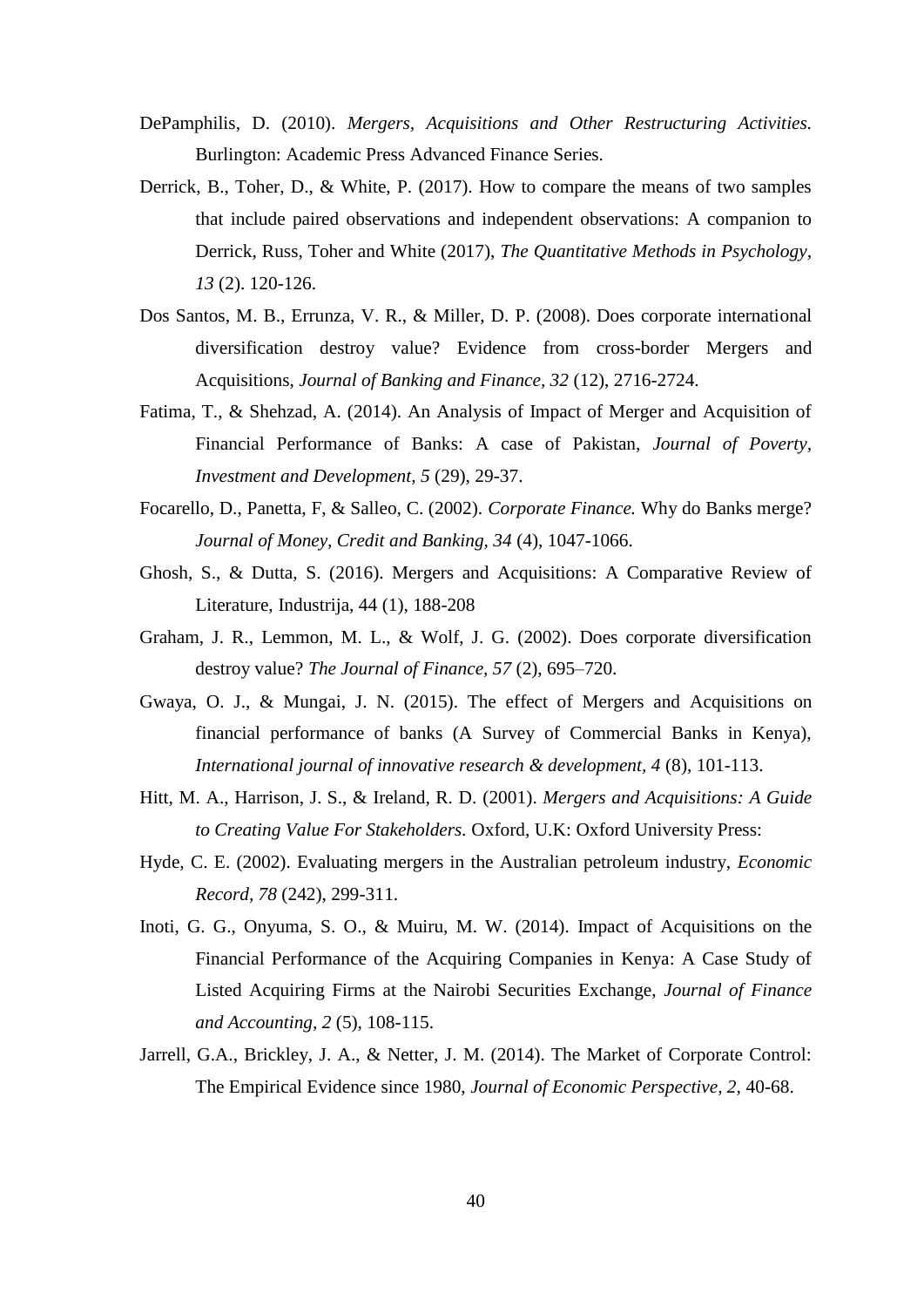DePamphilis, D. (2010). *Mergers, Acquisitions and Other Restructuring Activities.* Burlington: Academic Press Advanced Finance Series.

Derrick, B., Toher, D., & White, P. (2017). How to compare the means of two samples that include paired observations and independent observations: A companion to Derrick, Russ, Toher and White (2017), *The Quantitative Methods in Psychology, 13* (2). 120-126.

Dos Santos, M. B., Errunza, V. R., & Miller, D. P. (2008). Does corporate international diversification destroy value? Evidence from cross-border Mergers and Acquisitions, *Journal of Banking and Finance, 32* (12), 2716-2724.

Fatima, T., & Shehzad, A. (2014). An Analysis of Impact of Merger and Acquisition of Financial Performance of Banks: A case of Pakistan, *Journal of Poverty, Investment and Development, 5* (29), 29-37.

Focarello, D., Panetta, F, & Salleo, C. (2002). *Corporate Finance.* Why do Banks merge? *Journal of Money, Credit and Banking, 34* (4), 1047-1066.

Ghosh, S., & Dutta, S. (2016). Mergers and Acquisitions: A Comparative Review of Literature, Industrija, 44 (1), 188-208

Graham, J. R., Lemmon, M. L., & Wolf, J. G. (2002). Does corporate diversification destroy value? *The Journal of Finance, 57* (2), 695–720.

Gwaya, O. J., & Mungai, J. N. (2015). The effect of Mergers and Acquisitions on financial performance of banks (A Survey of Commercial Banks in Kenya), *International journal of innovative research & development, 4* (8), 101-113.

Hitt, M. A., Harrison, J. S., & Ireland, R. D. (2001). *Mergers and Acquisitions: A Guide to Creating Value For Stakeholders.* Oxford, U.K: Oxford University Press:

Hyde, C. E. (2002). Evaluating mergers in the Australian petroleum industry, *Economic Record, 78* (242), 299-311.

Inoti, G. G., Onyuma, S. O., & Muiru, M. W. (2014). Impact of Acquisitions on the Financial Performance of the Acquiring Companies in Kenya: A Case Study of Listed Acquiring Firms at the Nairobi Securities Exchange, *Journal of Finance and Accounting, 2* (5), 108-115.

Jarrell, G.A., Brickley, J. A., & Netter, J. M. (2014). The Market of Corporate Control: The Empirical Evidence since 1980, *Journal of Economic Perspective, 2,* 40-68.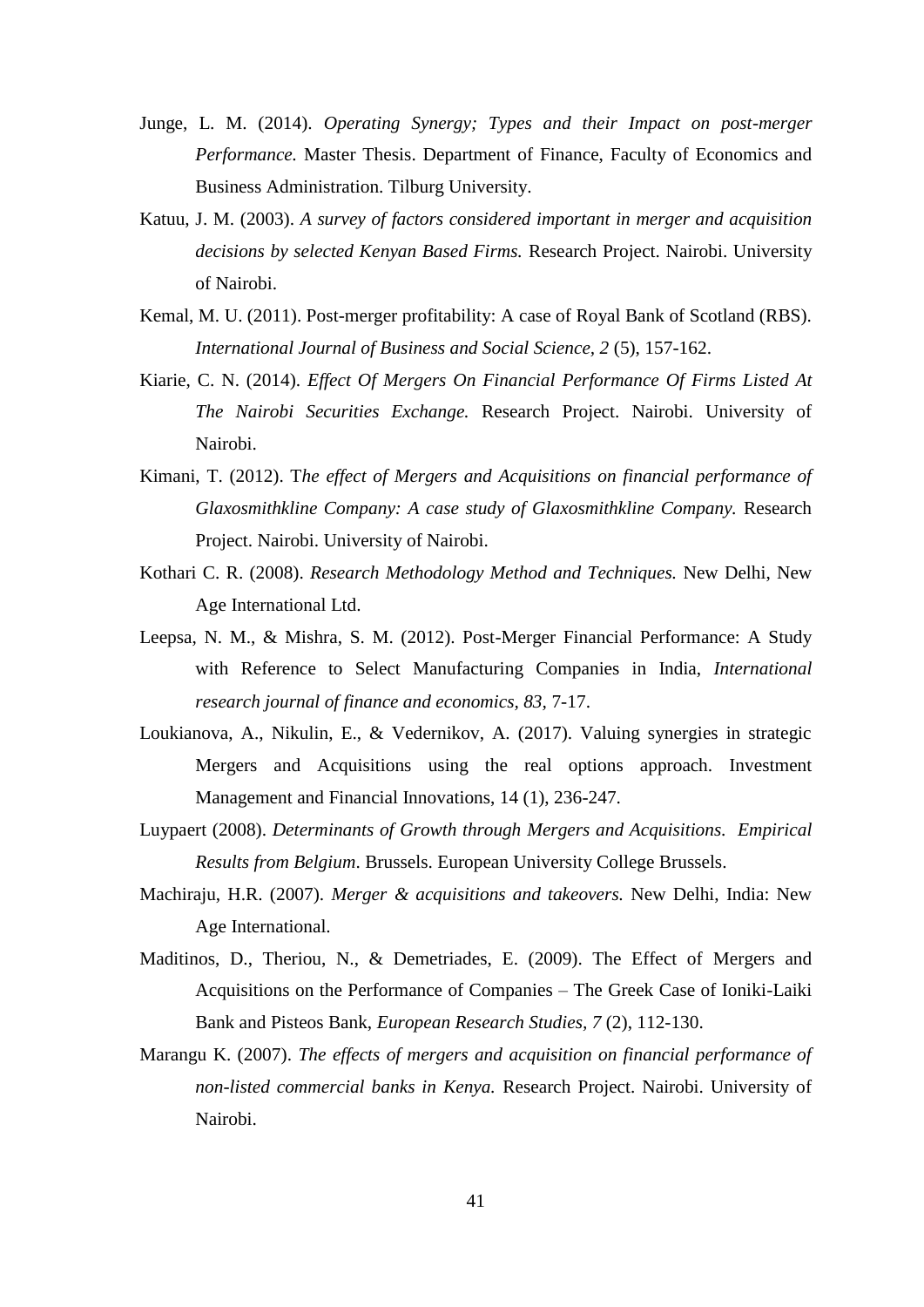Junge, L. M. (2014). *Operating Synergy; Types and their Impact on post-merger Performance.* Master Thesis. Department of Finance, Faculty of Economics and Business Administration. Tilburg University.

Katuu, J. M. (2003). *A survey of factors considered important in merger and acquisition decisions by selected Kenyan Based Firms.* Research Project. Nairobi. University of Nairobi.

Kemal, M. U. (2011). Post-merger profitability: A case of Royal Bank of Scotland (RBS). *International Journal of Business and Social Science, 2* (5), 157-162.

Kiarie, C. N. (2014). *Effect Of Mergers On Financial Performance Of Firms Listed At The Nairobi Securities Exchange.* Research Project. Nairobi. University of Nairobi.

Kimani, T. (2012). T*he effect of Mergers and Acquisitions on financial performance of Glaxosmithkline Company: A case study of Glaxosmithkline Company.* Research Project. Nairobi. University of Nairobi.

Kothari C. R. (2008). *Research Methodology Method and Techniques.* New Delhi, New Age International Ltd.

Leepsa, N. M., & Mishra, S. M. (2012). Post-Merger Financial Performance: A Study with Reference to Select Manufacturing Companies in India, *International research journal of finance and economics, 83,* 7-17.

Loukianova, A., Nikulin, E., & Vedernikov, A. (2017). Valuing synergies in strategic Mergers and Acquisitions using the real options approach. Investment Management and Financial Innovations, 14 (1), 236-247.

Luypaert (2008). *Determinants of Growth through Mergers and Acquisitions. Empirical Results from Belgium*. Brussels. European University College Brussels.

Machiraju, H.R. (2007). *Merger & acquisitions and takeovers.* New Delhi, India: New Age International.

Maditinos, D., Theriou, N., & Demetriades, E. (2009). The Effect of Mergers and Acquisitions on the Performance of Companies – The Greek Case of Ioniki-Laiki Bank and Pisteos Bank, *European Research Studies, 7* (2), 112-130.

Marangu K. (2007). *The effects of mergers and acquisition on financial performance of non-listed commercial banks in Kenya.* Research Project. Nairobi. University of Nairobi.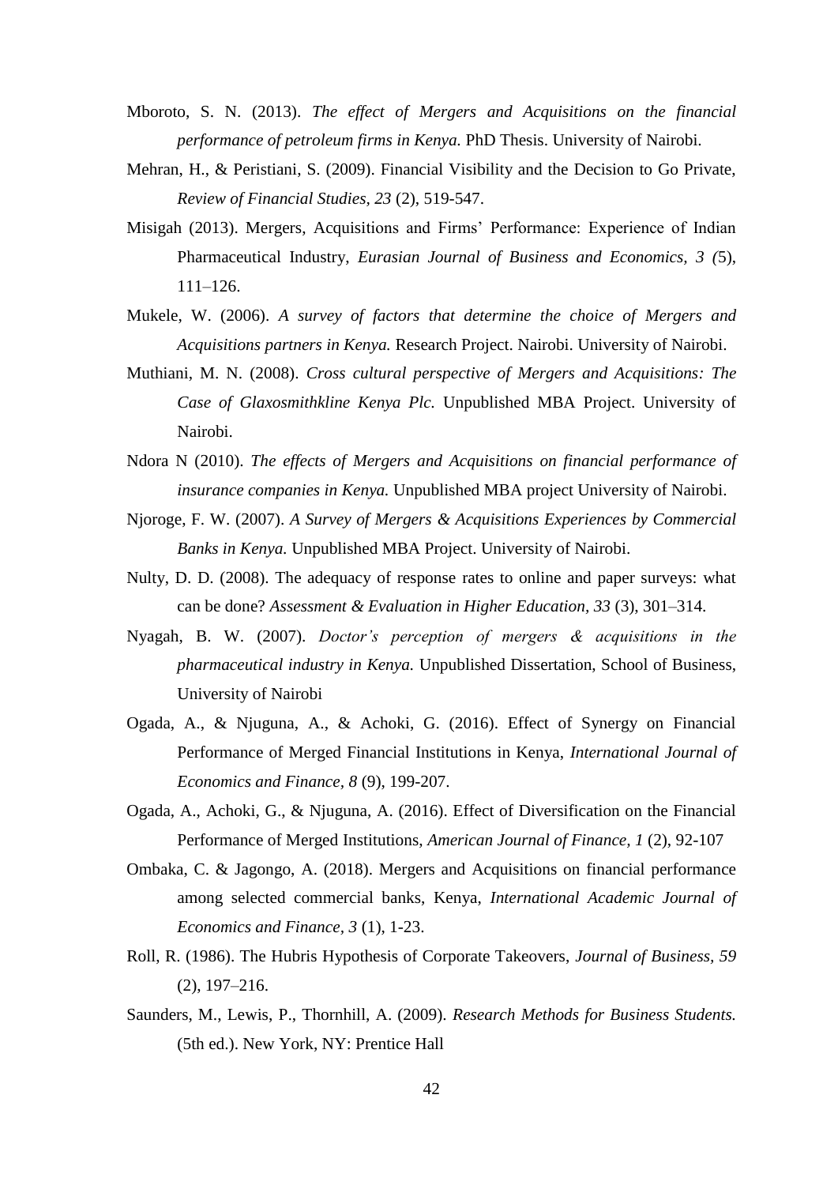Mboroto, S. N. (2013). *The effect of Mergers and Acquisitions on the financial performance of petroleum firms in Kenya.* PhD Thesis. University of Nairobi.

Mehran, H., & Peristiani, S. (2009). Financial Visibility and the Decision to Go Private, *Review of Financial Studies, 23* (2), 519-547.

Misigah (2013). Mergers, Acquisitions and Firms' Performance: Experience of Indian Pharmaceutical Industry, *Eurasian Journal of Business and Economics, 3 (*5), 111–126.

Mukele, W. (2006). *A survey of factors that determine the choice of Mergers and Acquisitions partners in Kenya.* Research Project. Nairobi. University of Nairobi.

Muthiani, M. N. (2008). *Cross cultural perspective of Mergers and Acquisitions: The Case of Glaxosmithkline Kenya Plc.* Unpublished MBA Project. University of Nairobi.

Ndora N (2010). *The effects of Mergers and Acquisitions on financial performance of insurance companies in Kenya.* Unpublished MBA project University of Nairobi.

Njoroge, F. W. (2007). *A Survey of Mergers & Acquisitions Experiences by Commercial Banks in Kenya.* Unpublished MBA Project. University of Nairobi.

Nulty, D. D. (2008). The adequacy of response rates to online and paper surveys: what can be done? *Assessment & Evaluation in Higher Education, 33* (3), 301–314.

Nyagah, B. W. (2007). *Doctor's perception of mergers & acquisitions in the pharmaceutical industry in Kenya.* Unpublished Dissertation, School of Business, University of Nairobi

Ogada, A., & Njuguna, A., & Achoki, G. (2016). Effect of Synergy on Financial Performance of Merged Financial Institutions in Kenya, *International Journal of Economics and Finance, 8* (9), 199-207.

Ogada, A., Achoki, G., & Njuguna, A. (2016). Effect of Diversification on the Financial Performance of Merged Institutions, *American Journal of Finance, 1* (2), 92-107

Ombaka, C. & Jagongo, A. (2018). Mergers and Acquisitions on financial performance among selected commercial banks, Kenya, *International Academic Journal of Economics and Finance, 3* (1), 1-23.

Roll, R. (1986). The Hubris Hypothesis of Corporate Takeovers, *Journal of Business, 59* (2), 197–216.

Saunders, M., Lewis, P., Thornhill, A. (2009). *Research Methods for Business Students.* (5th ed.). New York, NY: Prentice Hall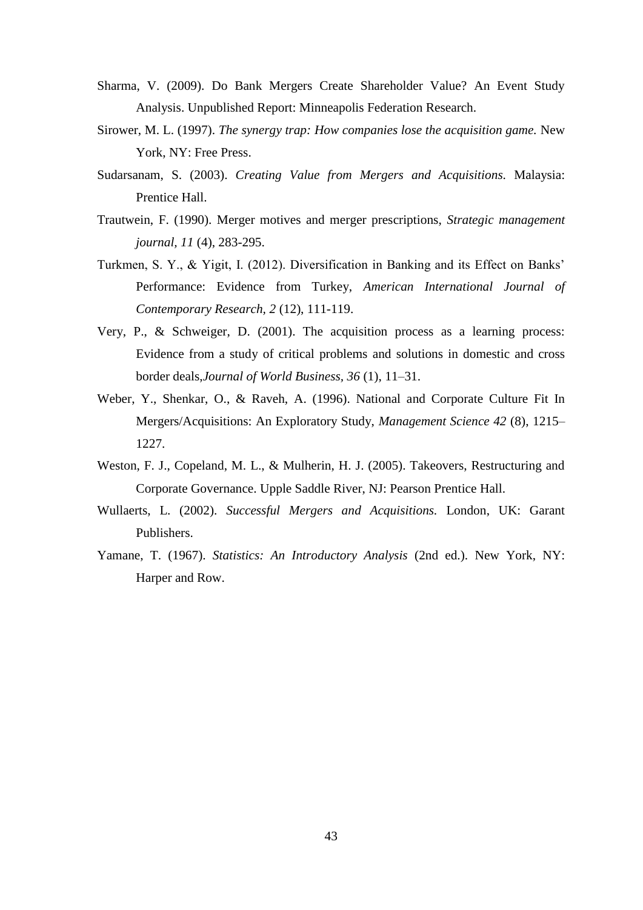Sharma, V. (2009). Do Bank Mergers Create Shareholder Value? An Event Study Analysis. Unpublished Report: Minneapolis Federation Research.

Sirower, M. L. (1997). *The synergy trap: How companies lose the acquisition game.* New York, NY: Free Press.

Sudarsanam, S. (2003). *Creating Value from Mergers and Acquisitions.* Malaysia: Prentice Hall.

Trautwein, F. (1990). Merger motives and merger prescriptions, *Strategic management journal, 11* (4), 283-295.

Turkmen, S. Y., & Yigit, I. (2012). Diversification in Banking and its Effect on Banks' Performance: Evidence from Turkey, *American International Journal of Contemporary Research, 2* (12), 111-119.

Very, P., & Schweiger, D. (2001). The acquisition process as a learning process: Evidence from a study of critical problems and solutions in domestic and cross border deals,*Journal of World Business, 36* (1), 11–31.

Weber, Y., Shenkar, O., & Raveh, A. (1996). National and Corporate Culture Fit In Mergers/Acquisitions: An Exploratory Study, *Management Science 42* (8), 1215–1227.

Weston, F. J., Copeland, M. L., & Mulherin, H. J. (2005). Takeovers, Restructuring and Corporate Governance. Upple Saddle River, NJ: Pearson Prentice Hall.

Wullaerts, L. (2002). *Successful Mergers and Acquisitions.* London, UK: Garant Publishers.

Yamane, T. (1967). *Statistics: An Introductory Analysis* (2nd ed.). New York, NY: Harper and Row.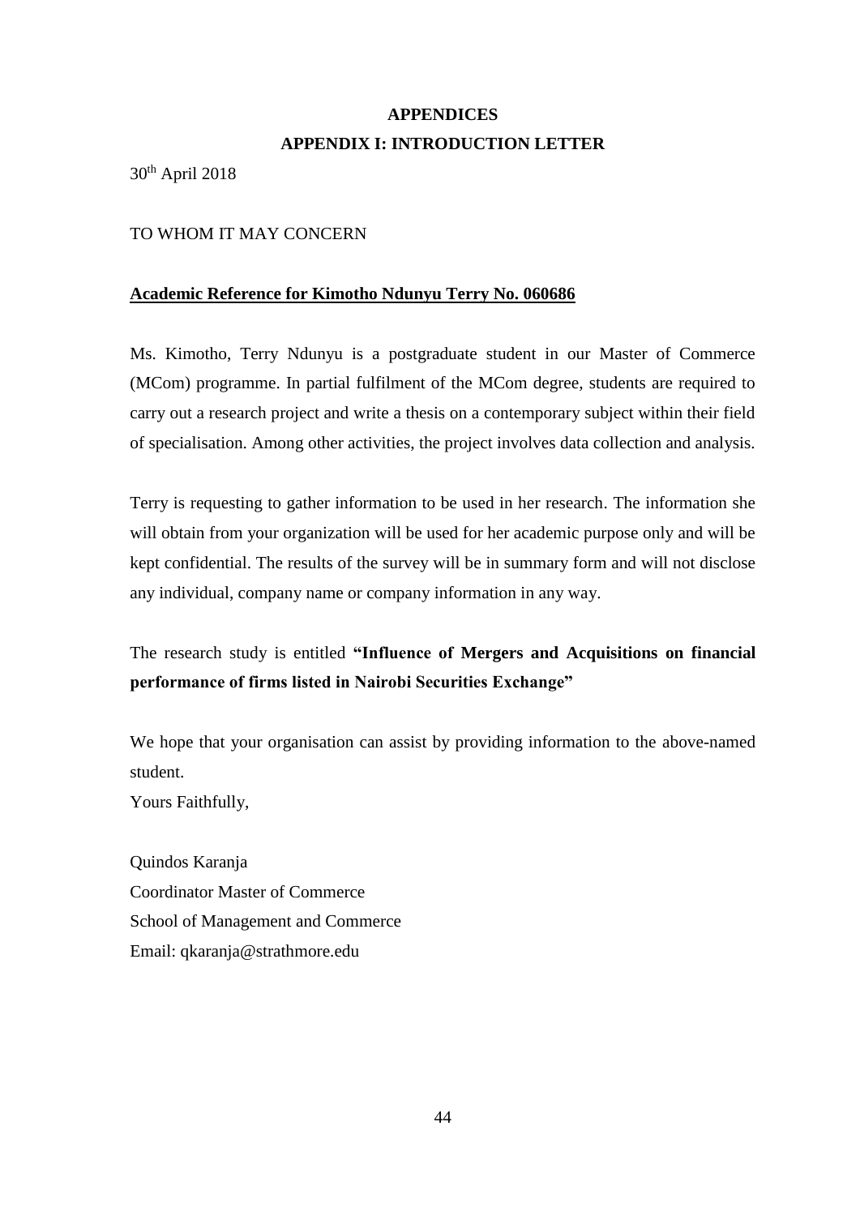# APPENDICES

## APPENDIX I: INTRODUCTION LETTER

30th April 2018

TO WHOM IT MAY CONCERN

**Academic Reference for Kimotho Ndunyu Terry No. 060686**

Ms. Kimotho, Terry Ndunyu is a postgraduate student in our Master of Commerce (MCom) programme. In partial fulfilment of the MCom degree, students are required to carry out a research project and write a thesis on a contemporary subject within their field of specialisation. Among other activities, the project involves data collection and analysis.

Terry is requesting to gather information to be used in her research. The information she will obtain from your organization will be used for her academic purpose only and will be kept confidential. The results of the survey will be in summary form and will not disclose any individual, company name or company information in any way.

The research study is entitled **"Influence of Mergers and Acquisitions on financial performance of firms listed in Nairobi Securities Exchange"**

We hope that your organisation can assist by providing information to the above-named student.

Yours Faithfully,

Quindos Karanja
Coordinator Master of Commerce
School of Management and Commerce
Email: qkaranja@strathmore.edu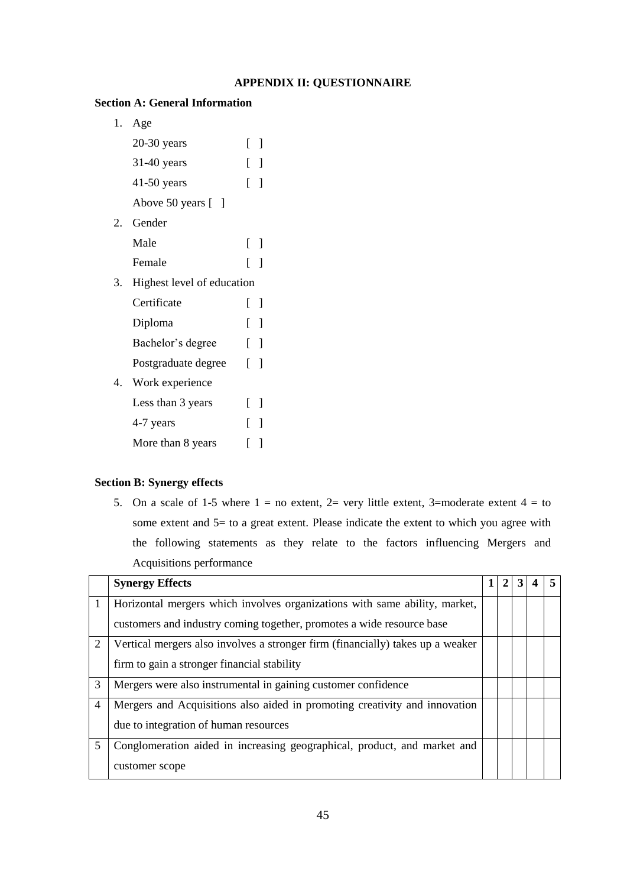# APPENDIX II: QUESTIONNAIRE

### Section A: General Information

1. Age
   - 20-30 years [ ]
   - 31-40 years [ ]
   - 41-50 years [ ]
   - Above 50 years [ ]
2. Gender
   - Male [ ]
   - Female [ ]
3. Highest level of education
   - Certificate [ ]
   - Diploma [ ]
   - Bachelor's degree [ ]
   - Postgraduate degree [ ]
4. Work experience
   - Less than 3 years [ ]
   - 4-7 years [ ]
   - More than 8 years [ ]

### Section B: Synergy effects

5. On a scale of 1-5 where 1 = no extent, 2= very little extent, 3=moderate extent 4 = to some extent and 5= to a great extent. Please indicate the extent to which you agree with the following statements as they relate to the factors influencing Mergers and Acquisitions performance

| | **Synergy Effects** | **1** | **2** | **3** | **4** | **5** |
|---|---|---|---|---|---|---|
| 1 | Horizontal mergers which involves organizations with same ability, market, customers and industry coming together, promotes a wide resource base | | | | | |
| 2 | Vertical mergers also involves a stronger firm (financially) takes up a weaker firm to gain a stronger financial stability | | | | | |
| 3 | Mergers were also instrumental in gaining customer confidence | | | | | |
| 4 | Mergers and Acquisitions also aided in promoting creativity and innovation due to integration of human resources | | | | | |
| 5 | Conglomeration aided in increasing geographical, product, and market and customer scope | | | | | |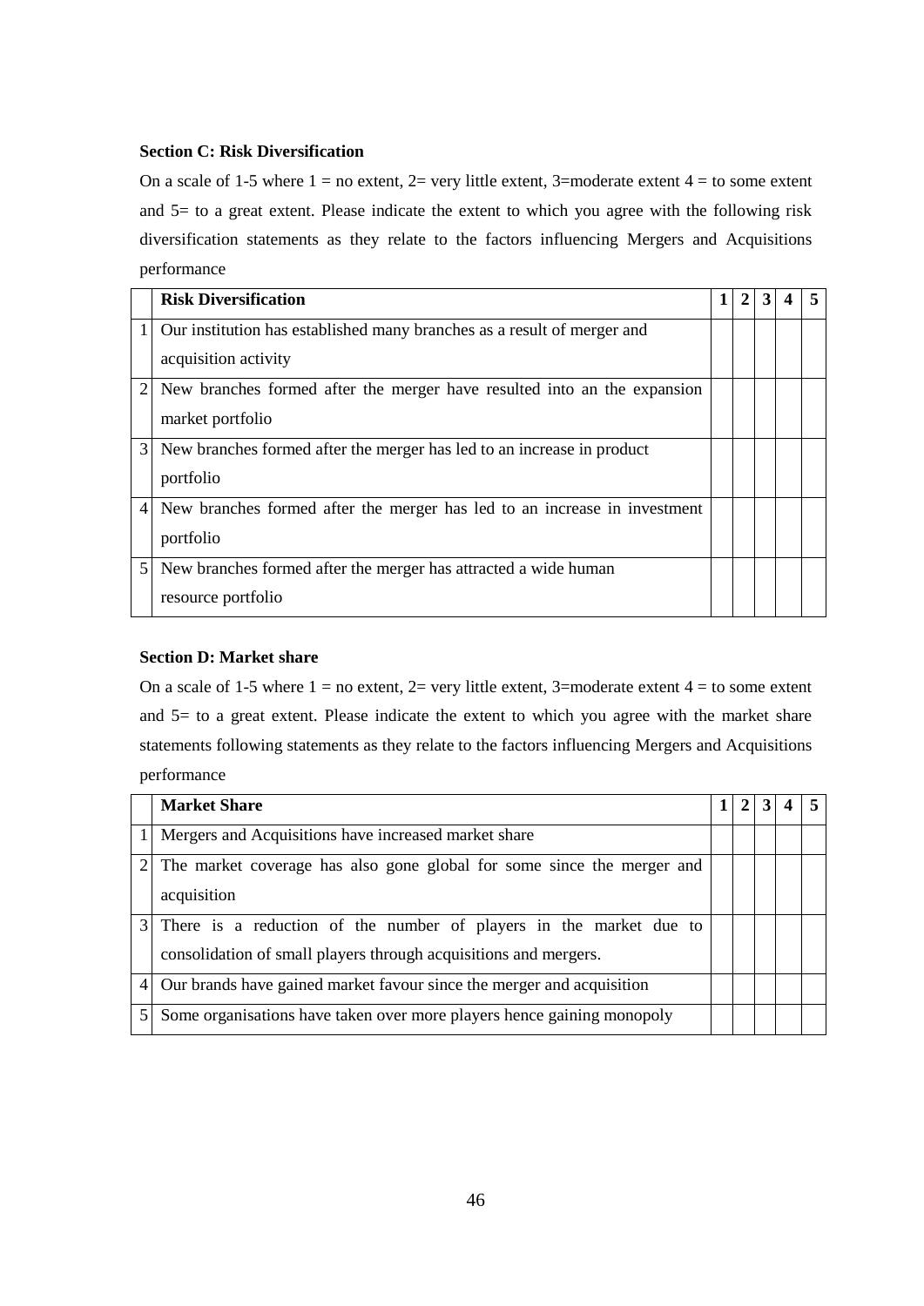**Section C: Risk Diversification**

On a scale of 1-5 where 1 = no extent, 2= very little extent, 3=moderate extent 4 = to some extent and 5= to a great extent. Please indicate the extent to which you agree with the following risk diversification statements as they relate to the factors influencing Mergers and Acquisitions performance

| | **Risk Diversification** | **1** | **2** | **3** | **4** | **5** |
|---|---|---|---|---|---|---|
| 1 | Our institution has established many branches as a result of merger and acquisition activity | | | | | |
| 2 | New branches formed after the merger have resulted into an the expansion market portfolio | | | | | |
| 3 | New branches formed after the merger has led to an increase in product portfolio | | | | | |
| 4 | New branches formed after the merger has led to an increase in investment portfolio | | | | | |
| 5 | New branches formed after the merger has attracted a wide human resource portfolio | | | | | |

**Section D: Market share**

On a scale of 1-5 where 1 = no extent, 2= very little extent, 3=moderate extent 4 = to some extent and 5= to a great extent. Please indicate the extent to which you agree with the market share statements following statements as they relate to the factors influencing Mergers and Acquisitions performance

| | **Market Share** | **1** | **2** | **3** | **4** | **5** |
|---|---|---|---|---|---|---|
| 1 | Mergers and Acquisitions have increased market share | | | | | |
| 2 | The market coverage has also gone global for some since the merger and acquisition | | | | | |
| 3 | There is a reduction of the number of players in the market due to consolidation of small players through acquisitions and mergers. | | | | | |
| 4 | Our brands have gained market favour since the merger and acquisition | | | | | |
| 5 | Some organisations have taken over more players hence gaining monopoly | | | | | |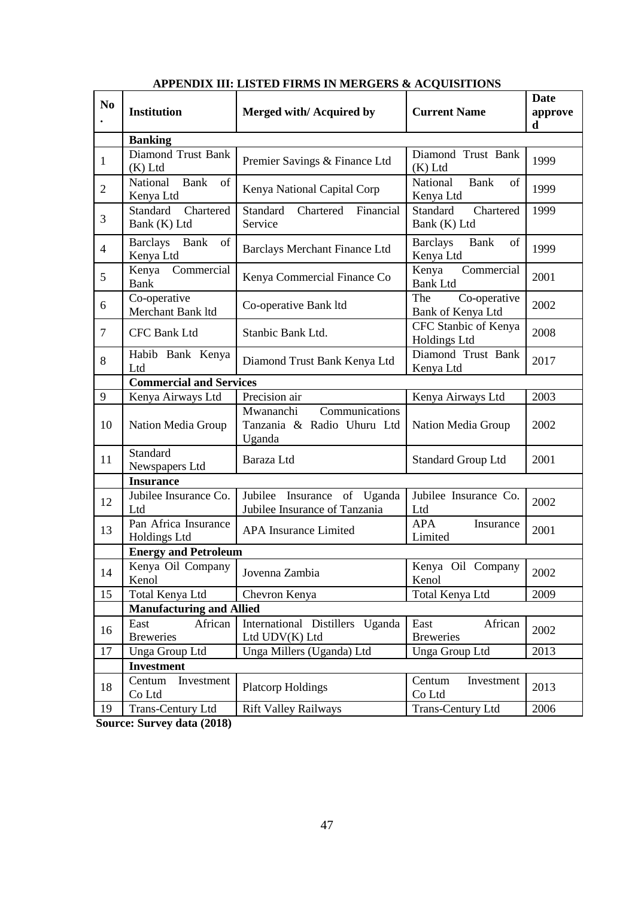## APPENDIX III: LISTED FIRMS IN MERGERS & ACQUISITIONS

| No. | Institution | Merged with/ Acquired by | Current Name | Date approved |
|---|---|---|---|---|
| | **Banking** | | | |
| 1 | Diamond Trust Bank (K) Ltd | Premier Savings & Finance Ltd | Diamond Trust Bank (K) Ltd | 1999 |
| 2 | National Bank of Kenya Ltd | Kenya National Capital Corp | National Bank of Kenya Ltd | 1999 |
| 3 | Standard Chartered Bank (K) Ltd | Standard Chartered Financial Service | Standard Chartered Bank (K) Ltd | 1999 |
| 4 | Barclays Bank of Kenya Ltd | Barclays Merchant Finance Ltd | Barclays Bank of Kenya Ltd | 1999 |
| 5 | Kenya Commercial Bank | Kenya Commercial Finance Co | Kenya Commercial Bank Ltd | 2001 |
| 6 | Co-operative Merchant Bank ltd | Co-operative Bank ltd | The Co-operative Bank of Kenya Ltd | 2002 |
| 7 | CFC Bank Ltd | Stanbic Bank Ltd. | CFC Stanbic of Kenya Holdings Ltd | 2008 |
| 8 | Habib Bank Kenya Ltd | Diamond Trust Bank Kenya Ltd | Diamond Trust Bank Kenya Ltd | 2017 |
| | **Commercial and Services** | | | |
| 9 | Kenya Airways Ltd | Precision air | Kenya Airways Ltd | 2003 |
| 10 | Nation Media Group | Mwananchi Communications Tanzania & Radio Uhuru Ltd Uganda | Nation Media Group | 2002 |
| 11 | Standard Newspapers Ltd | Baraza Ltd | Standard Group Ltd | 2001 |
| | **Insurance** | | | |
| 12 | Jubilee Insurance Co. Ltd | Jubilee Insurance of Uganda Jubilee Insurance of Tanzania | Jubilee Insurance Co. Ltd | 2002 |
| 13 | Pan Africa Insurance Holdings Ltd | APA Insurance Limited | APA Insurance Limited | 2001 |
| | **Energy and Petroleum** | | | |
| 14 | Kenya Oil Company Kenol | Jovenna Zambia | Kenya Oil Company Kenol | 2002 |
| 15 | Total Kenya Ltd | Chevron Kenya | Total Kenya Ltd | 2009 |
| | **Manufacturing and Allied** | | | |
| 16 | East African Breweries | International Distillers Uganda Ltd UDV(K) Ltd | East African Breweries | 2002 |
| 17 | Unga Group Ltd | Unga Millers (Uganda) Ltd | Unga Group Ltd | 2013 |
| | **Investment** | | | |
| 18 | Centum Investment Co Ltd | Platcorp Holdings | Centum Investment Co Ltd | 2013 |
| 19 | Trans-Century Ltd | Rift Valley Railways | Trans-Century Ltd | 2006 |

**Source: Survey data (2018)**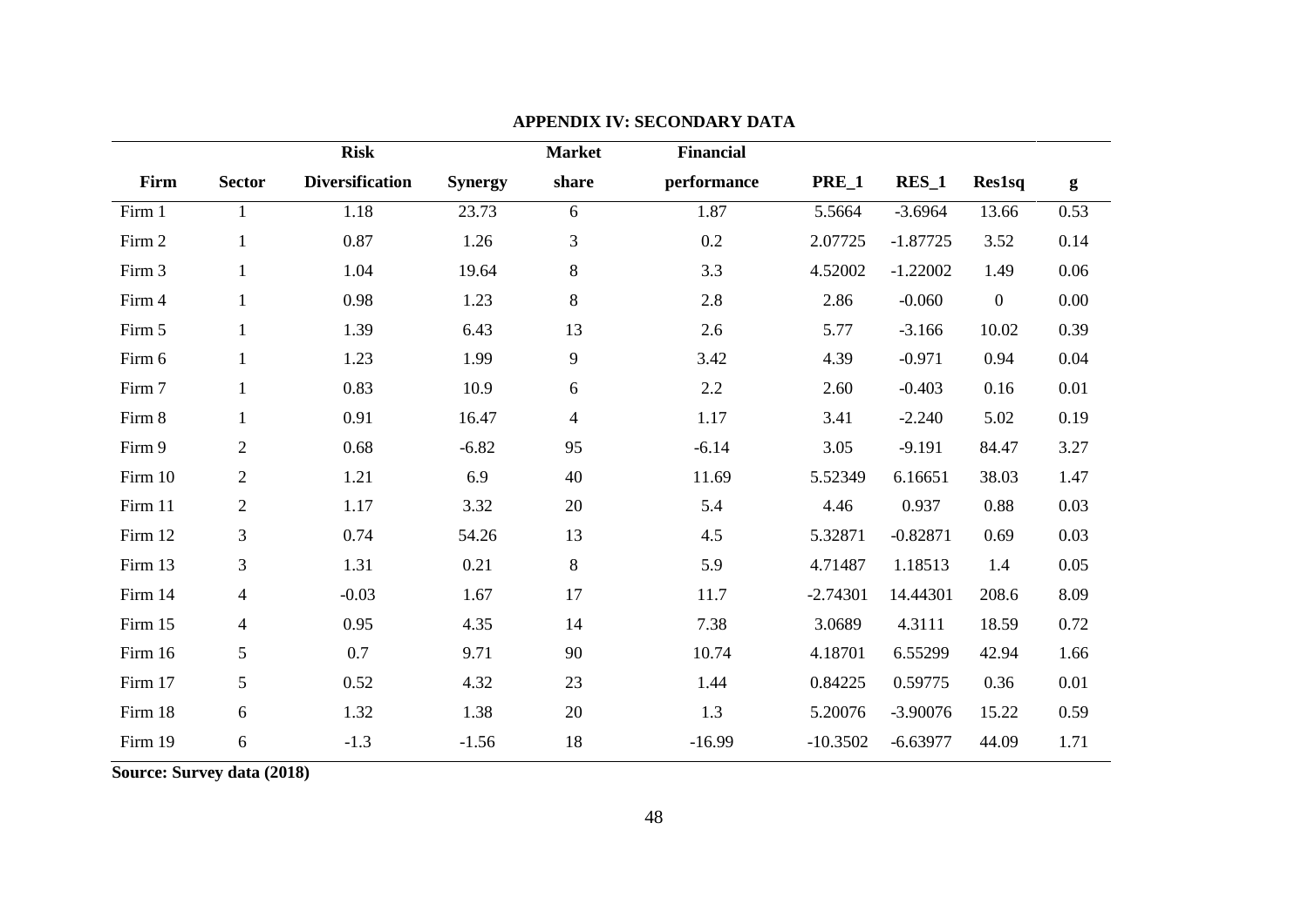## APPENDIX IV: SECONDARY DATA

| Firm | Sector | Risk Diversification | Synergy | Market share | Financial performance | PRE_1 | RES_1 | Res1sq | g |
|---|---|---|---|---|---|---|---|---|---|
| Firm 1 | 1 | 1.18 | 23.73 | 6 | 1.87 | 5.5664 | -3.6964 | 13.66 | 0.53 |
| Firm 2 | 1 | 0.87 | 1.26 | 3 | 0.2 | 2.07725 | -1.87725 | 3.52 | 0.14 |
| Firm 3 | 1 | 1.04 | 19.64 | 8 | 3.3 | 4.52002 | -1.22002 | 1.49 | 0.06 |
| Firm 4 | 1 | 0.98 | 1.23 | 8 | 2.8 | 2.86 | -0.060 | 0 | 0.00 |
| Firm 5 | 1 | 1.39 | 6.43 | 13 | 2.6 | 5.77 | -3.166 | 10.02 | 0.39 |
| Firm 6 | 1 | 1.23 | 1.99 | 9 | 3.42 | 4.39 | -0.971 | 0.94 | 0.04 |
| Firm 7 | 1 | 0.83 | 10.9 | 6 | 2.2 | 2.60 | -0.403 | 0.16 | 0.01 |
| Firm 8 | 1 | 0.91 | 16.47 | 4 | 1.17 | 3.41 | -2.240 | 5.02 | 0.19 |
| Firm 9 | 2 | 0.68 | -6.82 | 95 | -6.14 | 3.05 | -9.191 | 84.47 | 3.27 |
| Firm 10 | 2 | 1.21 | 6.9 | 40 | 11.69 | 5.52349 | 6.16651 | 38.03 | 1.47 |
| Firm 11 | 2 | 1.17 | 3.32 | 20 | 5.4 | 4.46 | 0.937 | 0.88 | 0.03 |
| Firm 12 | 3 | 0.74 | 54.26 | 13 | 4.5 | 5.32871 | -0.82871 | 0.69 | 0.03 |
| Firm 13 | 3 | 1.31 | 0.21 | 8 | 5.9 | 4.71487 | 1.18513 | 1.4 | 0.05 |
| Firm 14 | 4 | -0.03 | 1.67 | 17 | 11.7 | -2.74301 | 14.44301 | 208.6 | 8.09 |
| Firm 15 | 4 | 0.95 | 4.35 | 14 | 7.38 | 3.0689 | 4.3111 | 18.59 | 0.72 |
| Firm 16 | 5 | 0.7 | 9.71 | 90 | 10.74 | 4.18701 | 6.55299 | 42.94 | 1.66 |
| Firm 17 | 5 | 0.52 | 4.32 | 23 | 1.44 | 0.84225 | 0.59775 | 0.36 | 0.01 |
| Firm 18 | 6 | 1.32 | 1.38 | 20 | 1.3 | 5.20076 | -3.90076 | 15.22 | 0.59 |
| Firm 19 | 6 | -1.3 | -1.56 | 18 | -16.99 | -10.3502 | -6.63977 | 44.09 | 1.71 |

**Source: Survey data (2018)**